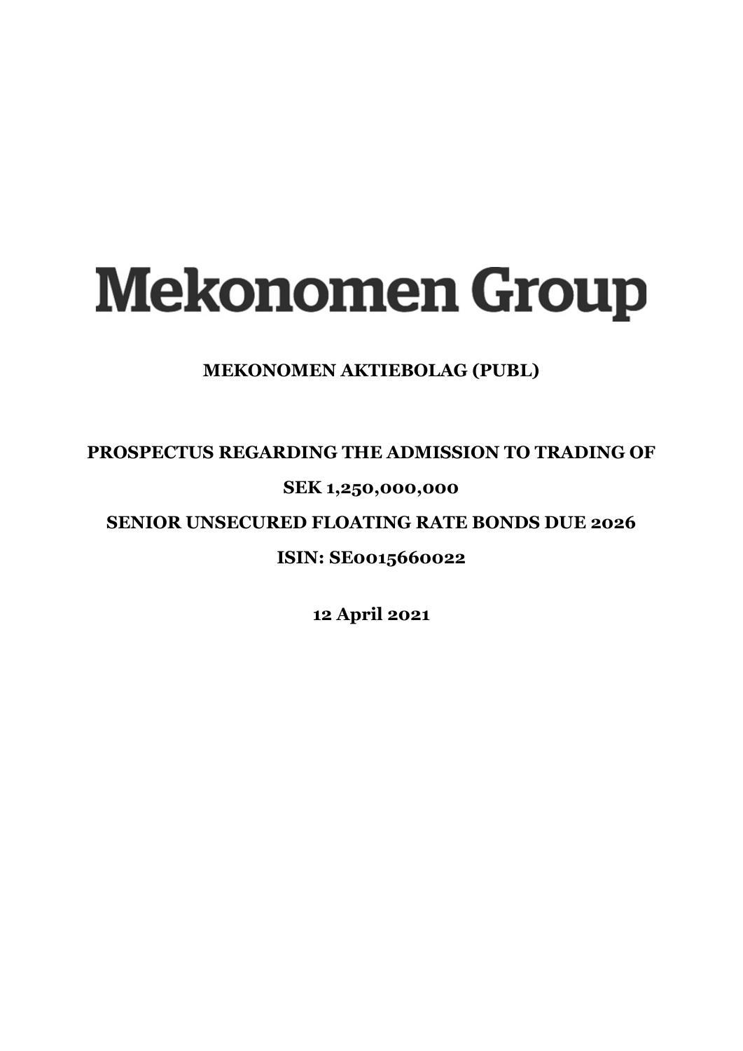# Mekonomen Group

**MEKONOMEN AKTIEBOLAG (PUBL)**

**PROSPECTUS REGARDING THE ADMISSION TO TRADING OF**

**SEK 1,250,000,000**

**SENIOR UNSECURED FLOATING RATE BONDS DUE 2026**

**ISIN: SE0015660022**

**12 April 2021**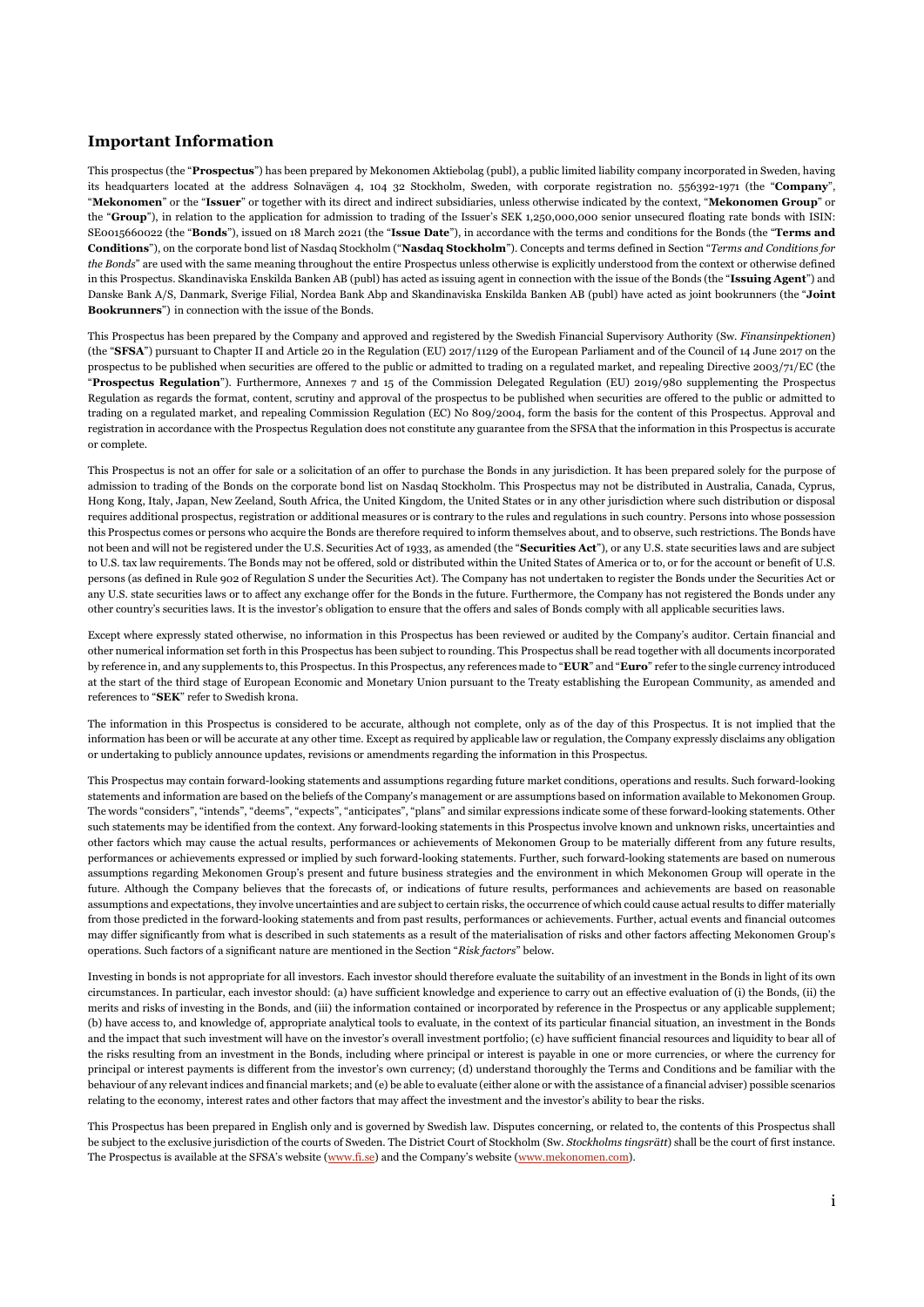## Important Information

This prospectus (the "**Prospectus**") has been prepared by Mekonomen Aktiebolag (publ), a public limited liability company incorporated in Sweden, having its headquarters located at the address Solnavägen 4, 104 32 Stockholm, Sweden, with corporate registration no. 556392-1971 (the "**Company**", "**Mekonomen**" or the "**Issuer**" or together with its direct and indirect subsidiaries, unless otherwise indicated by the context, "**Mekonomen Group**" or the "**Group**"), in relation to the application for admission to trading of the Issuer's SEK 1,250,000,000 senior unsecured floating rate bonds with ISIN: SE0015660022 (the "**Bonds**"), issued on 18 March 2021 (the "**Issue Date**"), in accordance with the terms and conditions for the Bonds (the "**Terms and Conditions**"), on the corporate bond list of Nasdaq Stockholm ("**Nasdaq Stockholm**"). Concepts and terms defined in Section "*Terms and Conditions for the Bonds*" are used with the same meaning throughout the entire Prospectus unless otherwise is explicitly understood from the context or otherwise defined in this Prospectus. Skandinaviska Enskilda Banken AB (publ) has acted as issuing agent in connection with the issue of the Bonds (the "**Issuing Agent**") and Danske Bank A/S, Danmark, Sverige Filial, Nordea Bank Abp and Skandinaviska Enskilda Banken AB (publ) have acted as joint bookrunners (the "**Joint Bookrunners**") in connection with the issue of the Bonds.

This Prospectus has been prepared by the Company and approved and registered by the Swedish Financial Supervisory Authority (Sw. *Finansinpektionen*) (the "**SFSA**") pursuant to Chapter II and Article 20 in the Regulation (EU) 2017/1129 of the European Parliament and of the Council of 14 June 2017 on the prospectus to be published when securities are offered to the public or admitted to trading on a regulated market, and repealing Directive 2003/71/EC (the "**Prospectus Regulation**"). Furthermore, Annexes 7 and 15 of the Commission Delegated Regulation (EU) 2019/980 supplementing the Prospectus Regulation as regards the format, content, scrutiny and approval of the prospectus to be published when securities are offered to the public or admitted to trading on a regulated market, and repealing Commission Regulation (EC) No 809/2004, form the basis for the content of this Prospectus. Approval and registration in accordance with the Prospectus Regulation does not constitute any guarantee from the SFSA that the information in this Prospectus is accurate or complete.

This Prospectus is not an offer for sale or a solicitation of an offer to purchase the Bonds in any jurisdiction. It has been prepared solely for the purpose of admission to trading of the Bonds on the corporate bond list on Nasdaq Stockholm. This Prospectus may not be distributed in Australia, Canada, Cyprus, Hong Kong, Italy, Japan, New Zeeland, South Africa, the United Kingdom, the United States or in any other jurisdiction where such distribution or disposal requires additional prospectus, registration or additional measures or is contrary to the rules and regulations in such country. Persons into whose possession this Prospectus comes or persons who acquire the Bonds are therefore required to inform themselves about, and to observe, such restrictions. The Bonds have not been and will not be registered under the U.S. Securities Act of 1933, as amended (the "**Securities Act**"), or any U.S. state securities laws and are subject to U.S. tax law requirements. The Bonds may not be offered, sold or distributed within the United States of America or to, or for the account or benefit of U.S. persons (as defined in Rule 902 of Regulation S under the Securities Act). The Company has not undertaken to register the Bonds under the Securities Act or any U.S. state securities laws or to affect any exchange offer for the Bonds in the future. Furthermore, the Company has not registered the Bonds under any other country's securities laws. It is the investor's obligation to ensure that the offers and sales of Bonds comply with all applicable securities laws.

Except where expressly stated otherwise, no information in this Prospectus has been reviewed or audited by the Company's auditor. Certain financial and other numerical information set forth in this Prospectus has been subject to rounding. This Prospectus shall be read together with all documents incorporated by reference in, and any supplements to, this Prospectus. In this Prospectus, any references made to "**EUR**" and "**Euro**" refer to the single currency introduced at the start of the third stage of European Economic and Monetary Union pursuant to the Treaty establishing the European Community, as amended and references to "**SEK**" refer to Swedish krona.

The information in this Prospectus is considered to be accurate, although not complete, only as of the day of this Prospectus. It is not implied that the information has been or will be accurate at any other time. Except as required by applicable law or regulation, the Company expressly disclaims any obligation or undertaking to publicly announce updates, revisions or amendments regarding the information in this Prospectus.

This Prospectus may contain forward-looking statements and assumptions regarding future market conditions, operations and results. Such forward-looking statements and information are based on the beliefs of the Company's management or are assumptions based on information available to Mekonomen Group. The words "considers", "intends", "deems", "expects", "anticipates", "plans" and similar expressions indicate some of these forward-looking statements. Other such statements may be identified from the context. Any forward-looking statements in this Prospectus involve known and unknown risks, uncertainties and other factors which may cause the actual results, performances or achievements of Mekonomen Group to be materially different from any future results, performances or achievements expressed or implied by such forward-looking statements. Further, such forward-looking statements are based on numerous assumptions regarding Mekonomen Group's present and future business strategies and the environment in which Mekonomen Group will operate in the future. Although the Company believes that the forecasts of, or indications of future results, performances and achievements are based on reasonable assumptions and expectations, they involve uncertainties and are subject to certain risks, the occurrence of which could cause actual results to differ materially from those predicted in the forward-looking statements and from past results, performances or achievements. Further, actual events and financial outcomes may differ significantly from what is described in such statements as a result of the materialisation of risks and other factors affecting Mekonomen Group's operations. Such factors of a significant nature are mentioned in the Section "*Risk factors*" below.

Investing in bonds is not appropriate for all investors. Each investor should therefore evaluate the suitability of an investment in the Bonds in light of its own circumstances. In particular, each investor should: (a) have sufficient knowledge and experience to carry out an effective evaluation of (i) the Bonds, (ii) the merits and risks of investing in the Bonds, and (iii) the information contained or incorporated by reference in the Prospectus or any applicable supplement; (b) have access to, and knowledge of, appropriate analytical tools to evaluate, in the context of its particular financial situation, an investment in the Bonds and the impact that such investment will have on the investor's overall investment portfolio; (c) have sufficient financial resources and liquidity to bear all of the risks resulting from an investment in the Bonds, including where principal or interest is payable in one or more currencies, or where the currency for principal or interest payments is different from the investor's own currency; (d) understand thoroughly the Terms and Conditions and be familiar with the behaviour of any relevant indices and financial markets; and (e) be able to evaluate (either alone or with the assistance of a financial adviser) possible scenarios relating to the economy, interest rates and other factors that may affect the investment and the investor's ability to bear the risks.

This Prospectus has been prepared in English only and is governed by Swedish law. Disputes concerning, or related to, the contents of this Prospectus shall be subject to the exclusive jurisdiction of the courts of Sweden. The District Court of Stockholm (Sw. *Stockholms tingsrätt*) shall be the court of first instance. The Prospectus is available at the SFSA's website (www.fi.se) and the Company's website (www.mekonomen.com).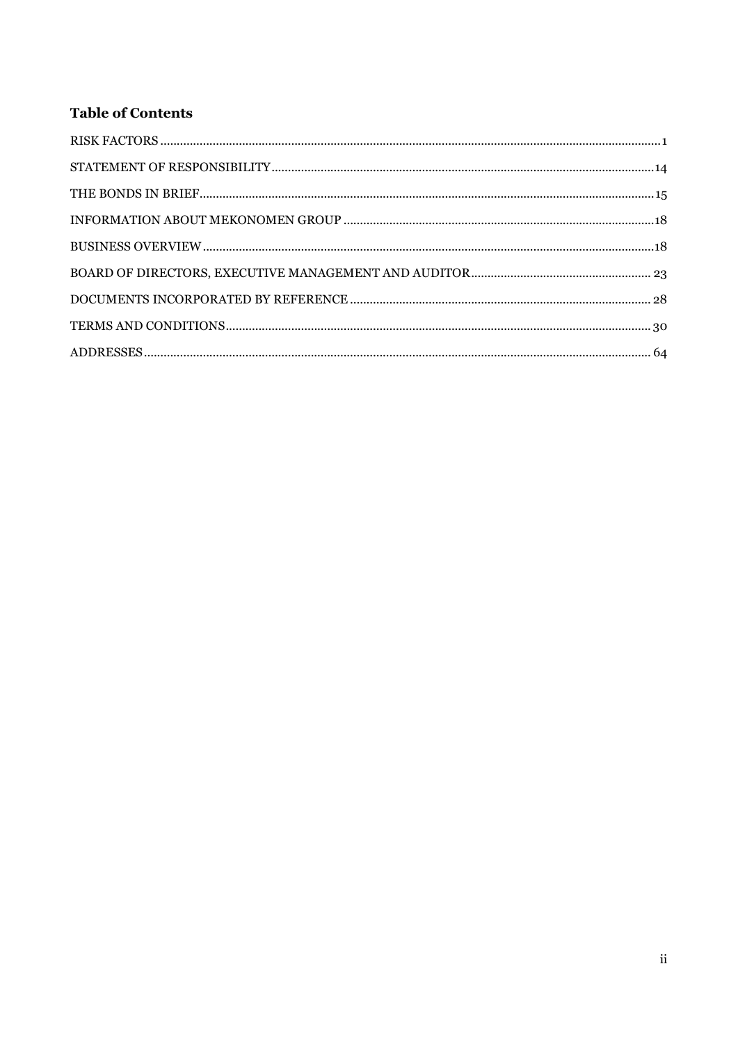## Table of Contents

| | |
|---|---|
| RISK FACTORS | 1 |
| STATEMENT OF RESPONSIBILITY | 14 |
| THE BONDS IN BRIEF | 15 |
| INFORMATION ABOUT MEKONOMEN GROUP | 18 |
| BUSINESS OVERVIEW | 18 |
| BOARD OF DIRECTORS, EXECUTIVE MANAGEMENT AND AUDITOR | 23 |
| DOCUMENTS INCORPORATED BY REFERENCE | 28 |
| TERMS AND CONDITIONS | 30 |
| ADDRESSES | 64 |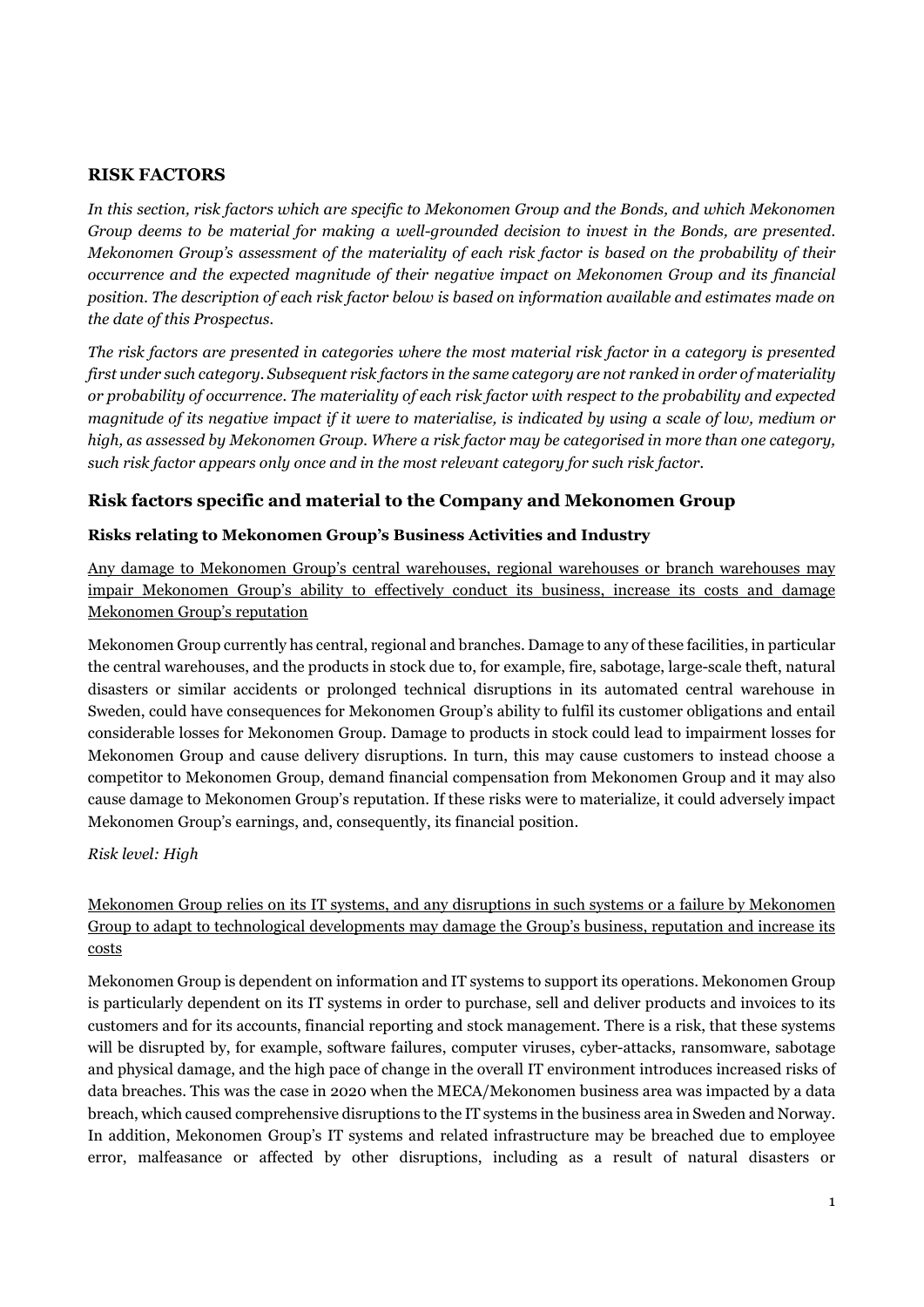## RISK FACTORS

*In this section, risk factors which are specific to Mekonomen Group and the Bonds, and which Mekonomen Group deems to be material for making a well-grounded decision to invest in the Bonds, are presented. Mekonomen Group's assessment of the materiality of each risk factor is based on the probability of their occurrence and the expected magnitude of their negative impact on Mekonomen Group and its financial position. The description of each risk factor below is based on information available and estimates made on the date of this Prospectus.*

*The risk factors are presented in categories where the most material risk factor in a category is presented first under such category. Subsequent risk factors in the same category are not ranked in order of materiality or probability of occurrence. The materiality of each risk factor with respect to the probability and expected magnitude of its negative impact if it were to materialise, is indicated by using a scale of low, medium or high, as assessed by Mekonomen Group. Where a risk factor may be categorised in more than one category, such risk factor appears only once and in the most relevant category for such risk factor.*

## Risk factors specific and material to the Company and Mekonomen Group

### Risks relating to Mekonomen Group's Business Activities and Industry

Any damage to Mekonomen Group's central warehouses, regional warehouses or branch warehouses may impair Mekonomen Group's ability to effectively conduct its business, increase its costs and damage Mekonomen Group's reputation

Mekonomen Group currently has central, regional and branches. Damage to any of these facilities, in particular the central warehouses, and the products in stock due to, for example, fire, sabotage, large-scale theft, natural disasters or similar accidents or prolonged technical disruptions in its automated central warehouse in Sweden, could have consequences for Mekonomen Group's ability to fulfil its customer obligations and entail considerable losses for Mekonomen Group. Damage to products in stock could lead to impairment losses for Mekonomen Group and cause delivery disruptions. In turn, this may cause customers to instead choose a competitor to Mekonomen Group, demand financial compensation from Mekonomen Group and it may also cause damage to Mekonomen Group's reputation. If these risks were to materialize, it could adversely impact Mekonomen Group's earnings, and, consequently, its financial position.

*Risk level: High*

Mekonomen Group relies on its IT systems, and any disruptions in such systems or a failure by Mekonomen Group to adapt to technological developments may damage the Group's business, reputation and increase its costs

Mekonomen Group is dependent on information and IT systems to support its operations. Mekonomen Group is particularly dependent on its IT systems in order to purchase, sell and deliver products and invoices to its customers and for its accounts, financial reporting and stock management. There is a risk, that these systems will be disrupted by, for example, software failures, computer viruses, cyber-attacks, ransomware, sabotage and physical damage, and the high pace of change in the overall IT environment introduces increased risks of data breaches. This was the case in 2020 when the MECA/Mekonomen business area was impacted by a data breach, which caused comprehensive disruptions to the IT systems in the business area in Sweden and Norway. In addition, Mekonomen Group's IT systems and related infrastructure may be breached due to employee error, malfeasance or affected by other disruptions, including as a result of natural disasters or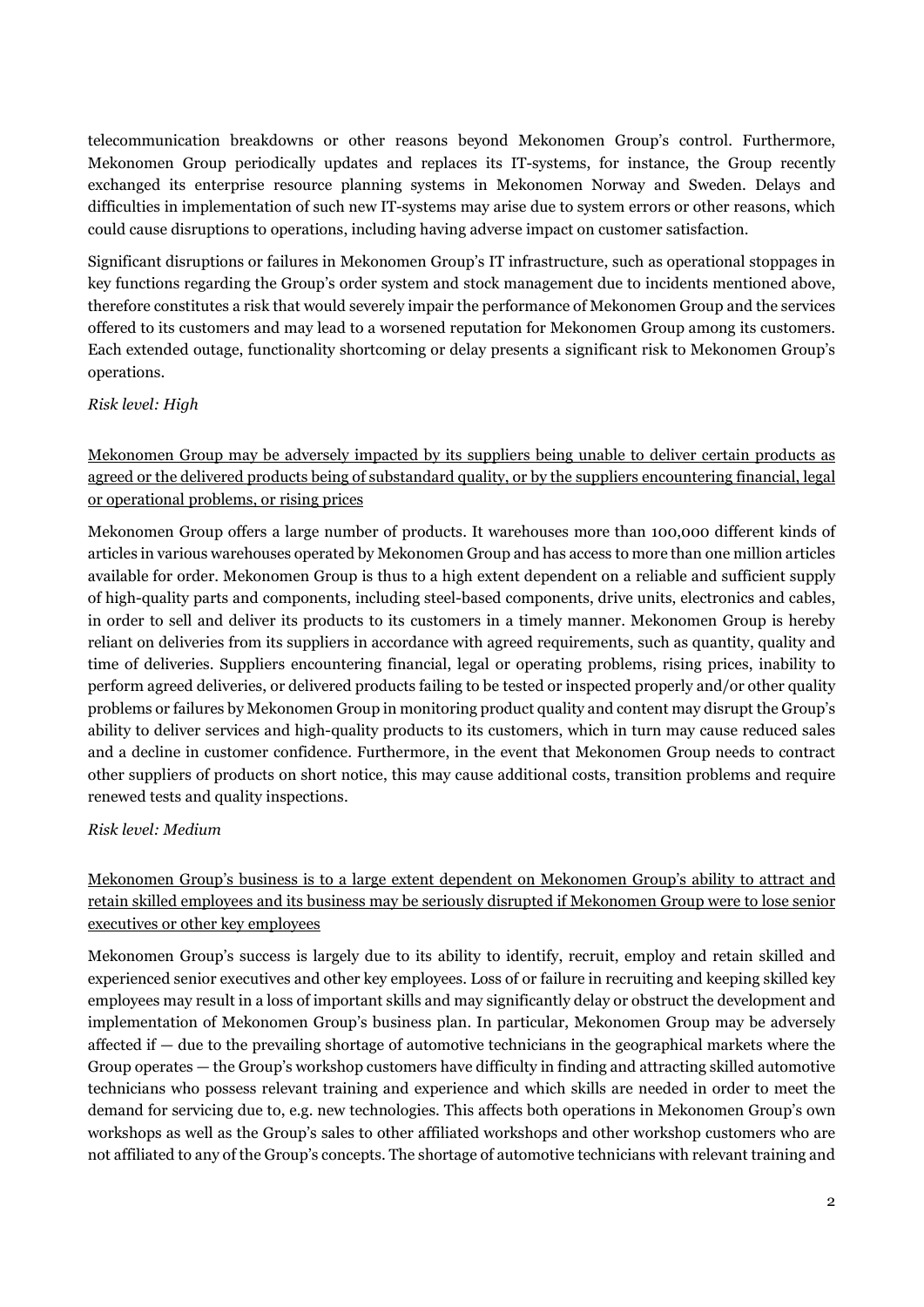telecommunication breakdowns or other reasons beyond Mekonomen Group's control. Furthermore, Mekonomen Group periodically updates and replaces its IT-systems, for instance, the Group recently exchanged its enterprise resource planning systems in Mekonomen Norway and Sweden. Delays and difficulties in implementation of such new IT-systems may arise due to system errors or other reasons, which could cause disruptions to operations, including having adverse impact on customer satisfaction.

Significant disruptions or failures in Mekonomen Group's IT infrastructure, such as operational stoppages in key functions regarding the Group's order system and stock management due to incidents mentioned above, therefore constitutes a risk that would severely impair the performance of Mekonomen Group and the services offered to its customers and may lead to a worsened reputation for Mekonomen Group among its customers. Each extended outage, functionality shortcoming or delay presents a significant risk to Mekonomen Group's operations.

*Risk level: High*

Mekonomen Group may be adversely impacted by its suppliers being unable to deliver certain products as agreed or the delivered products being of substandard quality, or by the suppliers encountering financial, legal or operational problems, or rising prices

Mekonomen Group offers a large number of products. It warehouses more than 100,000 different kinds of articles in various warehouses operated by Mekonomen Group and has access to more than one million articles available for order. Mekonomen Group is thus to a high extent dependent on a reliable and sufficient supply of high-quality parts and components, including steel-based components, drive units, electronics and cables, in order to sell and deliver its products to its customers in a timely manner. Mekonomen Group is hereby reliant on deliveries from its suppliers in accordance with agreed requirements, such as quantity, quality and time of deliveries. Suppliers encountering financial, legal or operating problems, rising prices, inability to perform agreed deliveries, or delivered products failing to be tested or inspected properly and/or other quality problems or failures by Mekonomen Group in monitoring product quality and content may disrupt the Group's ability to deliver services and high-quality products to its customers, which in turn may cause reduced sales and a decline in customer confidence. Furthermore, in the event that Mekonomen Group needs to contract other suppliers of products on short notice, this may cause additional costs, transition problems and require renewed tests and quality inspections.

*Risk level: Medium*

Mekonomen Group's business is to a large extent dependent on Mekonomen Group's ability to attract and retain skilled employees and its business may be seriously disrupted if Mekonomen Group were to lose senior executives or other key employees

Mekonomen Group's success is largely due to its ability to identify, recruit, employ and retain skilled and experienced senior executives and other key employees. Loss of or failure in recruiting and keeping skilled key employees may result in a loss of important skills and may significantly delay or obstruct the development and implementation of Mekonomen Group's business plan. In particular, Mekonomen Group may be adversely affected if — due to the prevailing shortage of automotive technicians in the geographical markets where the Group operates — the Group's workshop customers have difficulty in finding and attracting skilled automotive technicians who possess relevant training and experience and which skills are needed in order to meet the demand for servicing due to, e.g. new technologies. This affects both operations in Mekonomen Group's own workshops as well as the Group's sales to other affiliated workshops and other workshop customers who are not affiliated to any of the Group's concepts. The shortage of automotive technicians with relevant training and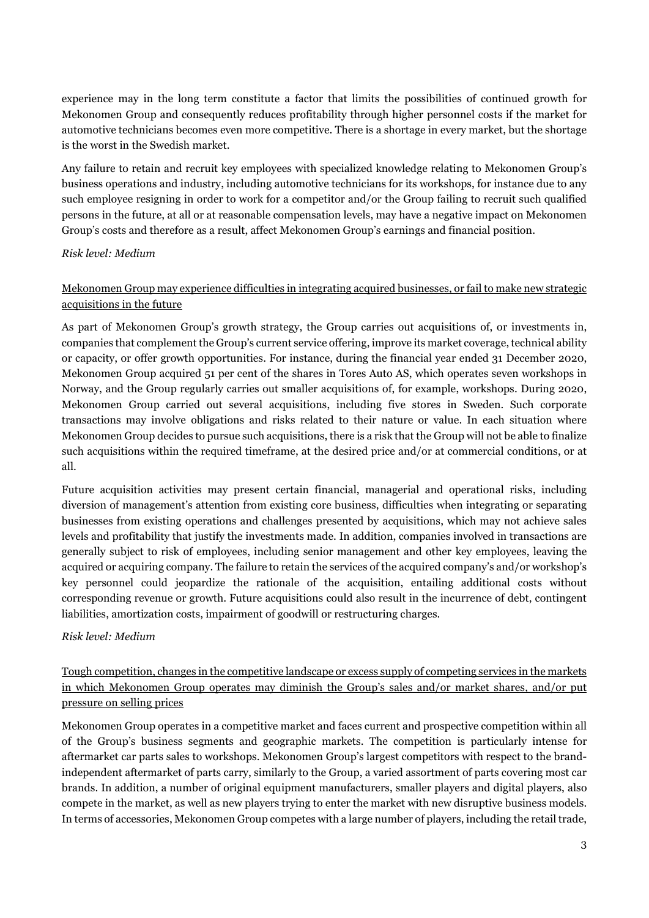experience may in the long term constitute a factor that limits the possibilities of continued growth for Mekonomen Group and consequently reduces profitability through higher personnel costs if the market for automotive technicians becomes even more competitive. There is a shortage in every market, but the shortage is the worst in the Swedish market.

Any failure to retain and recruit key employees with specialized knowledge relating to Mekonomen Group's business operations and industry, including automotive technicians for its workshops, for instance due to any such employee resigning in order to work for a competitor and/or the Group failing to recruit such qualified persons in the future, at all or at reasonable compensation levels, may have a negative impact on Mekonomen Group's costs and therefore as a result, affect Mekonomen Group's earnings and financial position.

*Risk level: Medium*

<u>Mekonomen Group may experience difficulties in integrating acquired businesses, or fail to make new strategic acquisitions in the future</u>

As part of Mekonomen Group's growth strategy, the Group carries out acquisitions of, or investments in, companies that complement the Group's current service offering, improve its market coverage, technical ability or capacity, or offer growth opportunities. For instance, during the financial year ended 31 December 2020, Mekonomen Group acquired 51 per cent of the shares in Tores Auto AS, which operates seven workshops in Norway, and the Group regularly carries out smaller acquisitions of, for example, workshops. During 2020, Mekonomen Group carried out several acquisitions, including five stores in Sweden. Such corporate transactions may involve obligations and risks related to their nature or value. In each situation where Mekonomen Group decides to pursue such acquisitions, there is a risk that the Group will not be able to finalize such acquisitions within the required timeframe, at the desired price and/or at commercial conditions, or at all.

Future acquisition activities may present certain financial, managerial and operational risks, including diversion of management's attention from existing core business, difficulties when integrating or separating businesses from existing operations and challenges presented by acquisitions, which may not achieve sales levels and profitability that justify the investments made. In addition, companies involved in transactions are generally subject to risk of employees, including senior management and other key employees, leaving the acquired or acquiring company. The failure to retain the services of the acquired company's and/or workshop's key personnel could jeopardize the rationale of the acquisition, entailing additional costs without corresponding revenue or growth. Future acquisitions could also result in the incurrence of debt, contingent liabilities, amortization costs, impairment of goodwill or restructuring charges.

*Risk level: Medium*

<u>Tough competition, changes in the competitive landscape or excess supply of competing services in the markets in which Mekonomen Group operates may diminish the Group's sales and/or market shares, and/or put pressure on selling prices</u>

Mekonomen Group operates in a competitive market and faces current and prospective competition within all of the Group's business segments and geographic markets. The competition is particularly intense for aftermarket car parts sales to workshops. Mekonomen Group's largest competitors with respect to the brand-independent aftermarket of parts carry, similarly to the Group, a varied assortment of parts covering most car brands. In addition, a number of original equipment manufacturers, smaller players and digital players, also compete in the market, as well as new players trying to enter the market with new disruptive business models. In terms of accessories, Mekonomen Group competes with a large number of players, including the retail trade,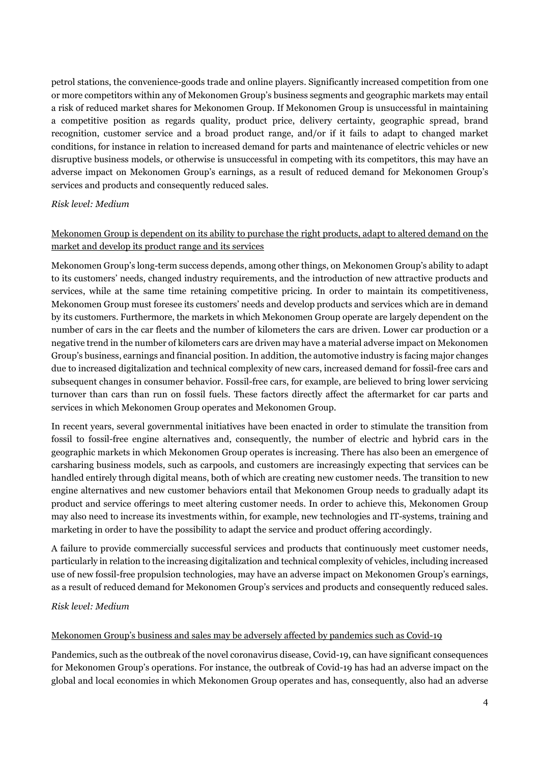petrol stations, the convenience-goods trade and online players. Significantly increased competition from one or more competitors within any of Mekonomen Group's business segments and geographic markets may entail a risk of reduced market shares for Mekonomen Group. If Mekonomen Group is unsuccessful in maintaining a competitive position as regards quality, product price, delivery certainty, geographic spread, brand recognition, customer service and a broad product range, and/or if it fails to adapt to changed market conditions, for instance in relation to increased demand for parts and maintenance of electric vehicles or new disruptive business models, or otherwise is unsuccessful in competing with its competitors, this may have an adverse impact on Mekonomen Group's earnings, as a result of reduced demand for Mekonomen Group's services and products and consequently reduced sales.

*Risk level: Medium*

<u>Mekonomen Group is dependent on its ability to purchase the right products, adapt to altered demand on the market and develop its product range and its services</u>

Mekonomen Group's long-term success depends, among other things, on Mekonomen Group's ability to adapt to its customers' needs, changed industry requirements, and the introduction of new attractive products and services, while at the same time retaining competitive pricing. In order to maintain its competitiveness, Mekonomen Group must foresee its customers' needs and develop products and services which are in demand by its customers. Furthermore, the markets in which Mekonomen Group operate are largely dependent on the number of cars in the car fleets and the number of kilometers the cars are driven. Lower car production or a negative trend in the number of kilometers cars are driven may have a material adverse impact on Mekonomen Group's business, earnings and financial position. In addition, the automotive industry is facing major changes due to increased digitalization and technical complexity of new cars, increased demand for fossil-free cars and subsequent changes in consumer behavior. Fossil-free cars, for example, are believed to bring lower servicing turnover than cars than run on fossil fuels. These factors directly affect the aftermarket for car parts and services in which Mekonomen Group operates and Mekonomen Group.

In recent years, several governmental initiatives have been enacted in order to stimulate the transition from fossil to fossil-free engine alternatives and, consequently, the number of electric and hybrid cars in the geographic markets in which Mekonomen Group operates is increasing. There has also been an emergence of carsharing business models, such as carpools, and customers are increasingly expecting that services can be handled entirely through digital means, both of which are creating new customer needs. The transition to new engine alternatives and new customer behaviors entail that Mekonomen Group needs to gradually adapt its product and service offerings to meet altering customer needs. In order to achieve this, Mekonomen Group may also need to increase its investments within, for example, new technologies and IT-systems, training and marketing in order to have the possibility to adapt the service and product offering accordingly.

A failure to provide commercially successful services and products that continuously meet customer needs, particularly in relation to the increasing digitalization and technical complexity of vehicles, including increased use of new fossil-free propulsion technologies, may have an adverse impact on Mekonomen Group's earnings, as a result of reduced demand for Mekonomen Group's services and products and consequently reduced sales.

*Risk level: Medium*

<u>Mekonomen Group's business and sales may be adversely affected by pandemics such as Covid-19</u>

Pandemics, such as the outbreak of the novel coronavirus disease, Covid-19, can have significant consequences for Mekonomen Group's operations. For instance, the outbreak of Covid-19 has had an adverse impact on the global and local economies in which Mekonomen Group operates and has, consequently, also had an adverse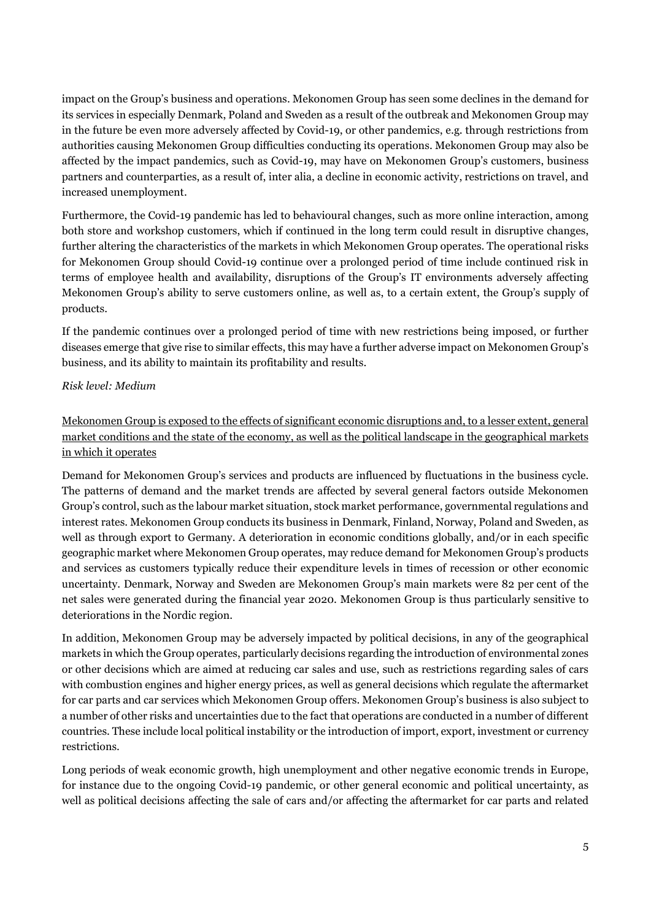impact on the Group's business and operations. Mekonomen Group has seen some declines in the demand for its services in especially Denmark, Poland and Sweden as a result of the outbreak and Mekonomen Group may in the future be even more adversely affected by Covid-19, or other pandemics, e.g. through restrictions from authorities causing Mekonomen Group difficulties conducting its operations. Mekonomen Group may also be affected by the impact pandemics, such as Covid-19, may have on Mekonomen Group's customers, business partners and counterparties, as a result of, inter alia, a decline in economic activity, restrictions on travel, and increased unemployment.

Furthermore, the Covid-19 pandemic has led to behavioural changes, such as more online interaction, among both store and workshop customers, which if continued in the long term could result in disruptive changes, further altering the characteristics of the markets in which Mekonomen Group operates. The operational risks for Mekonomen Group should Covid-19 continue over a prolonged period of time include continued risk in terms of employee health and availability, disruptions of the Group's IT environments adversely affecting Mekonomen Group's ability to serve customers online, as well as, to a certain extent, the Group's supply of products.

If the pandemic continues over a prolonged period of time with new restrictions being imposed, or further diseases emerge that give rise to similar effects, this may have a further adverse impact on Mekonomen Group's business, and its ability to maintain its profitability and results.

*Risk level: Medium*

<u>Mekonomen Group is exposed to the effects of significant economic disruptions and, to a lesser extent, general market conditions and the state of the economy, as well as the political landscape in the geographical markets in which it operates</u>

Demand for Mekonomen Group's services and products are influenced by fluctuations in the business cycle. The patterns of demand and the market trends are affected by several general factors outside Mekonomen Group's control, such as the labour market situation, stock market performance, governmental regulations and interest rates. Mekonomen Group conducts its business in Denmark, Finland, Norway, Poland and Sweden, as well as through export to Germany. A deterioration in economic conditions globally, and/or in each specific geographic market where Mekonomen Group operates, may reduce demand for Mekonomen Group's products and services as customers typically reduce their expenditure levels in times of recession or other economic uncertainty. Denmark, Norway and Sweden are Mekonomen Group's main markets were 82 per cent of the net sales were generated during the financial year 2020. Mekonomen Group is thus particularly sensitive to deteriorations in the Nordic region.

In addition, Mekonomen Group may be adversely impacted by political decisions, in any of the geographical markets in which the Group operates, particularly decisions regarding the introduction of environmental zones or other decisions which are aimed at reducing car sales and use, such as restrictions regarding sales of cars with combustion engines and higher energy prices, as well as general decisions which regulate the aftermarket for car parts and car services which Mekonomen Group offers. Mekonomen Group's business is also subject to a number of other risks and uncertainties due to the fact that operations are conducted in a number of different countries. These include local political instability or the introduction of import, export, investment or currency restrictions.

Long periods of weak economic growth, high unemployment and other negative economic trends in Europe, for instance due to the ongoing Covid-19 pandemic, or other general economic and political uncertainty, as well as political decisions affecting the sale of cars and/or affecting the aftermarket for car parts and related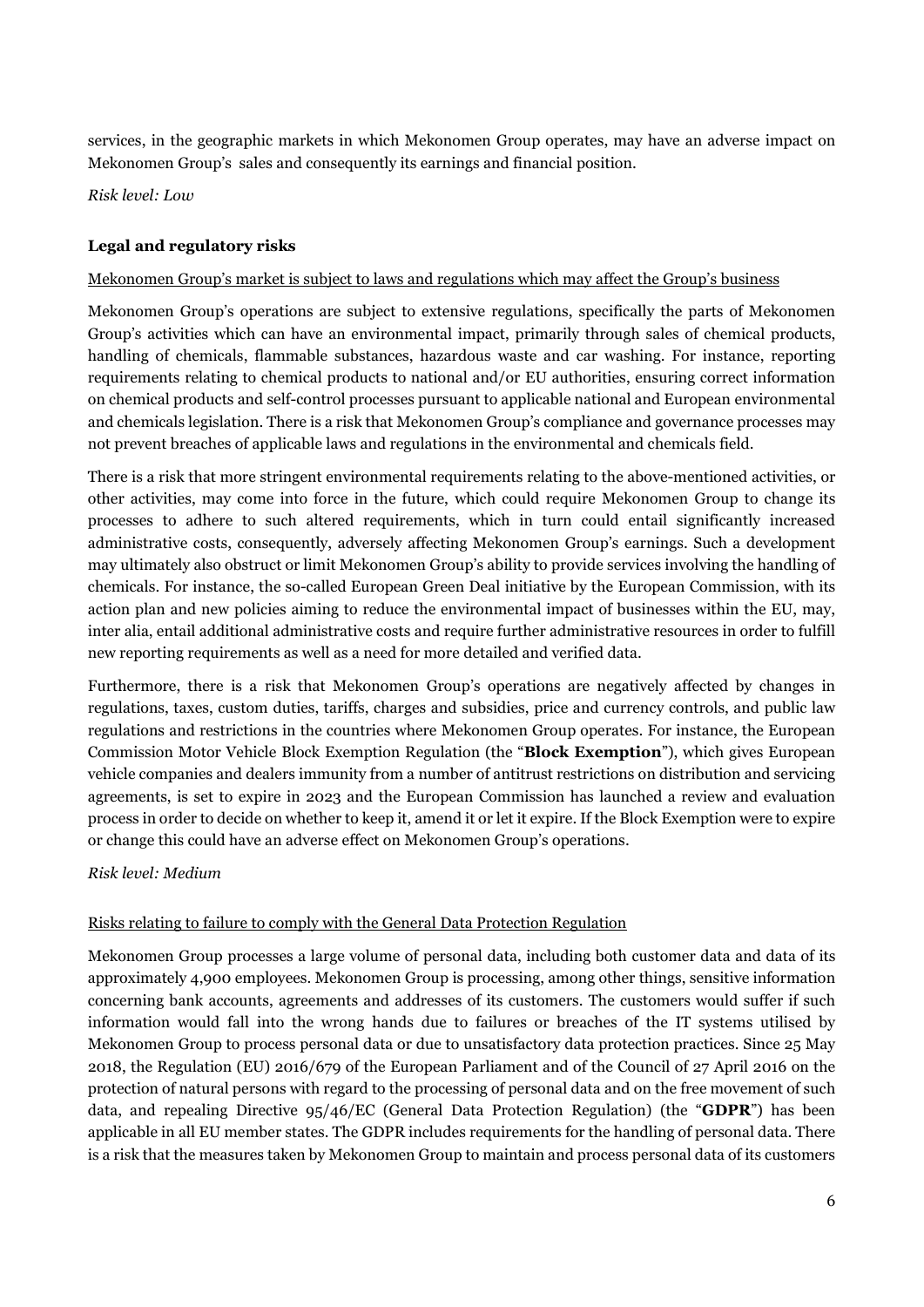services, in the geographic markets in which Mekonomen Group operates, may have an adverse impact on Mekonomen Group's sales and consequently its earnings and financial position.

*Risk level: Low*

### Legal and regulatory risks

Mekonomen Group's market is subject to laws and regulations which may affect the Group's business

Mekonomen Group's operations are subject to extensive regulations, specifically the parts of Mekonomen Group's activities which can have an environmental impact, primarily through sales of chemical products, handling of chemicals, flammable substances, hazardous waste and car washing. For instance, reporting requirements relating to chemical products to national and/or EU authorities, ensuring correct information on chemical products and self-control processes pursuant to applicable national and European environmental and chemicals legislation. There is a risk that Mekonomen Group's compliance and governance processes may not prevent breaches of applicable laws and regulations in the environmental and chemicals field.

There is a risk that more stringent environmental requirements relating to the above-mentioned activities, or other activities, may come into force in the future, which could require Mekonomen Group to change its processes to adhere to such altered requirements, which in turn could entail significantly increased administrative costs, consequently, adversely affecting Mekonomen Group's earnings. Such a development may ultimately also obstruct or limit Mekonomen Group's ability to provide services involving the handling of chemicals. For instance, the so-called European Green Deal initiative by the European Commission, with its action plan and new policies aiming to reduce the environmental impact of businesses within the EU, may, inter alia, entail additional administrative costs and require further administrative resources in order to fulfill new reporting requirements as well as a need for more detailed and verified data.

Furthermore, there is a risk that Mekonomen Group's operations are negatively affected by changes in regulations, taxes, custom duties, tariffs, charges and subsidies, price and currency controls, and public law regulations and restrictions in the countries where Mekonomen Group operates. For instance, the European Commission Motor Vehicle Block Exemption Regulation (the "**Block Exemption**"), which gives European vehicle companies and dealers immunity from a number of antitrust restrictions on distribution and servicing agreements, is set to expire in 2023 and the European Commission has launched a review and evaluation process in order to decide on whether to keep it, amend it or let it expire. If the Block Exemption were to expire or change this could have an adverse effect on Mekonomen Group's operations.

*Risk level: Medium*

Risks relating to failure to comply with the General Data Protection Regulation

Mekonomen Group processes a large volume of personal data, including both customer data and data of its approximately 4,900 employees. Mekonomen Group is processing, among other things, sensitive information concerning bank accounts, agreements and addresses of its customers. The customers would suffer if such information would fall into the wrong hands due to failures or breaches of the IT systems utilised by Mekonomen Group to process personal data or due to unsatisfactory data protection practices. Since 25 May 2018, the Regulation (EU) 2016/679 of the European Parliament and of the Council of 27 April 2016 on the protection of natural persons with regard to the processing of personal data and on the free movement of such data, and repealing Directive 95/46/EC (General Data Protection Regulation) (the "**GDPR**") has been applicable in all EU member states. The GDPR includes requirements for the handling of personal data. There is a risk that the measures taken by Mekonomen Group to maintain and process personal data of its customers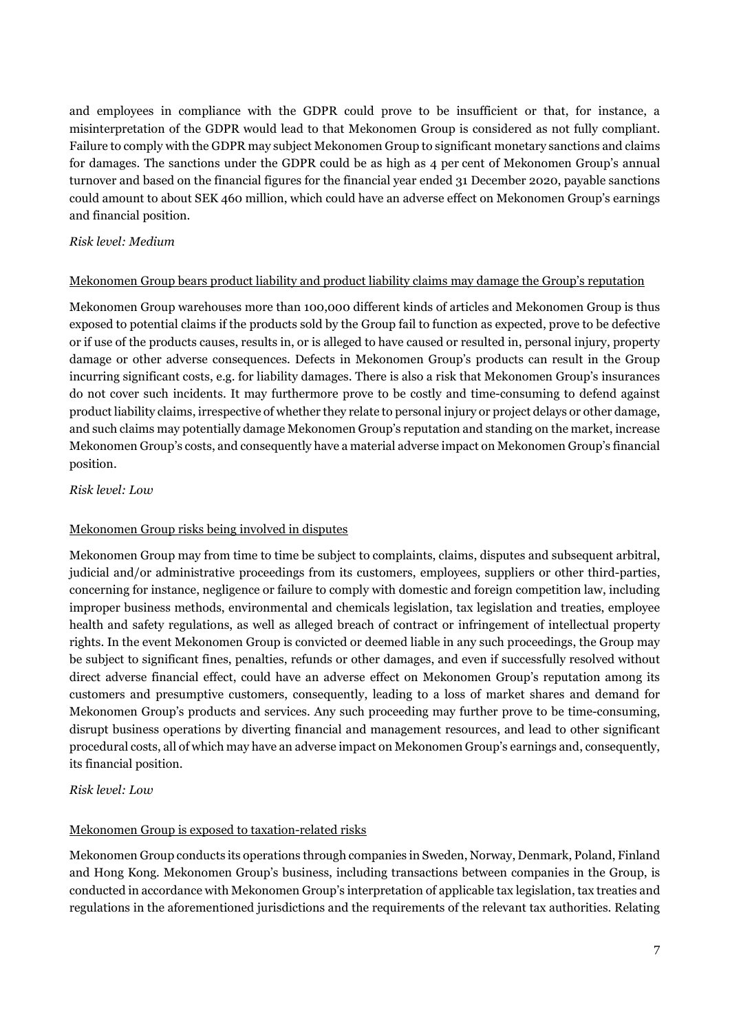and employees in compliance with the GDPR could prove to be insufficient or that, for instance, a misinterpretation of the GDPR would lead to that Mekonomen Group is considered as not fully compliant. Failure to comply with the GDPR may subject Mekonomen Group to significant monetary sanctions and claims for damages. The sanctions under the GDPR could be as high as 4 per cent of Mekonomen Group's annual turnover and based on the financial figures for the financial year ended 31 December 2020, payable sanctions could amount to about SEK 460 million, which could have an adverse effect on Mekonomen Group's earnings and financial position.

*Risk level: Medium*

<u>Mekonomen Group bears product liability and product liability claims may damage the Group's reputation</u>

Mekonomen Group warehouses more than 100,000 different kinds of articles and Mekonomen Group is thus exposed to potential claims if the products sold by the Group fail to function as expected, prove to be defective or if use of the products causes, results in, or is alleged to have caused or resulted in, personal injury, property damage or other adverse consequences. Defects in Mekonomen Group's products can result in the Group incurring significant costs, e.g. for liability damages. There is also a risk that Mekonomen Group's insurances do not cover such incidents. It may furthermore prove to be costly and time-consuming to defend against product liability claims, irrespective of whether they relate to personal injury or project delays or other damage, and such claims may potentially damage Mekonomen Group's reputation and standing on the market, increase Mekonomen Group's costs, and consequently have a material adverse impact on Mekonomen Group's financial position.

*Risk level: Low*

<u>Mekonomen Group risks being involved in disputes</u>

Mekonomen Group may from time to time be subject to complaints, claims, disputes and subsequent arbitral, judicial and/or administrative proceedings from its customers, employees, suppliers or other third-parties, concerning for instance, negligence or failure to comply with domestic and foreign competition law, including improper business methods, environmental and chemicals legislation, tax legislation and treaties, employee health and safety regulations, as well as alleged breach of contract or infringement of intellectual property rights. In the event Mekonomen Group is convicted or deemed liable in any such proceedings, the Group may be subject to significant fines, penalties, refunds or other damages, and even if successfully resolved without direct adverse financial effect, could have an adverse effect on Mekonomen Group's reputation among its customers and presumptive customers, consequently, leading to a loss of market shares and demand for Mekonomen Group's products and services. Any such proceeding may further prove to be time-consuming, disrupt business operations by diverting financial and management resources, and lead to other significant procedural costs, all of which may have an adverse impact on Mekonomen Group's earnings and, consequently, its financial position.

*Risk level: Low*

<u>Mekonomen Group is exposed to taxation-related risks</u>

Mekonomen Group conducts its operations through companies in Sweden, Norway, Denmark, Poland, Finland and Hong Kong. Mekonomen Group's business, including transactions between companies in the Group, is conducted in accordance with Mekonomen Group's interpretation of applicable tax legislation, tax treaties and regulations in the aforementioned jurisdictions and the requirements of the relevant tax authorities. Relating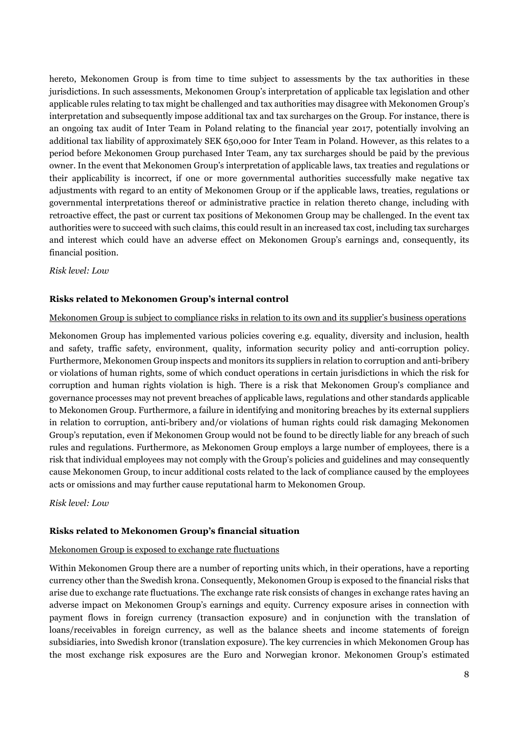hereto, Mekonomen Group is from time to time subject to assessments by the tax authorities in these jurisdictions. In such assessments, Mekonomen Group's interpretation of applicable tax legislation and other applicable rules relating to tax might be challenged and tax authorities may disagree with Mekonomen Group's interpretation and subsequently impose additional tax and tax surcharges on the Group. For instance, there is an ongoing tax audit of Inter Team in Poland relating to the financial year 2017, potentially involving an additional tax liability of approximately SEK 650,000 for Inter Team in Poland. However, as this relates to a period before Mekonomen Group purchased Inter Team, any tax surcharges should be paid by the previous owner. In the event that Mekonomen Group's interpretation of applicable laws, tax treaties and regulations or their applicability is incorrect, if one or more governmental authorities successfully make negative tax adjustments with regard to an entity of Mekonomen Group or if the applicable laws, treaties, regulations or governmental interpretations thereof or administrative practice in relation thereto change, including with retroactive effect, the past or current tax positions of Mekonomen Group may be challenged. In the event tax authorities were to succeed with such claims, this could result in an increased tax cost, including tax surcharges and interest which could have an adverse effect on Mekonomen Group's earnings and, consequently, its financial position.

*Risk level: Low*

**Risks related to Mekonomen Group's internal control**

Mekonomen Group is subject to compliance risks in relation to its own and its supplier's business operations

Mekonomen Group has implemented various policies covering e.g. equality, diversity and inclusion, health and safety, traffic safety, environment, quality, information security policy and anti-corruption policy. Furthermore, Mekonomen Group inspects and monitors its suppliers in relation to corruption and anti-bribery or violations of human rights, some of which conduct operations in certain jurisdictions in which the risk for corruption and human rights violation is high. There is a risk that Mekonomen Group's compliance and governance processes may not prevent breaches of applicable laws, regulations and other standards applicable to Mekonomen Group. Furthermore, a failure in identifying and monitoring breaches by its external suppliers in relation to corruption, anti-bribery and/or violations of human rights could risk damaging Mekonomen Group's reputation, even if Mekonomen Group would not be found to be directly liable for any breach of such rules and regulations. Furthermore, as Mekonomen Group employs a large number of employees, there is a risk that individual employees may not comply with the Group's policies and guidelines and may consequently cause Mekonomen Group, to incur additional costs related to the lack of compliance caused by the employees acts or omissions and may further cause reputational harm to Mekonomen Group.

*Risk level: Low*

**Risks related to Mekonomen Group's financial situation**

Mekonomen Group is exposed to exchange rate fluctuations

Within Mekonomen Group there are a number of reporting units which, in their operations, have a reporting currency other than the Swedish krona. Consequently, Mekonomen Group is exposed to the financial risks that arise due to exchange rate fluctuations. The exchange rate risk consists of changes in exchange rates having an adverse impact on Mekonomen Group's earnings and equity. Currency exposure arises in connection with payment flows in foreign currency (transaction exposure) and in conjunction with the translation of loans/receivables in foreign currency, as well as the balance sheets and income statements of foreign subsidiaries, into Swedish kronor (translation exposure). The key currencies in which Mekonomen Group has the most exchange risk exposures are the Euro and Norwegian kronor. Mekonomen Group's estimated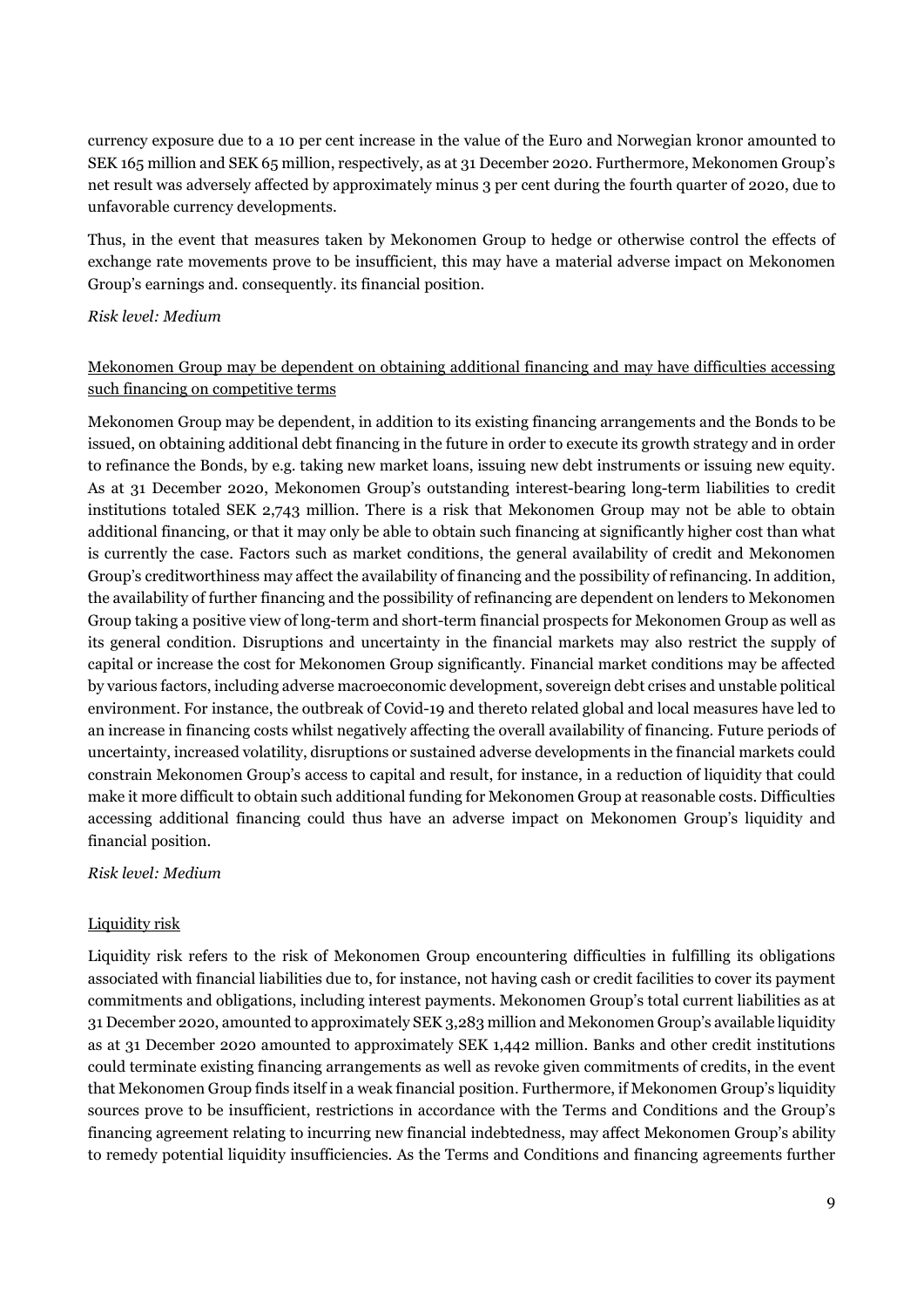currency exposure due to a 10 per cent increase in the value of the Euro and Norwegian kronor amounted to SEK 165 million and SEK 65 million, respectively, as at 31 December 2020. Furthermore, Mekonomen Group's net result was adversely affected by approximately minus 3 per cent during the fourth quarter of 2020, due to unfavorable currency developments.

Thus, in the event that measures taken by Mekonomen Group to hedge or otherwise control the effects of exchange rate movements prove to be insufficient, this may have a material adverse impact on Mekonomen Group's earnings and. consequently. its financial position.

*Risk level: Medium*

Mekonomen Group may be dependent on obtaining additional financing and may have difficulties accessing such financing on competitive terms

Mekonomen Group may be dependent, in addition to its existing financing arrangements and the Bonds to be issued, on obtaining additional debt financing in the future in order to execute its growth strategy and in order to refinance the Bonds, by e.g. taking new market loans, issuing new debt instruments or issuing new equity. As at 31 December 2020, Mekonomen Group's outstanding interest-bearing long-term liabilities to credit institutions totaled SEK 2,743 million. There is a risk that Mekonomen Group may not be able to obtain additional financing, or that it may only be able to obtain such financing at significantly higher cost than what is currently the case. Factors such as market conditions, the general availability of credit and Mekonomen Group's creditworthiness may affect the availability of financing and the possibility of refinancing. In addition, the availability of further financing and the possibility of refinancing are dependent on lenders to Mekonomen Group taking a positive view of long-term and short-term financial prospects for Mekonomen Group as well as its general condition. Disruptions and uncertainty in the financial markets may also restrict the supply of capital or increase the cost for Mekonomen Group significantly. Financial market conditions may be affected by various factors, including adverse macroeconomic development, sovereign debt crises and unstable political environment. For instance, the outbreak of Covid-19 and thereto related global and local measures have led to an increase in financing costs whilst negatively affecting the overall availability of financing. Future periods of uncertainty, increased volatility, disruptions or sustained adverse developments in the financial markets could constrain Mekonomen Group's access to capital and result, for instance, in a reduction of liquidity that could make it more difficult to obtain such additional funding for Mekonomen Group at reasonable costs. Difficulties accessing additional financing could thus have an adverse impact on Mekonomen Group's liquidity and financial position.

*Risk level: Medium*

Liquidity risk

Liquidity risk refers to the risk of Mekonomen Group encountering difficulties in fulfilling its obligations associated with financial liabilities due to, for instance, not having cash or credit facilities to cover its payment commitments and obligations, including interest payments. Mekonomen Group's total current liabilities as at 31 December 2020, amounted to approximately SEK 3,283 million and Mekonomen Group's available liquidity as at 31 December 2020 amounted to approximately SEK 1,442 million. Banks and other credit institutions could terminate existing financing arrangements as well as revoke given commitments of credits, in the event that Mekonomen Group finds itself in a weak financial position. Furthermore, if Mekonomen Group's liquidity sources prove to be insufficient, restrictions in accordance with the Terms and Conditions and the Group's financing agreement relating to incurring new financial indebtedness, may affect Mekonomen Group's ability to remedy potential liquidity insufficiencies. As the Terms and Conditions and financing agreements further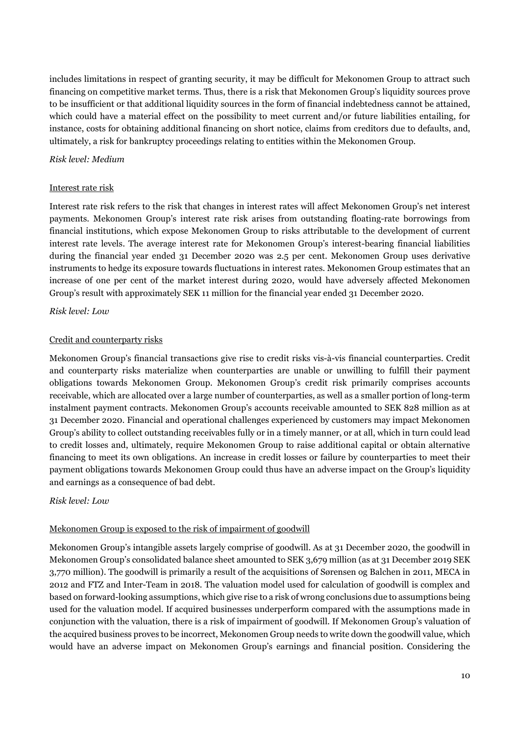includes limitations in respect of granting security, it may be difficult for Mekonomen Group to attract such financing on competitive market terms. Thus, there is a risk that Mekonomen Group's liquidity sources prove to be insufficient or that additional liquidity sources in the form of financial indebtedness cannot be attained, which could have a material effect on the possibility to meet current and/or future liabilities entailing, for instance, costs for obtaining additional financing on short notice, claims from creditors due to defaults, and, ultimately, a risk for bankruptcy proceedings relating to entities within the Mekonomen Group.

*Risk level: Medium*

Interest rate risk

Interest rate risk refers to the risk that changes in interest rates will affect Mekonomen Group's net interest payments. Mekonomen Group's interest rate risk arises from outstanding floating-rate borrowings from financial institutions, which expose Mekonomen Group to risks attributable to the development of current interest rate levels. The average interest rate for Mekonomen Group's interest-bearing financial liabilities during the financial year ended 31 December 2020 was 2.5 per cent. Mekonomen Group uses derivative instruments to hedge its exposure towards fluctuations in interest rates. Mekonomen Group estimates that an increase of one per cent of the market interest during 2020, would have adversely affected Mekonomen Group's result with approximately SEK 11 million for the financial year ended 31 December 2020.

*Risk level: Low*

Credit and counterparty risks

Mekonomen Group's financial transactions give rise to credit risks vis-à-vis financial counterparties. Credit and counterparty risks materialize when counterparties are unable or unwilling to fulfill their payment obligations towards Mekonomen Group. Mekonomen Group's credit risk primarily comprises accounts receivable, which are allocated over a large number of counterparties, as well as a smaller portion of long-term instalment payment contracts. Mekonomen Group's accounts receivable amounted to SEK 828 million as at 31 December 2020. Financial and operational challenges experienced by customers may impact Mekonomen Group's ability to collect outstanding receivables fully or in a timely manner, or at all, which in turn could lead to credit losses and, ultimately, require Mekonomen Group to raise additional capital or obtain alternative financing to meet its own obligations. An increase in credit losses or failure by counterparties to meet their payment obligations towards Mekonomen Group could thus have an adverse impact on the Group's liquidity and earnings as a consequence of bad debt.

*Risk level: Low*

Mekonomen Group is exposed to the risk of impairment of goodwill

Mekonomen Group's intangible assets largely comprise of goodwill. As at 31 December 2020, the goodwill in Mekonomen Group's consolidated balance sheet amounted to SEK 3,679 million (as at 31 December 2019 SEK 3,770 million). The goodwill is primarily a result of the acquisitions of Sørensen og Balchen in 2011, MECA in 2012 and FTZ and Inter-Team in 2018. The valuation model used for calculation of goodwill is complex and based on forward-looking assumptions, which give rise to a risk of wrong conclusions due to assumptions being used for the valuation model. If acquired businesses underperform compared with the assumptions made in conjunction with the valuation, there is a risk of impairment of goodwill. If Mekonomen Group's valuation of the acquired business proves to be incorrect, Mekonomen Group needs to write down the goodwill value, which would have an adverse impact on Mekonomen Group's earnings and financial position. Considering the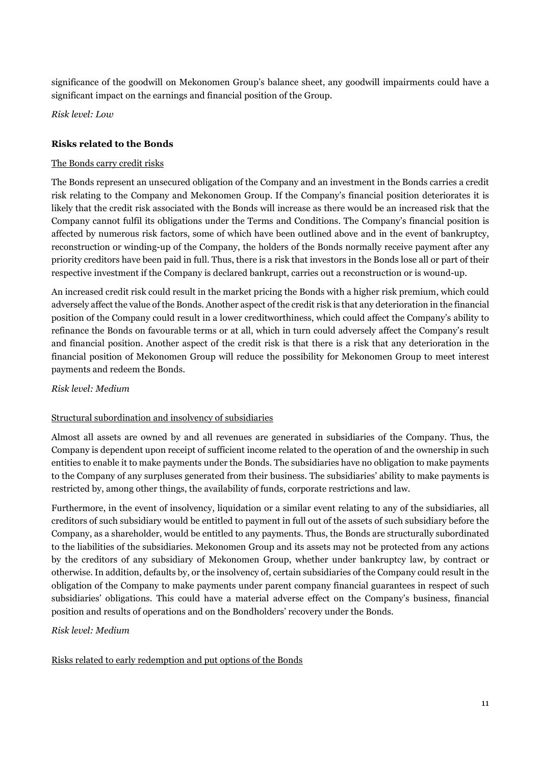significance of the goodwill on Mekonomen Group's balance sheet, any goodwill impairments could have a significant impact on the earnings and financial position of the Group.

*Risk level: Low*

### Risks related to the Bonds

The Bonds carry credit risks

The Bonds represent an unsecured obligation of the Company and an investment in the Bonds carries a credit risk relating to the Company and Mekonomen Group. If the Company's financial position deteriorates it is likely that the credit risk associated with the Bonds will increase as there would be an increased risk that the Company cannot fulfil its obligations under the Terms and Conditions. The Company's financial position is affected by numerous risk factors, some of which have been outlined above and in the event of bankruptcy, reconstruction or winding-up of the Company, the holders of the Bonds normally receive payment after any priority creditors have been paid in full. Thus, there is a risk that investors in the Bonds lose all or part of their respective investment if the Company is declared bankrupt, carries out a reconstruction or is wound-up.

An increased credit risk could result in the market pricing the Bonds with a higher risk premium, which could adversely affect the value of the Bonds. Another aspect of the credit risk is that any deterioration in the financial position of the Company could result in a lower creditworthiness, which could affect the Company's ability to refinance the Bonds on favourable terms or at all, which in turn could adversely affect the Company's result and financial position. Another aspect of the credit risk is that there is a risk that any deterioration in the financial position of Mekonomen Group will reduce the possibility for Mekonomen Group to meet interest payments and redeem the Bonds.

*Risk level: Medium*

Structural subordination and insolvency of subsidiaries

Almost all assets are owned by and all revenues are generated in subsidiaries of the Company. Thus, the Company is dependent upon receipt of sufficient income related to the operation of and the ownership in such entities to enable it to make payments under the Bonds. The subsidiaries have no obligation to make payments to the Company of any surpluses generated from their business. The subsidiaries' ability to make payments is restricted by, among other things, the availability of funds, corporate restrictions and law.

Furthermore, in the event of insolvency, liquidation or a similar event relating to any of the subsidiaries, all creditors of such subsidiary would be entitled to payment in full out of the assets of such subsidiary before the Company, as a shareholder, would be entitled to any payments. Thus, the Bonds are structurally subordinated to the liabilities of the subsidiaries. Mekonomen Group and its assets may not be protected from any actions by the creditors of any subsidiary of Mekonomen Group, whether under bankruptcy law, by contract or otherwise. In addition, defaults by, or the insolvency of, certain subsidiaries of the Company could result in the obligation of the Company to make payments under parent company financial guarantees in respect of such subsidiaries' obligations. This could have a material adverse effect on the Company's business, financial position and results of operations and on the Bondholders' recovery under the Bonds.

*Risk level: Medium*

Risks related to early redemption and put options of the Bonds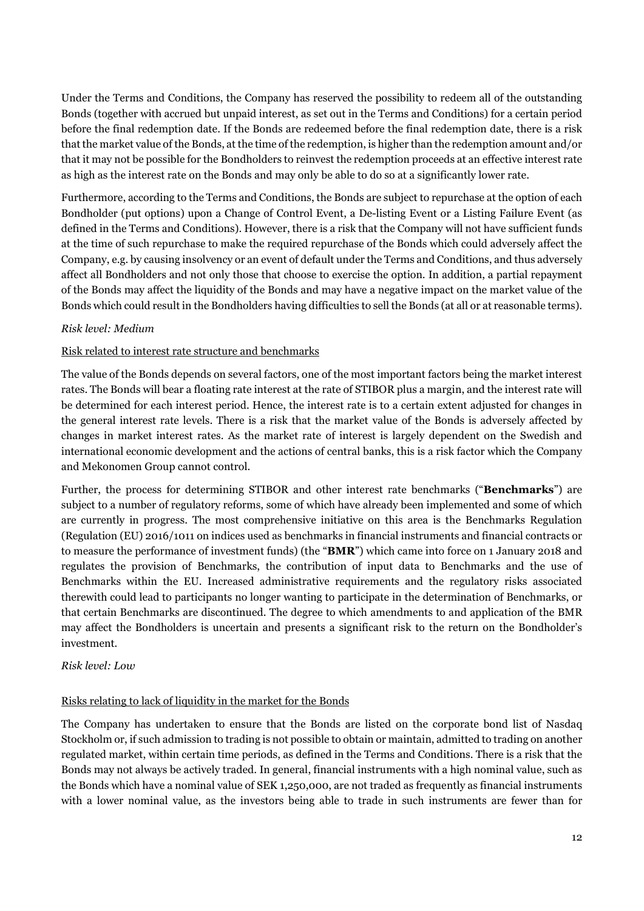Under the Terms and Conditions, the Company has reserved the possibility to redeem all of the outstanding Bonds (together with accrued but unpaid interest, as set out in the Terms and Conditions) for a certain period before the final redemption date. If the Bonds are redeemed before the final redemption date, there is a risk that the market value of the Bonds, at the time of the redemption, is higher than the redemption amount and/or that it may not be possible for the Bondholders to reinvest the redemption proceeds at an effective interest rate as high as the interest rate on the Bonds and may only be able to do so at a significantly lower rate.

Furthermore, according to the Terms and Conditions, the Bonds are subject to repurchase at the option of each Bondholder (put options) upon a Change of Control Event, a De-listing Event or a Listing Failure Event (as defined in the Terms and Conditions). However, there is a risk that the Company will not have sufficient funds at the time of such repurchase to make the required repurchase of the Bonds which could adversely affect the Company, e.g. by causing insolvency or an event of default under the Terms and Conditions, and thus adversely affect all Bondholders and not only those that choose to exercise the option. In addition, a partial repayment of the Bonds may affect the liquidity of the Bonds and may have a negative impact on the market value of the Bonds which could result in the Bondholders having difficulties to sell the Bonds (at all or at reasonable terms).

*Risk level: Medium*

Risk related to interest rate structure and benchmarks

The value of the Bonds depends on several factors, one of the most important factors being the market interest rates. The Bonds will bear a floating rate interest at the rate of STIBOR plus a margin, and the interest rate will be determined for each interest period. Hence, the interest rate is to a certain extent adjusted for changes in the general interest rate levels. There is a risk that the market value of the Bonds is adversely affected by changes in market interest rates. As the market rate of interest is largely dependent on the Swedish and international economic development and the actions of central banks, this is a risk factor which the Company and Mekonomen Group cannot control.

Further, the process for determining STIBOR and other interest rate benchmarks ("**Benchmarks**") are subject to a number of regulatory reforms, some of which have already been implemented and some of which are currently in progress. The most comprehensive initiative on this area is the Benchmarks Regulation (Regulation (EU) 2016/1011 on indices used as benchmarks in financial instruments and financial contracts or to measure the performance of investment funds) (the "**BMR**") which came into force on 1 January 2018 and regulates the provision of Benchmarks, the contribution of input data to Benchmarks and the use of Benchmarks within the EU. Increased administrative requirements and the regulatory risks associated therewith could lead to participants no longer wanting to participate in the determination of Benchmarks, or that certain Benchmarks are discontinued. The degree to which amendments to and application of the BMR may affect the Bondholders is uncertain and presents a significant risk to the return on the Bondholder's investment.

*Risk level: Low*

Risks relating to lack of liquidity in the market for the Bonds

The Company has undertaken to ensure that the Bonds are listed on the corporate bond list of Nasdaq Stockholm or, if such admission to trading is not possible to obtain or maintain, admitted to trading on another regulated market, within certain time periods, as defined in the Terms and Conditions. There is a risk that the Bonds may not always be actively traded. In general, financial instruments with a high nominal value, such as the Bonds which have a nominal value of SEK 1,250,000, are not traded as frequently as financial instruments with a lower nominal value, as the investors being able to trade in such instruments are fewer than for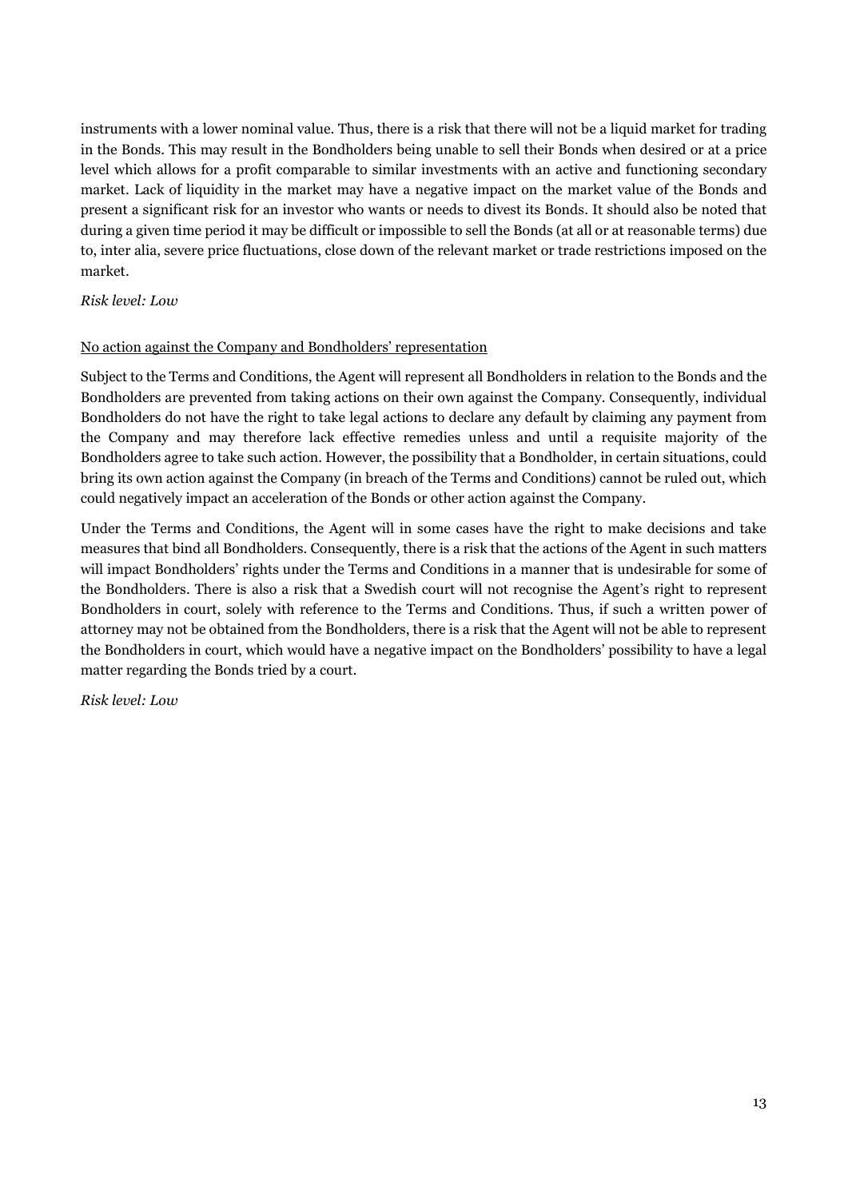instruments with a lower nominal value. Thus, there is a risk that there will not be a liquid market for trading in the Bonds. This may result in the Bondholders being unable to sell their Bonds when desired or at a price level which allows for a profit comparable to similar investments with an active and functioning secondary market. Lack of liquidity in the market may have a negative impact on the market value of the Bonds and present a significant risk for an investor who wants or needs to divest its Bonds. It should also be noted that during a given time period it may be difficult or impossible to sell the Bonds (at all or at reasonable terms) due to, inter alia, severe price fluctuations, close down of the relevant market or trade restrictions imposed on the market.

*Risk level: Low*

<u>No action against the Company and Bondholders' representation</u>

Subject to the Terms and Conditions, the Agent will represent all Bondholders in relation to the Bonds and the Bondholders are prevented from taking actions on their own against the Company. Consequently, individual Bondholders do not have the right to take legal actions to declare any default by claiming any payment from the Company and may therefore lack effective remedies unless and until a requisite majority of the Bondholders agree to take such action. However, the possibility that a Bondholder, in certain situations, could bring its own action against the Company (in breach of the Terms and Conditions) cannot be ruled out, which could negatively impact an acceleration of the Bonds or other action against the Company.

Under the Terms and Conditions, the Agent will in some cases have the right to make decisions and take measures that bind all Bondholders. Consequently, there is a risk that the actions of the Agent in such matters will impact Bondholders' rights under the Terms and Conditions in a manner that is undesirable for some of the Bondholders. There is also a risk that a Swedish court will not recognise the Agent's right to represent Bondholders in court, solely with reference to the Terms and Conditions. Thus, if such a written power of attorney may not be obtained from the Bondholders, there is a risk that the Agent will not be able to represent the Bondholders in court, which would have a negative impact on the Bondholders' possibility to have a legal matter regarding the Bonds tried by a court.

*Risk level: Low*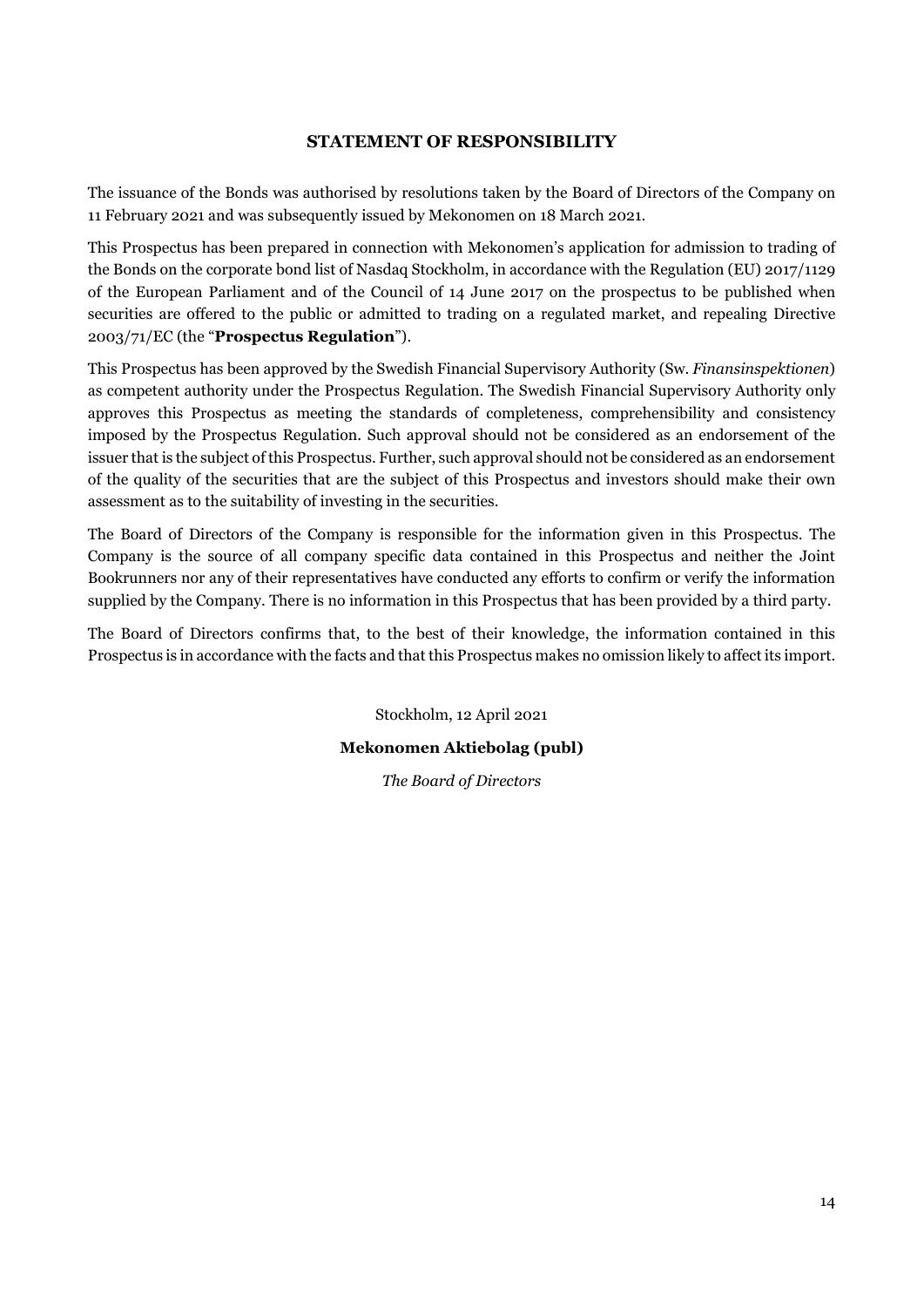## STATEMENT OF RESPONSIBILITY

The issuance of the Bonds was authorised by resolutions taken by the Board of Directors of the Company on 11 February 2021 and was subsequently issued by Mekonomen on 18 March 2021.

This Prospectus has been prepared in connection with Mekonomen's application for admission to trading of the Bonds on the corporate bond list of Nasdaq Stockholm, in accordance with the Regulation (EU) 2017/1129 of the European Parliament and of the Council of 14 June 2017 on the prospectus to be published when securities are offered to the public or admitted to trading on a regulated market, and repealing Directive 2003/71/EC (the "**Prospectus Regulation**").

This Prospectus has been approved by the Swedish Financial Supervisory Authority (Sw. *Finansinspektionen*) as competent authority under the Prospectus Regulation. The Swedish Financial Supervisory Authority only approves this Prospectus as meeting the standards of completeness, comprehensibility and consistency imposed by the Prospectus Regulation. Such approval should not be considered as an endorsement of the issuer that is the subject of this Prospectus. Further, such approval should not be considered as an endorsement of the quality of the securities that are the subject of this Prospectus and investors should make their own assessment as to the suitability of investing in the securities.

The Board of Directors of the Company is responsible for the information given in this Prospectus. The Company is the source of all company specific data contained in this Prospectus and neither the Joint Bookrunners nor any of their representatives have conducted any efforts to confirm or verify the information supplied by the Company. There is no information in this Prospectus that has been provided by a third party.

The Board of Directors confirms that, to the best of their knowledge, the information contained in this Prospectus is in accordance with the facts and that this Prospectus makes no omission likely to affect its import.

Stockholm, 12 April 2021

**Mekonomen Aktiebolag (publ)**

*The Board of Directors*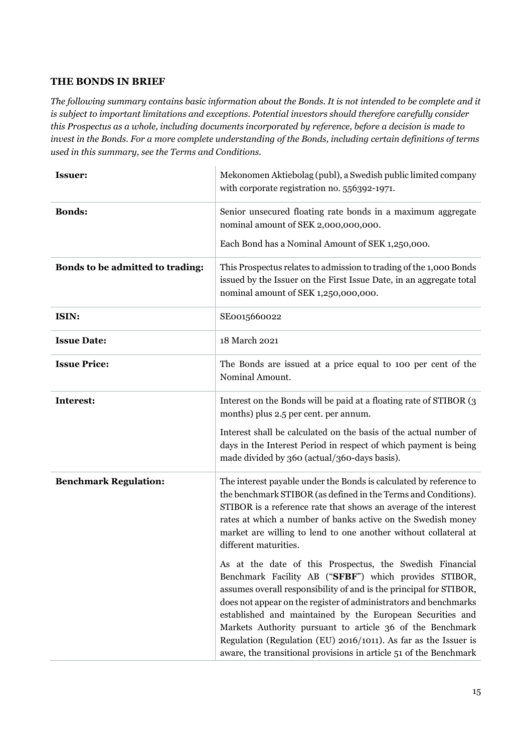## THE BONDS IN BRIEF

*The following summary contains basic information about the Bonds. It is not intended to be complete and it is subject to important limitations and exceptions. Potential investors should therefore carefully consider this Prospectus as a whole, including documents incorporated by reference, before a decision is made to invest in the Bonds. For a more complete understanding of the Bonds, including certain definitions of terms used in this summary, see the Terms and Conditions.*

| | |
|---|---|
| **Issuer:** | Mekonomen Aktiebolag (publ), a Swedish public limited company with corporate registration no. 556392-1971. |
| **Bonds:** | Senior unsecured floating rate bonds in a maximum aggregate nominal amount of SEK 2,000,000,000.<br><br>Each Bond has a Nominal Amount of SEK 1,250,000. |
| **Bonds to be admitted to trading:** | This Prospectus relates to admission to trading of the 1,000 Bonds issued by the Issuer on the First Issue Date, in an aggregate total nominal amount of SEK 1,250,000,000. |
| **ISIN:** | SE0015660022 |
| **Issue Date:** | 18 March 2021 |
| **Issue Price:** | The Bonds are issued at a price equal to 100 per cent of the Nominal Amount. |
| **Interest:** | Interest on the Bonds will be paid at a floating rate of STIBOR (3 months) plus 2.5 per cent. per annum.<br><br>Interest shall be calculated on the basis of the actual number of days in the Interest Period in respect of which payment is being made divided by 360 (actual/360-days basis). |
| **Benchmark Regulation:** | The interest payable under the Bonds is calculated by reference to the benchmark STIBOR (as defined in the Terms and Conditions). STIBOR is a reference rate that shows an average of the interest rates at which a number of banks active on the Swedish money market are willing to lend to one another without collateral at different maturities.<br><br>As at the date of this Prospectus, the Swedish Financial Benchmark Facility AB ("**SFBF**") which provides STIBOR, assumes overall responsibility of and is the principal for STIBOR, does not appear on the register of administrators and benchmarks established and maintained by the European Securities and Markets Authority pursuant to article 36 of the Benchmark Regulation (Regulation (EU) 2016/1011). As far as the Issuer is aware, the transitional provisions in article 51 of the Benchmark |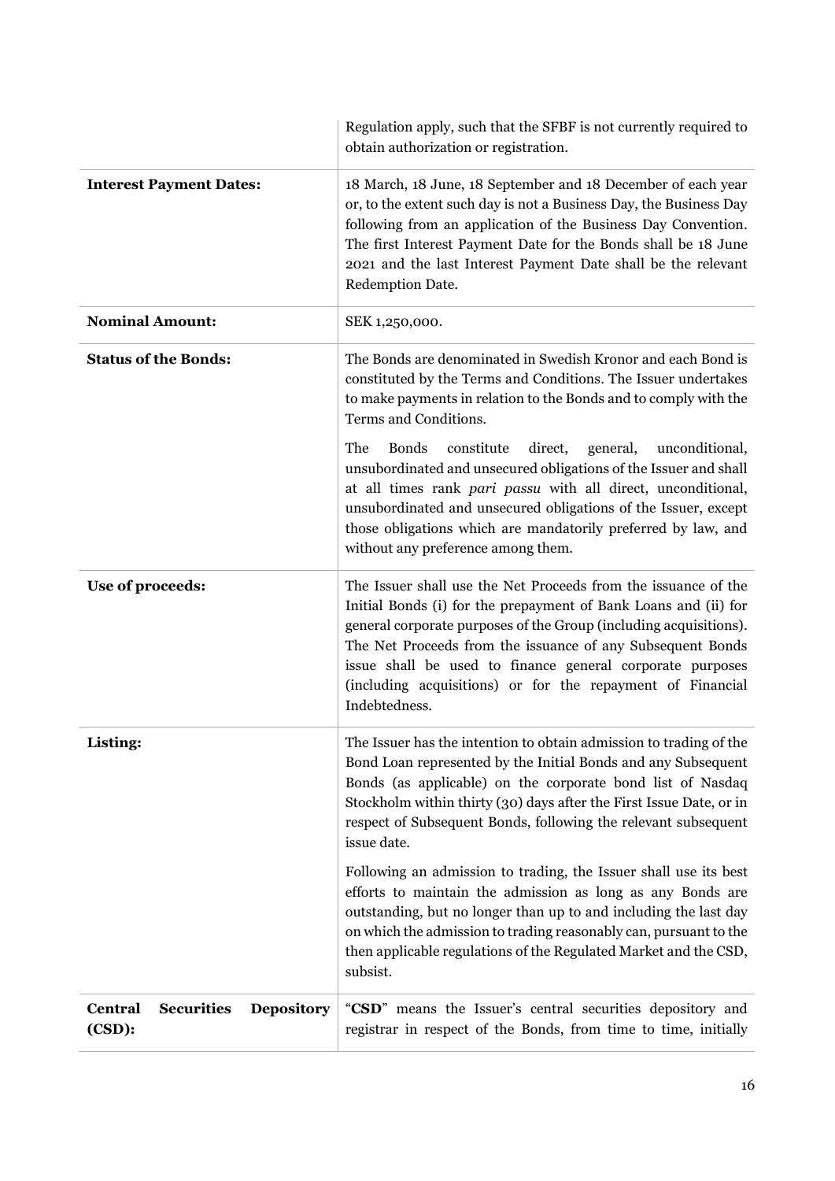|  |  |
|---|---|
|  | Regulation apply, such that the SFBF is not currently required to obtain authorization or registration. |
| **Interest Payment Dates:** | 18 March, 18 June, 18 September and 18 December of each year or, to the extent such day is not a Business Day, the Business Day following from an application of the Business Day Convention. The first Interest Payment Date for the Bonds shall be 18 June 2021 and the last Interest Payment Date shall be the relevant Redemption Date. |
| **Nominal Amount:** | SEK 1,250,000. |
| **Status of the Bonds:** | The Bonds are denominated in Swedish Kronor and each Bond is constituted by the Terms and Conditions. The Issuer undertakes to make payments in relation to the Bonds and to comply with the Terms and Conditions.<br><br>The Bonds constitute direct, general, unconditional, unsubordinated and unsecured obligations of the Issuer and shall at all times rank *pari passu* with all direct, unconditional, unsubordinated and unsecured obligations of the Issuer, except those obligations which are mandatorily preferred by law, and without any preference among them. |
| **Use of proceeds:** | The Issuer shall use the Net Proceeds from the issuance of the Initial Bonds (i) for the prepayment of Bank Loans and (ii) for general corporate purposes of the Group (including acquisitions). The Net Proceeds from the issuance of any Subsequent Bonds issue shall be used to finance general corporate purposes (including acquisitions) or for the repayment of Financial Indebtedness. |
| **Listing:** | The Issuer has the intention to obtain admission to trading of the Bond Loan represented by the Initial Bonds and any Subsequent Bonds (as applicable) on the corporate bond list of Nasdaq Stockholm within thirty (30) days after the First Issue Date, or in respect of Subsequent Bonds, following the relevant subsequent issue date.<br><br>Following an admission to trading, the Issuer shall use its best efforts to maintain the admission as long as any Bonds are outstanding, but no longer than up to and including the last day on which the admission to trading reasonably can, pursuant to the then applicable regulations of the Regulated Market and the CSD, subsist. |
| **Central Securities Depository (CSD):** | "**CSD**" means the Issuer's central securities depository and registrar in respect of the Bonds, from time to time, initially |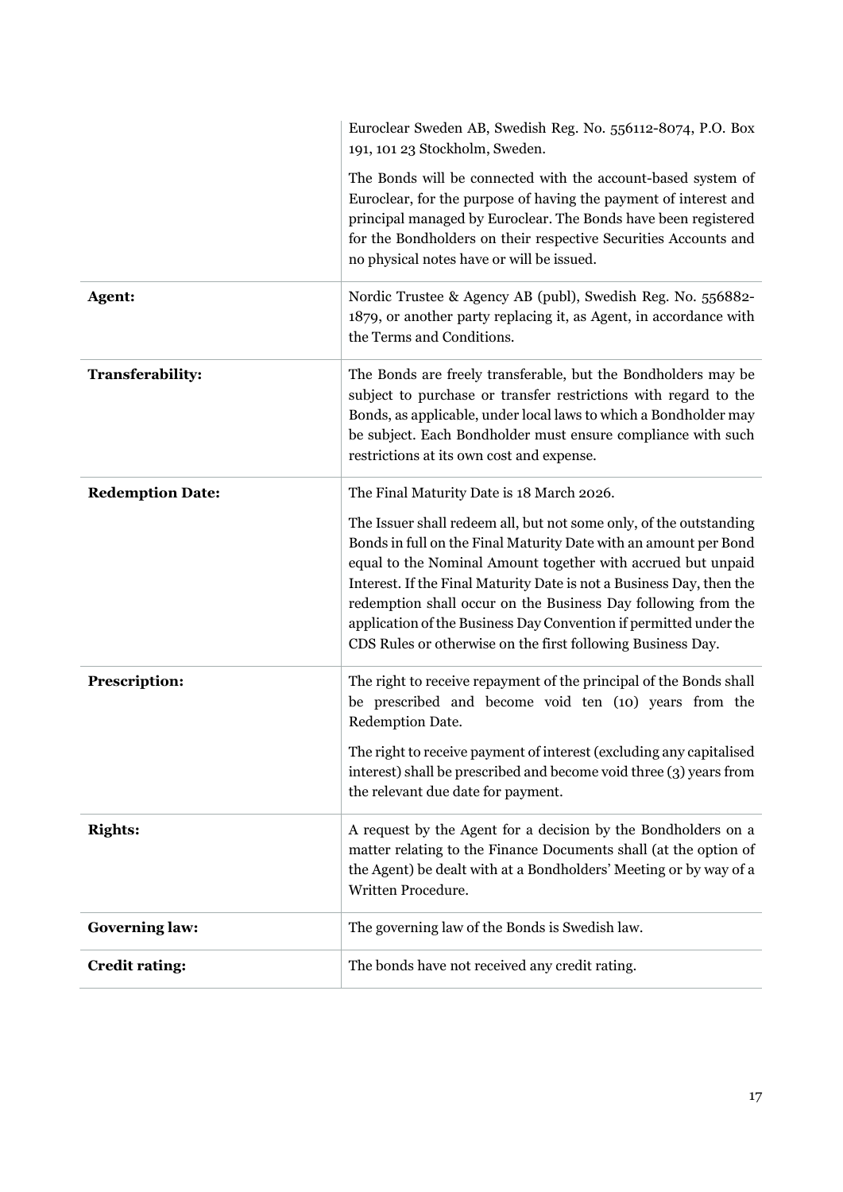| | |
|---|---|
| | Euroclear Sweden AB, Swedish Reg. No. 556112-8074, P.O. Box 191, 101 23 Stockholm, Sweden.<br><br>The Bonds will be connected with the account-based system of Euroclear, for the purpose of having the payment of interest and principal managed by Euroclear. The Bonds have been registered for the Bondholders on their respective Securities Accounts and no physical notes have or will be issued. |
| **Agent:** | Nordic Trustee & Agency AB (publ), Swedish Reg. No. 556882-1879, or another party replacing it, as Agent, in accordance with the Terms and Conditions. |
| **Transferability:** | The Bonds are freely transferable, but the Bondholders may be subject to purchase or transfer restrictions with regard to the Bonds, as applicable, under local laws to which a Bondholder may be subject. Each Bondholder must ensure compliance with such restrictions at its own cost and expense. |
| **Redemption Date:** | The Final Maturity Date is 18 March 2026.<br><br>The Issuer shall redeem all, but not some only, of the outstanding Bonds in full on the Final Maturity Date with an amount per Bond equal to the Nominal Amount together with accrued but unpaid Interest. If the Final Maturity Date is not a Business Day, then the redemption shall occur on the Business Day following from the application of the Business Day Convention if permitted under the CDS Rules or otherwise on the first following Business Day. |
| **Prescription:** | The right to receive repayment of the principal of the Bonds shall be prescribed and become void ten (10) years from the Redemption Date.<br><br>The right to receive payment of interest (excluding any capitalised interest) shall be prescribed and become void three (3) years from the relevant due date for payment. |
| **Rights:** | A request by the Agent for a decision by the Bondholders on a matter relating to the Finance Documents shall (at the option of the Agent) be dealt with at a Bondholders' Meeting or by way of a Written Procedure. |
| **Governing law:** | The governing law of the Bonds is Swedish law. |
| **Credit rating:** | The bonds have not received any credit rating. |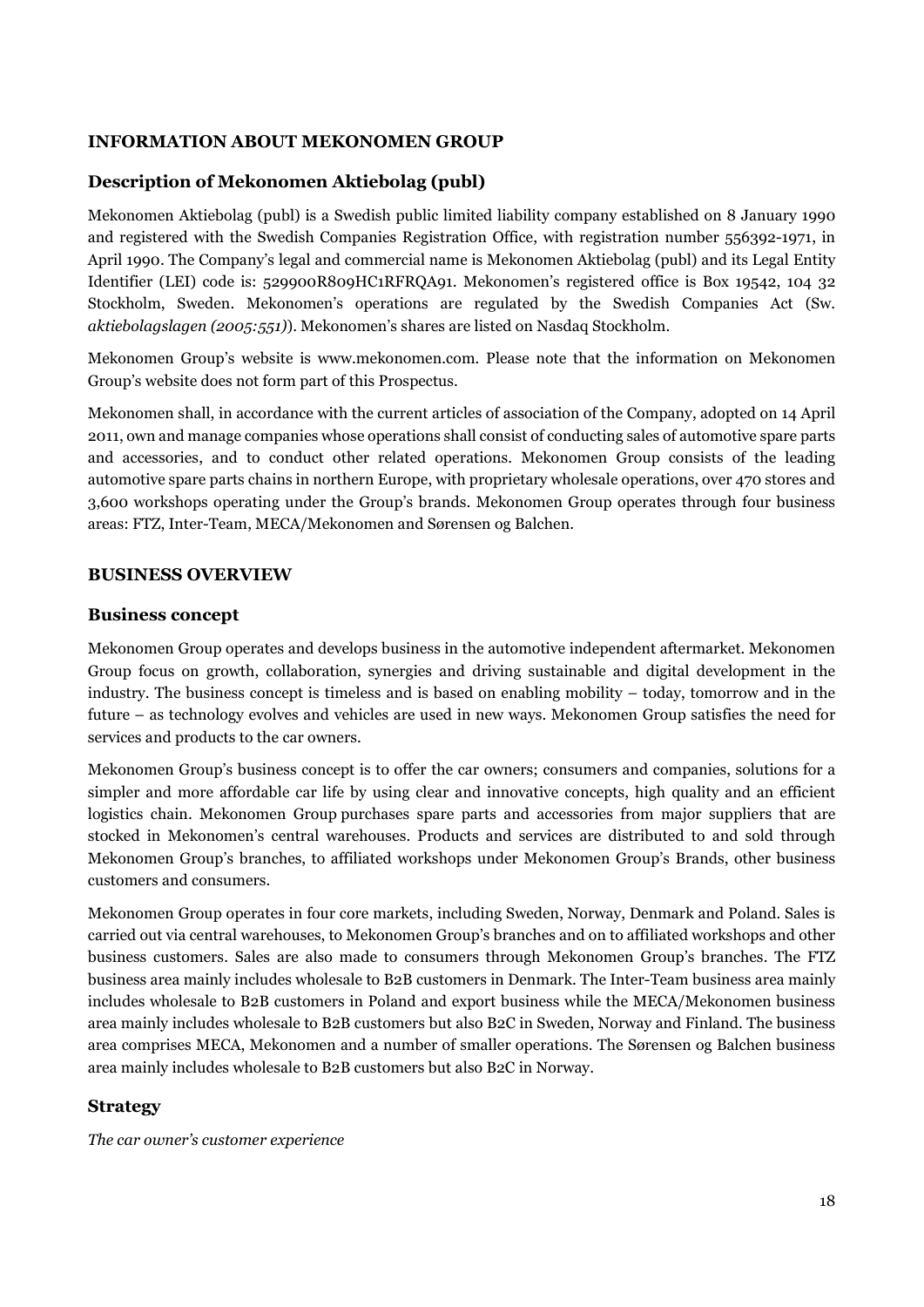## INFORMATION ABOUT MEKONOMEN GROUP

### Description of Mekonomen Aktiebolag (publ)

Mekonomen Aktiebolag (publ) is a Swedish public limited liability company established on 8 January 1990 and registered with the Swedish Companies Registration Office, with registration number 556392-1971, in April 1990. The Company's legal and commercial name is Mekonomen Aktiebolag (publ) and its Legal Entity Identifier (LEI) code is: 529900R809HC1RFRQA91. Mekonomen's registered office is Box 19542, 104 32 Stockholm, Sweden. Mekonomen's operations are regulated by the Swedish Companies Act (Sw. *aktiebolagslagen (2005:551)*). Mekonomen's shares are listed on Nasdaq Stockholm.

Mekonomen Group's website is www.mekonomen.com. Please note that the information on Mekonomen Group's website does not form part of this Prospectus.

Mekonomen shall, in accordance with the current articles of association of the Company, adopted on 14 April 2011, own and manage companies whose operations shall consist of conducting sales of automotive spare parts and accessories, and to conduct other related operations. Mekonomen Group consists of the leading automotive spare parts chains in northern Europe, with proprietary wholesale operations, over 470 stores and 3,600 workshops operating under the Group's brands. Mekonomen Group operates through four business areas: FTZ, Inter-Team, MECA/Mekonomen and Sørensen og Balchen.

## BUSINESS OVERVIEW

### Business concept

Mekonomen Group operates and develops business in the automotive independent aftermarket. Mekonomen Group focus on growth, collaboration, synergies and driving sustainable and digital development in the industry. The business concept is timeless and is based on enabling mobility – today, tomorrow and in the future – as technology evolves and vehicles are used in new ways. Mekonomen Group satisfies the need for services and products to the car owners.

Mekonomen Group's business concept is to offer the car owners; consumers and companies, solutions for a simpler and more affordable car life by using clear and innovative concepts, high quality and an efficient logistics chain. Mekonomen Group purchases spare parts and accessories from major suppliers that are stocked in Mekonomen's central warehouses. Products and services are distributed to and sold through Mekonomen Group's branches, to affiliated workshops under Mekonomen Group's Brands, other business customers and consumers.

Mekonomen Group operates in four core markets, including Sweden, Norway, Denmark and Poland. Sales is carried out via central warehouses, to Mekonomen Group's branches and on to affiliated workshops and other business customers. Sales are also made to consumers through Mekonomen Group's branches. The FTZ business area mainly includes wholesale to B2B customers in Denmark. The Inter-Team business area mainly includes wholesale to B2B customers in Poland and export business while the MECA/Mekonomen business area mainly includes wholesale to B2B customers but also B2C in Sweden, Norway and Finland. The business area comprises MECA, Mekonomen and a number of smaller operations. The Sørensen og Balchen business area mainly includes wholesale to B2B customers but also B2C in Norway.

### Strategy

*The car owner's customer experience*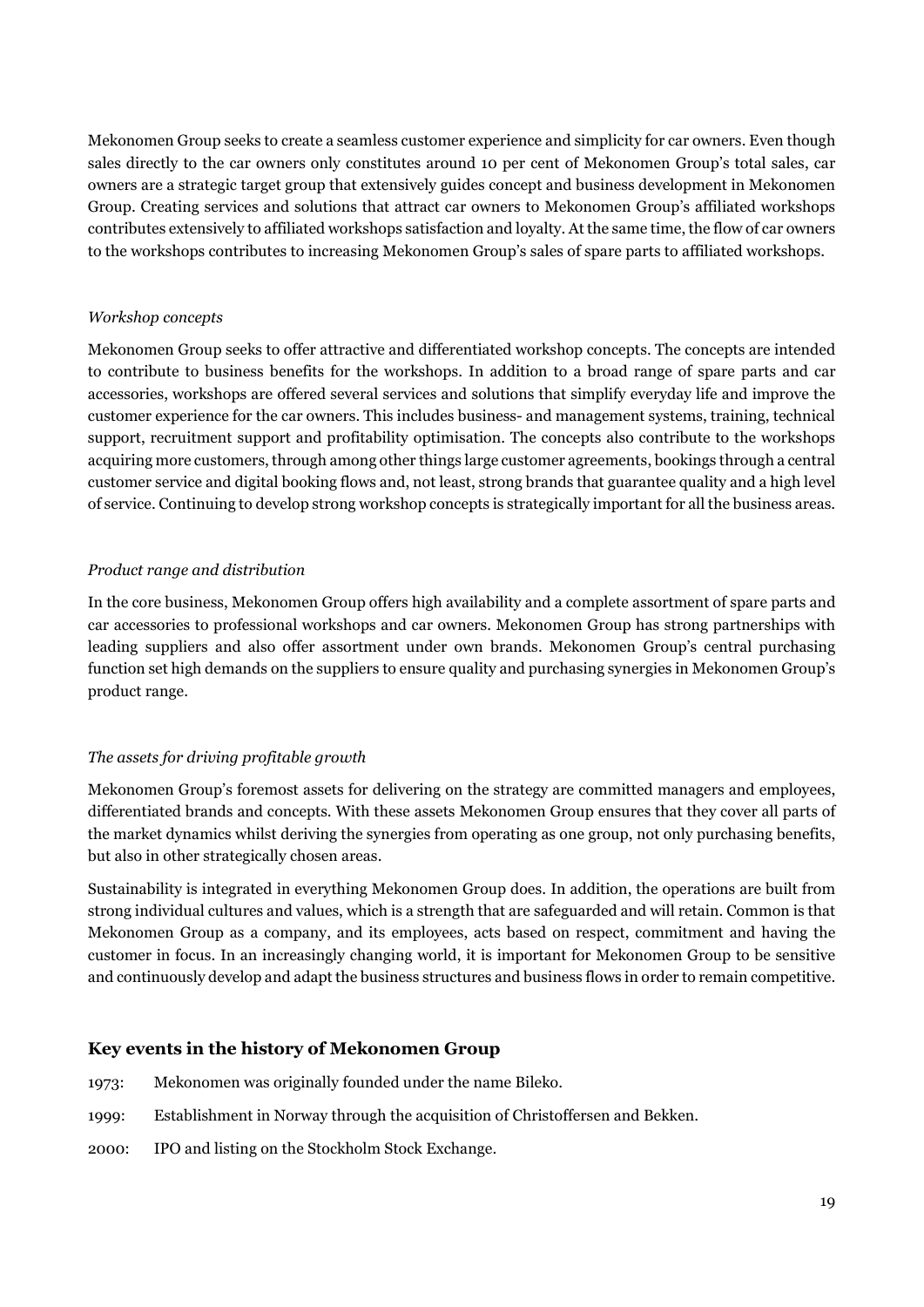Mekonomen Group seeks to create a seamless customer experience and simplicity for car owners. Even though sales directly to the car owners only constitutes around 10 per cent of Mekonomen Group's total sales, car owners are a strategic target group that extensively guides concept and business development in Mekonomen Group. Creating services and solutions that attract car owners to Mekonomen Group's affiliated workshops contributes extensively to affiliated workshops satisfaction and loyalty. At the same time, the flow of car owners to the workshops contributes to increasing Mekonomen Group's sales of spare parts to affiliated workshops.

*Workshop concepts*

Mekonomen Group seeks to offer attractive and differentiated workshop concepts. The concepts are intended to contribute to business benefits for the workshops. In addition to a broad range of spare parts and car accessories, workshops are offered several services and solutions that simplify everyday life and improve the customer experience for the car owners. This includes business- and management systems, training, technical support, recruitment support and profitability optimisation. The concepts also contribute to the workshops acquiring more customers, through among other things large customer agreements, bookings through a central customer service and digital booking flows and, not least, strong brands that guarantee quality and a high level of service. Continuing to develop strong workshop concepts is strategically important for all the business areas.

*Product range and distribution*

In the core business, Mekonomen Group offers high availability and a complete assortment of spare parts and car accessories to professional workshops and car owners. Mekonomen Group has strong partnerships with leading suppliers and also offer assortment under own brands. Mekonomen Group's central purchasing function set high demands on the suppliers to ensure quality and purchasing synergies in Mekonomen Group's product range.

*The assets for driving profitable growth*

Mekonomen Group's foremost assets for delivering on the strategy are committed managers and employees, differentiated brands and concepts. With these assets Mekonomen Group ensures that they cover all parts of the market dynamics whilst deriving the synergies from operating as one group, not only purchasing benefits, but also in other strategically chosen areas.

Sustainability is integrated in everything Mekonomen Group does. In addition, the operations are built from strong individual cultures and values, which is a strength that are safeguarded and will retain. Common is that Mekonomen Group as a company, and its employees, acts based on respect, commitment and having the customer in focus. In an increasingly changing world, it is important for Mekonomen Group to be sensitive and continuously develop and adapt the business structures and business flows in order to remain competitive.

## Key events in the history of Mekonomen Group

1973: Mekonomen was originally founded under the name Bileko.

1999: Establishment in Norway through the acquisition of Christoffersen and Bekken.

2000: IPO and listing on the Stockholm Stock Exchange.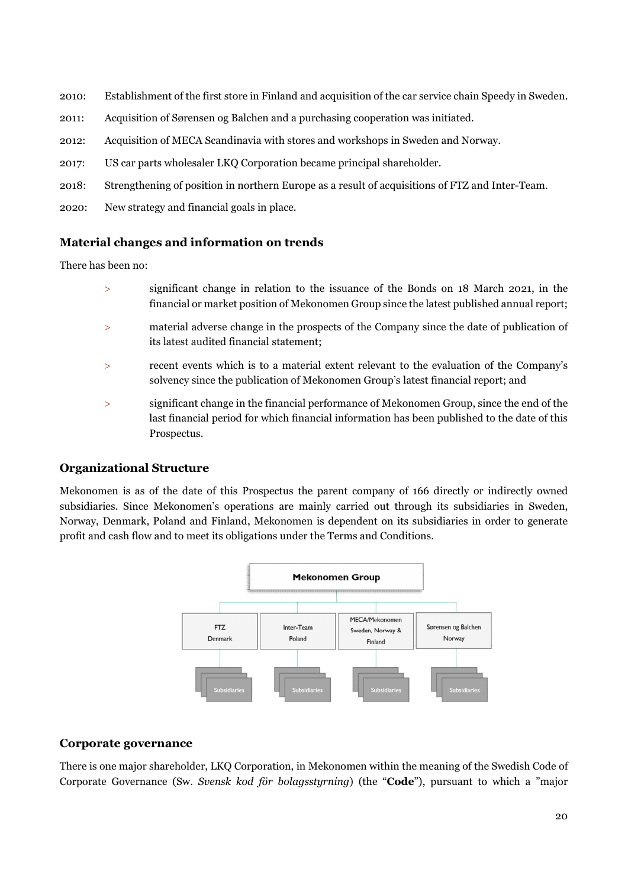2010: Establishment of the first store in Finland and acquisition of the car service chain Speedy in Sweden.

2011: Acquisition of Sørensen og Balchen and a purchasing cooperation was initiated.

2012: Acquisition of MECA Scandinavia with stores and workshops in Sweden and Norway.

2017: US car parts wholesaler LKQ Corporation became principal shareholder.

2018: Strengthening of position in northern Europe as a result of acquisitions of FTZ and Inter-Team.

2020: New strategy and financial goals in place.

### Material changes and information on trends

There has been no:

> significant change in relation to the issuance of the Bonds on 18 March 2021, in the financial or market position of Mekonomen Group since the latest published annual report;

> material adverse change in the prospects of the Company since the date of publication of its latest audited financial statement;

> recent events which is to a material extent relevant to the evaluation of the Company's solvency since the publication of Mekonomen Group's latest financial report; and

> significant change in the financial performance of Mekonomen Group, since the end of the last financial period for which financial information has been published to the date of this Prospectus.

### Organizational Structure

Mekonomen is as of the date of this Prospectus the parent company of 166 directly or indirectly owned subsidiaries. Since Mekonomen's operations are mainly carried out through its subsidiaries in Sweden, Norway, Denmark, Poland and Finland, Mekonomen is dependent on its subsidiaries in order to generate profit and cash flow and to meet its obligations under the Terms and Conditions.

Mekonomen Group

FTZ Denmark | Inter-Team Poland | MECA/Mekonomen Sweden, Norway & Finland | Sørensen og Balchen Norway

Subsidiaries | Subsidiaries | Subsidiaries | Subsidiaries

### Corporate governance

There is one major shareholder, LKQ Corporation, in Mekonomen within the meaning of the Swedish Code of Corporate Governance (Sw. *Svensk kod för bolagsstyrning*) (the "**Code**"), pursuant to which a "major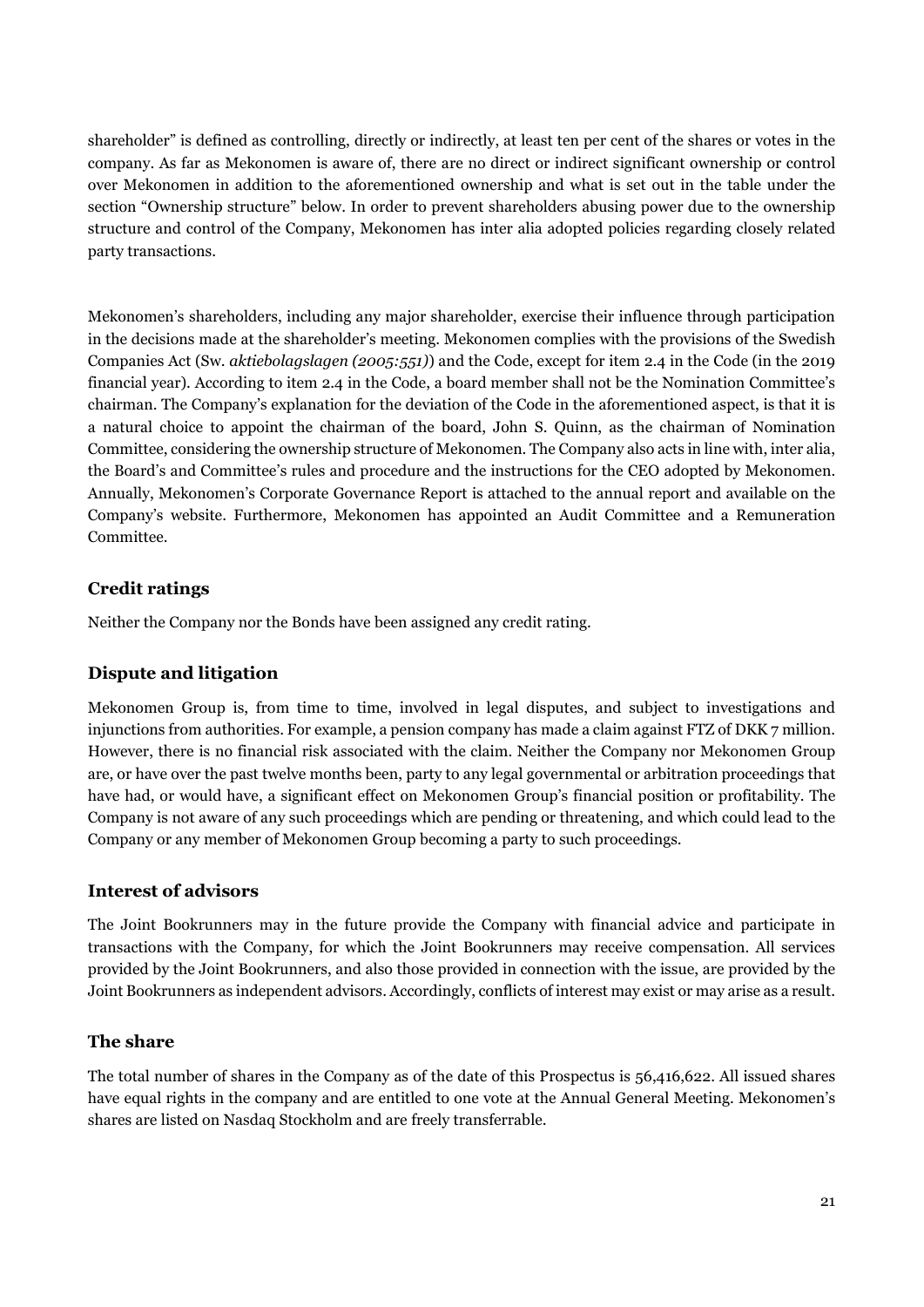shareholder" is defined as controlling, directly or indirectly, at least ten per cent of the shares or votes in the company. As far as Mekonomen is aware of, there are no direct or indirect significant ownership or control over Mekonomen in addition to the aforementioned ownership and what is set out in the table under the section "Ownership structure" below. In order to prevent shareholders abusing power due to the ownership structure and control of the Company, Mekonomen has inter alia adopted policies regarding closely related party transactions.

Mekonomen's shareholders, including any major shareholder, exercise their influence through participation in the decisions made at the shareholder's meeting. Mekonomen complies with the provisions of the Swedish Companies Act (Sw. *aktiebolagslagen (2005:551)*) and the Code, except for item 2.4 in the Code (in the 2019 financial year). According to item 2.4 in the Code, a board member shall not be the Nomination Committee's chairman. The Company's explanation for the deviation of the Code in the aforementioned aspect, is that it is a natural choice to appoint the chairman of the board, John S. Quinn, as the chairman of Nomination Committee, considering the ownership structure of Mekonomen. The Company also acts in line with, inter alia, the Board's and Committee's rules and procedure and the instructions for the CEO adopted by Mekonomen. Annually, Mekonomen's Corporate Governance Report is attached to the annual report and available on the Company's website. Furthermore, Mekonomen has appointed an Audit Committee and a Remuneration Committee.

## Credit ratings

Neither the Company nor the Bonds have been assigned any credit rating.

## Dispute and litigation

Mekonomen Group is, from time to time, involved in legal disputes, and subject to investigations and injunctions from authorities. For example, a pension company has made a claim against FTZ of DKK 7 million. However, there is no financial risk associated with the claim. Neither the Company nor Mekonomen Group are, or have over the past twelve months been, party to any legal governmental or arbitration proceedings that have had, or would have, a significant effect on Mekonomen Group's financial position or profitability. The Company is not aware of any such proceedings which are pending or threatening, and which could lead to the Company or any member of Mekonomen Group becoming a party to such proceedings.

## Interest of advisors

The Joint Bookrunners may in the future provide the Company with financial advice and participate in transactions with the Company, for which the Joint Bookrunners may receive compensation. All services provided by the Joint Bookrunners, and also those provided in connection with the issue, are provided by the Joint Bookrunners as independent advisors. Accordingly, conflicts of interest may exist or may arise as a result.

## The share

The total number of shares in the Company as of the date of this Prospectus is 56,416,622. All issued shares have equal rights in the company and are entitled to one vote at the Annual General Meeting. Mekonomen's shares are listed on Nasdaq Stockholm and are freely transferrable.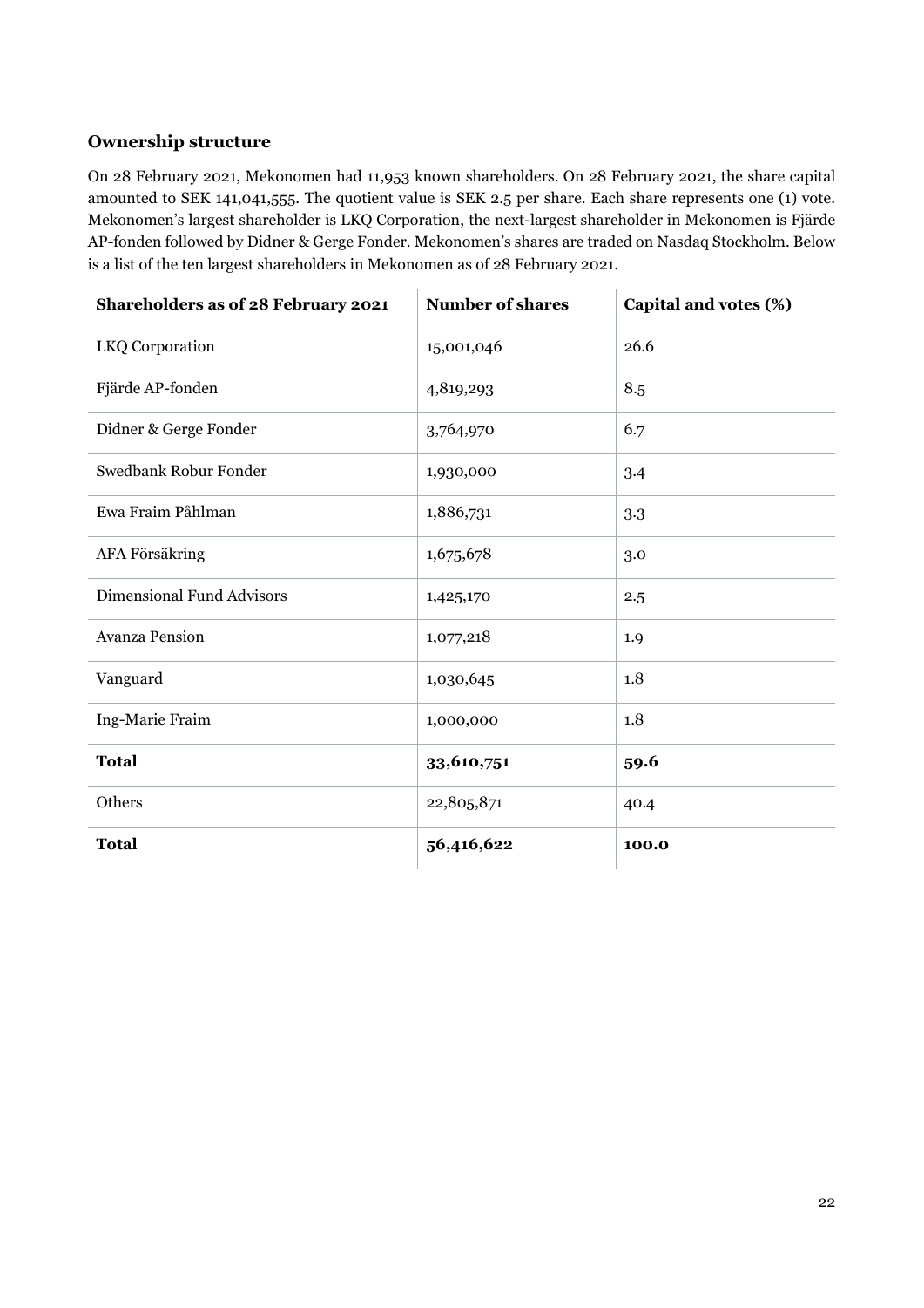## Ownership structure

On 28 February 2021, Mekonomen had 11,953 known shareholders. On 28 February 2021, the share capital amounted to SEK 141,041,555. The quotient value is SEK 2.5 per share. Each share represents one (1) vote. Mekonomen's largest shareholder is LKQ Corporation, the next-largest shareholder in Mekonomen is Fjärde AP-fonden followed by Didner & Gerge Fonder. Mekonomen's shares are traded on Nasdaq Stockholm. Below is a list of the ten largest shareholders in Mekonomen as of 28 February 2021.

| Shareholders as of 28 February 2021 | Number of shares | Capital and votes (%) |
| --- | --- | --- |
| LKQ Corporation | 15,001,046 | 26.6 |
| Fjärde AP-fonden | 4,819,293 | 8.5 |
| Didner & Gerge Fonder | 3,764,970 | 6.7 |
| Swedbank Robur Fonder | 1,930,000 | 3.4 |
| Ewa Fraim Påhlman | 1,886,731 | 3.3 |
| AFA Försäkring | 1,675,678 | 3.0 |
| Dimensional Fund Advisors | 1,425,170 | 2.5 |
| Avanza Pension | 1,077,218 | 1.9 |
| Vanguard | 1,030,645 | 1.8 |
| Ing-Marie Fraim | 1,000,000 | 1.8 |
| **Total** | **33,610,751** | **59.6** |
| Others | 22,805,871 | 40.4 |
| **Total** | **56,416,622** | **100.0** |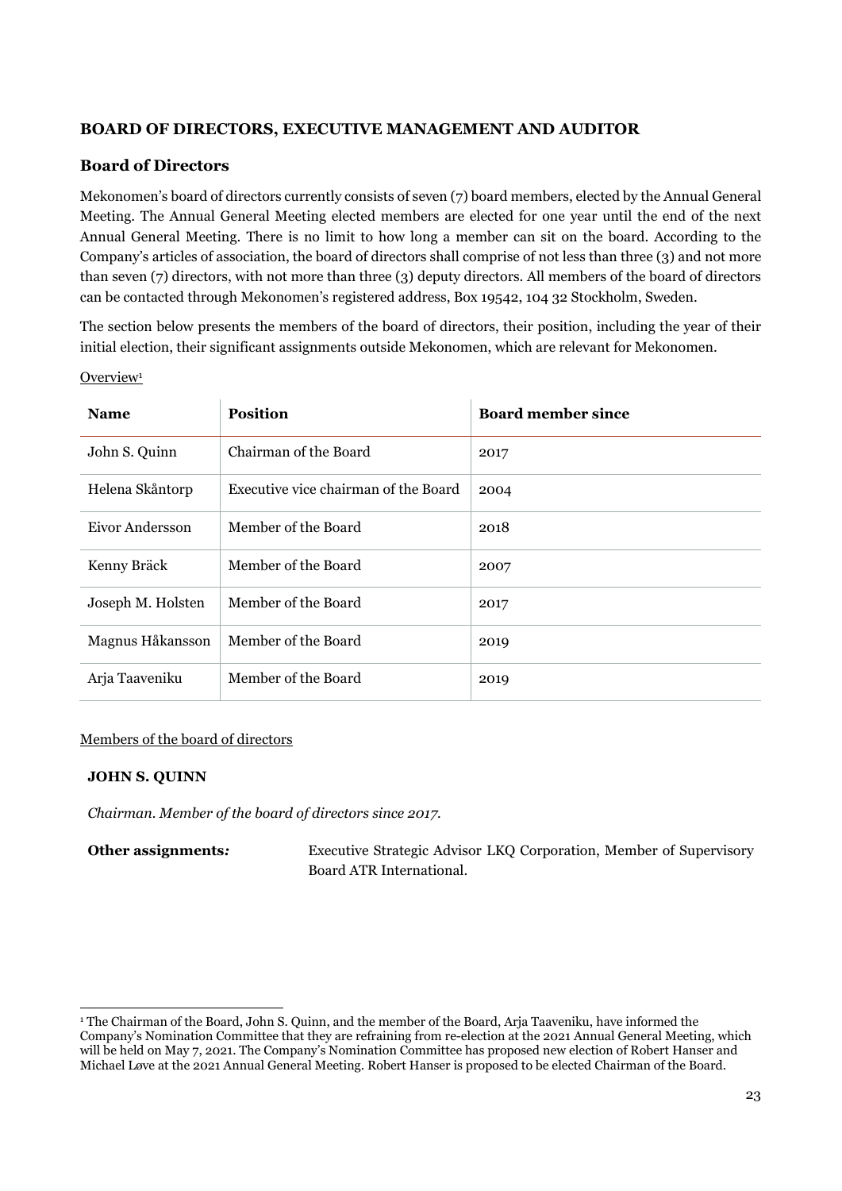## BOARD OF DIRECTORS, EXECUTIVE MANAGEMENT AND AUDITOR

### Board of Directors

Mekonomen's board of directors currently consists of seven (7) board members, elected by the Annual General Meeting. The Annual General Meeting elected members are elected for one year until the end of the next Annual General Meeting. There is no limit to how long a member can sit on the board. According to the Company's articles of association, the board of directors shall comprise of not less than three (3) and not more than seven (7) directors, with not more than three (3) deputy directors. All members of the board of directors can be contacted through Mekonomen's registered address, Box 19542, 104 32 Stockholm, Sweden.

The section below presents the members of the board of directors, their position, including the year of their initial election, their significant assignments outside Mekonomen, which are relevant for Mekonomen.

Overview[1]

| Name | Position | Board member since |
|---|---|---|
| John S. Quinn | Chairman of the Board | 2017 |
| Helena Skåntorp | Executive vice chairman of the Board | 2004 |
| Eivor Andersson | Member of the Board | 2018 |
| Kenny Bräck | Member of the Board | 2007 |
| Joseph M. Holsten | Member of the Board | 2017 |
| Magnus Håkansson | Member of the Board | 2019 |
| Arja Taaveniku | Member of the Board | 2019 |

Members of the board of directors

**JOHN S. QUINN**

*Chairman. Member of the board of directors since 2017.*

**Other assignments:** Executive Strategic Advisor LKQ Corporation, Member of Supervisory Board ATR International.

[1] The Chairman of the Board, John S. Quinn, and the member of the Board, Arja Taaveniku, have informed the Company's Nomination Committee that they are refraining from re-election at the 2021 Annual General Meeting, which will be held on May 7, 2021. The Company's Nomination Committee has proposed new election of Robert Hanser and Michael Løve at the 2021 Annual General Meeting. Robert Hanser is proposed to be elected Chairman of the Board.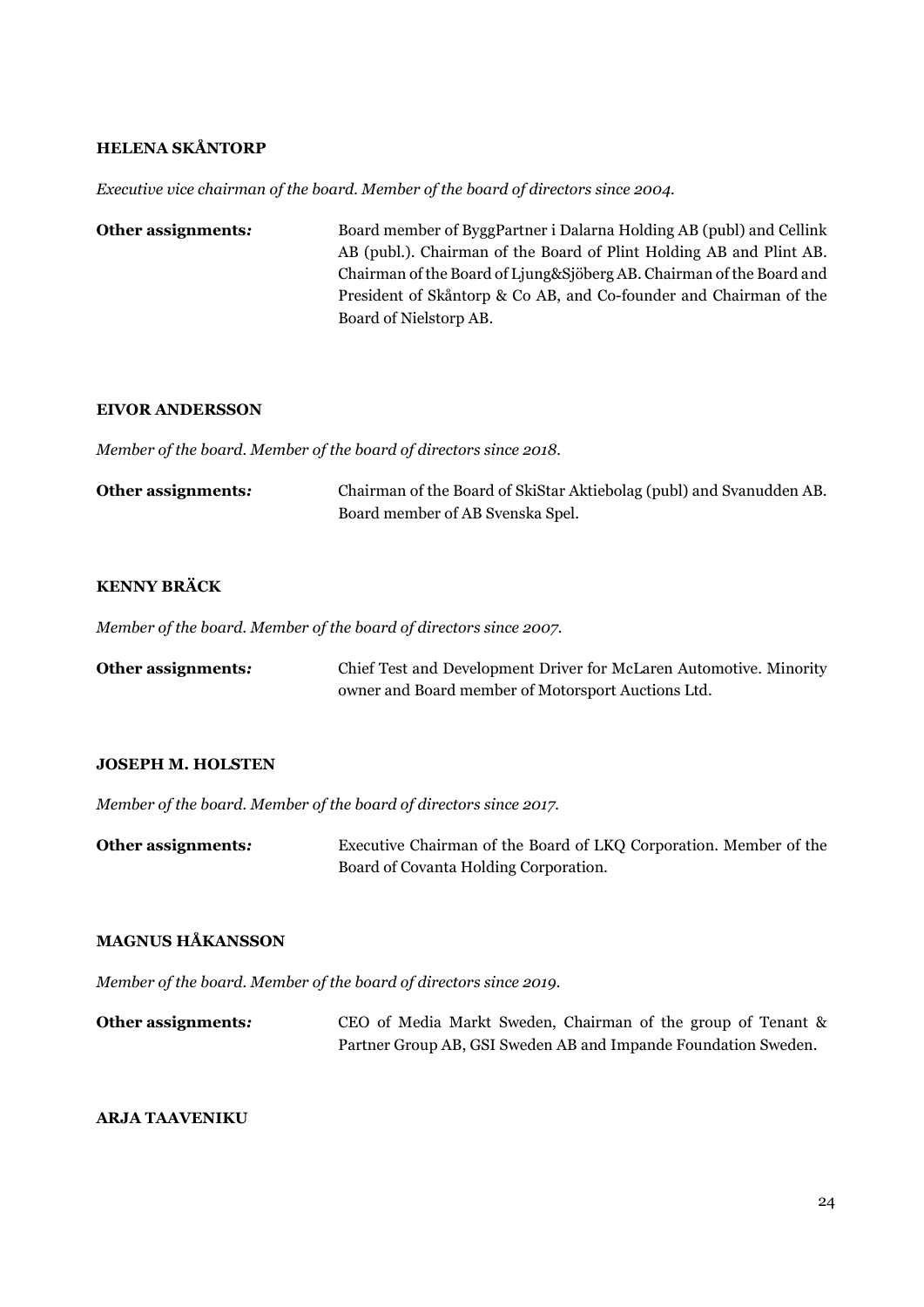**HELENA SKÅNTORP**

*Executive vice chairman of the board. Member of the board of directors since 2004.*

**Other assignments:** Board member of ByggPartner i Dalarna Holding AB (publ) and Cellink AB (publ.). Chairman of the Board of Plint Holding AB and Plint AB. Chairman of the Board of Ljung&Sjöberg AB. Chairman of the Board and President of Skåntorp & Co AB, and Co-founder and Chairman of the Board of Nielstorp AB.

**EIVOR ANDERSSON**

*Member of the board. Member of the board of directors since 2018.*

**Other assignments:** Chairman of the Board of SkiStar Aktiebolag (publ) and Svanudden AB. Board member of AB Svenska Spel.

**KENNY BRÄCK**

*Member of the board. Member of the board of directors since 2007.*

**Other assignments:** Chief Test and Development Driver for McLaren Automotive. Minority owner and Board member of Motorsport Auctions Ltd.

**JOSEPH M. HOLSTEN**

*Member of the board. Member of the board of directors since 2017.*

**Other assignments:** Executive Chairman of the Board of LKQ Corporation. Member of the Board of Covanta Holding Corporation.

**MAGNUS HÅKANSSON**

*Member of the board. Member of the board of directors since 2019.*

**Other assignments:** CEO of Media Markt Sweden, Chairman of the group of Tenant & Partner Group AB, GSI Sweden AB and Impande Foundation Sweden.

**ARJA TAAVENIKU**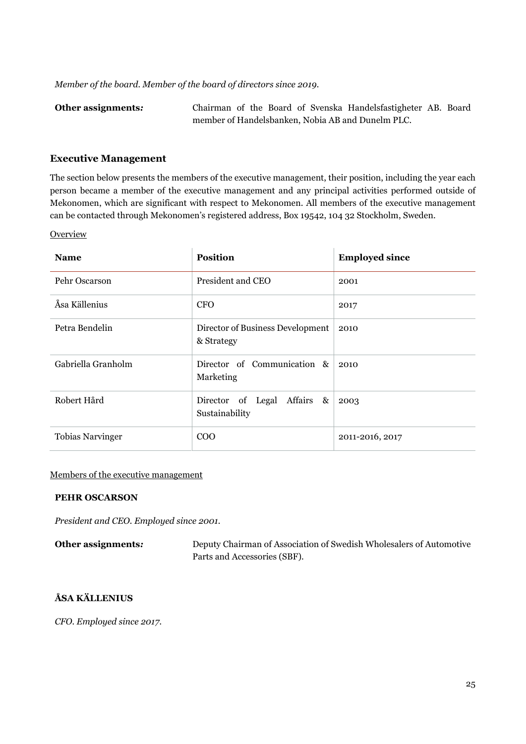*Member of the board. Member of the board of directors since 2019.*

**Other assignments*:*** Chairman of the Board of Svenska Handelsfastigheter AB. Board member of Handelsbanken, Nobia AB and Dunelm PLC.

### Executive Management

The section below presents the members of the executive management, their position, including the year each person became a member of the executive management and any principal activities performed outside of Mekonomen, which are significant with respect to Mekonomen. All members of the executive management can be contacted through Mekonomen's registered address, Box 19542, 104 32 Stockholm, Sweden.

Overview

| **Name** | **Position** | **Employed since** |
|---|---|---|
| Pehr Oscarson | President and CEO | 2001 |
| Åsa Källenius | CFO | 2017 |
| Petra Bendelin | Director of Business Development & Strategy | 2010 |
| Gabriella Granholm | Director of Communication & Marketing | 2010 |
| Robert Hård | Director of Legal Affairs & Sustainability | 2003 |
| Tobias Narvinger | COO | 2011-2016, 2017 |

Members of the executive management

**PEHR OSCARSON**

*President and CEO. Employed since 2001.*

**Other assignments*:*** Deputy Chairman of Association of Swedish Wholesalers of Automotive Parts and Accessories (SBF).

**ÅSA KÄLLENIUS**

*CFO. Employed since 2017.*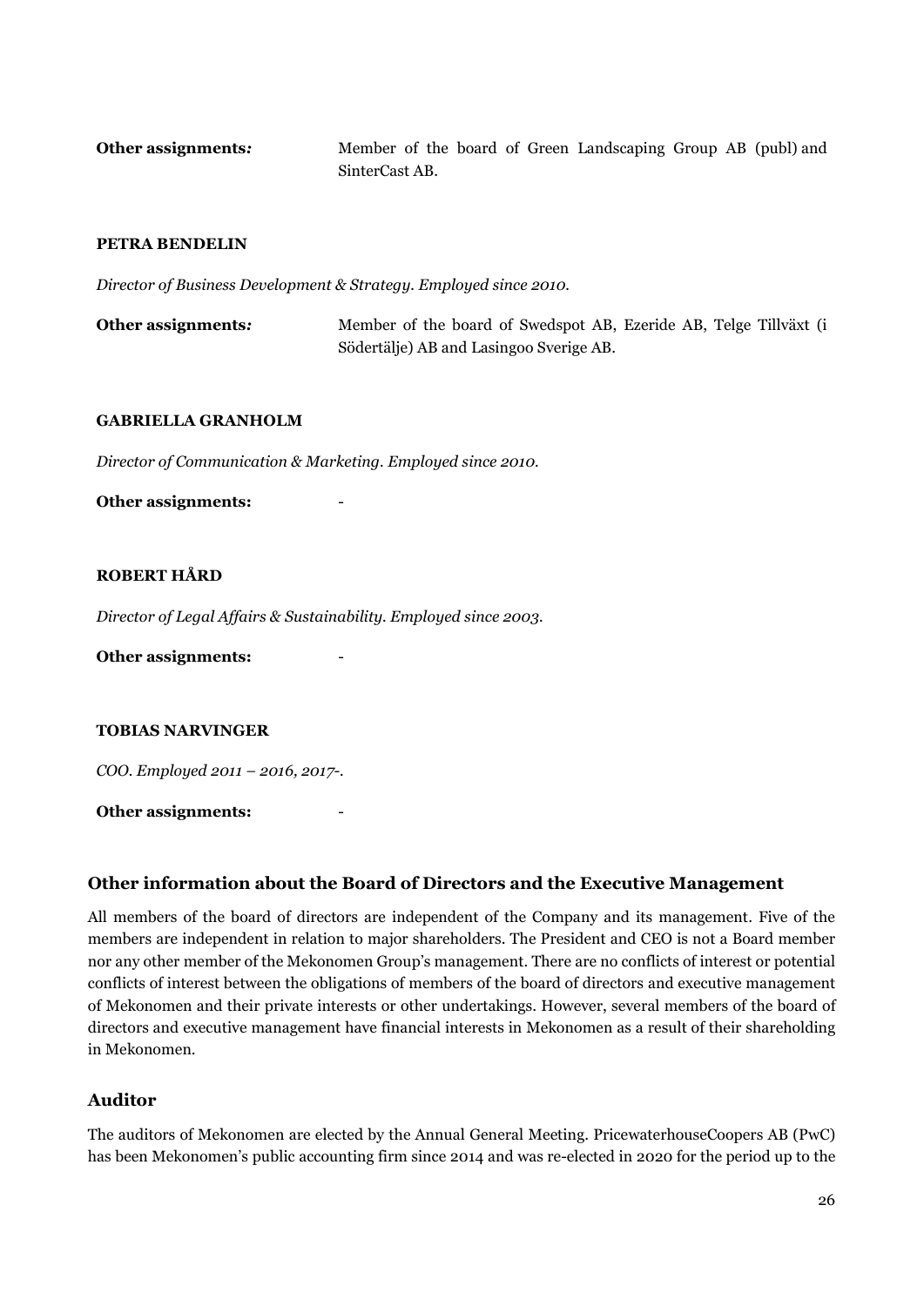**Other assignments:** Member of the board of Green Landscaping Group AB (publ) and SinterCast AB.

**PETRA BENDELIN**

*Director of Business Development & Strategy. Employed since 2010.*

**Other assignments:** Member of the board of Swedspot AB, Ezeride AB, Telge Tillväxt (i Södertälje) AB and Lasingoo Sverige AB.

**GABRIELLA GRANHOLM**

*Director of Communication & Marketing. Employed since 2010.*

**Other assignments:** -

**ROBERT HÅRD**

*Director of Legal Affairs & Sustainability. Employed since 2003.*

**Other assignments:** -

**TOBIAS NARVINGER**

*COO. Employed 2011 – 2016, 2017-.*

**Other assignments:** -

## Other information about the Board of Directors and the Executive Management

All members of the board of directors are independent of the Company and its management. Five of the members are independent in relation to major shareholders. The President and CEO is not a Board member nor any other member of the Mekonomen Group's management. There are no conflicts of interest or potential conflicts of interest between the obligations of members of the board of directors and executive management of Mekonomen and their private interests or other undertakings. However, several members of the board of directors and executive management have financial interests in Mekonomen as a result of their shareholding in Mekonomen.

## Auditor

The auditors of Mekonomen are elected by the Annual General Meeting. PricewaterhouseCoopers AB (PwC) has been Mekonomen's public accounting firm since 2014 and was re-elected in 2020 for the period up to the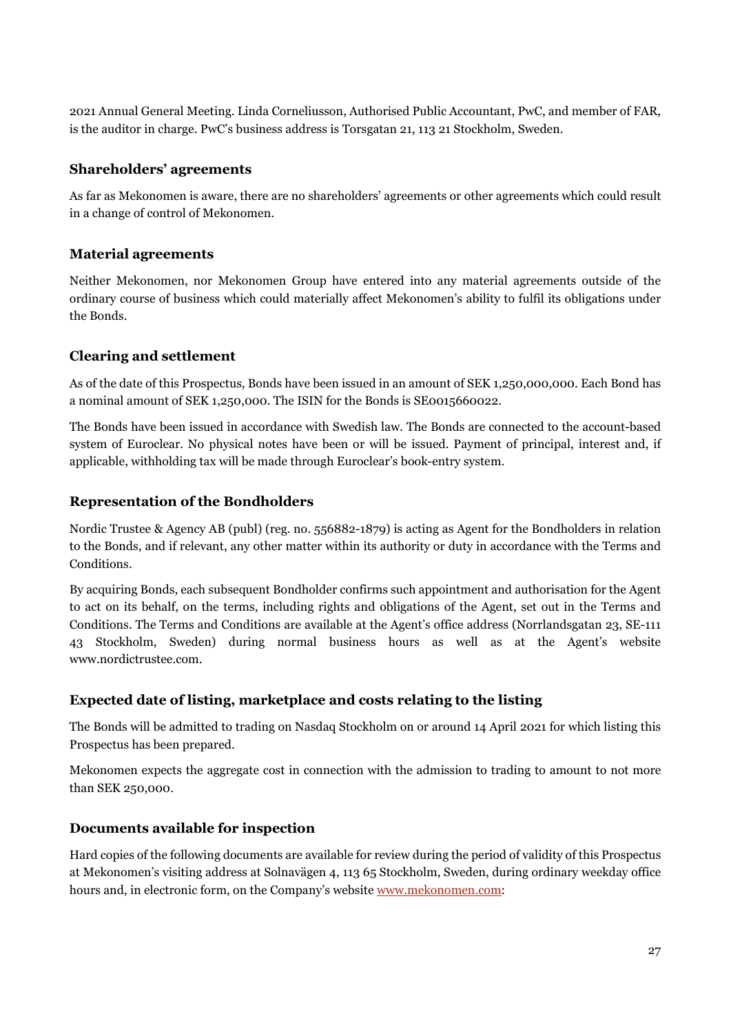2021 Annual General Meeting. Linda Corneliusson, Authorised Public Accountant, PwC, and member of FAR, is the auditor in charge. PwC's business address is Torsgatan 21, 113 21 Stockholm, Sweden.

## Shareholders' agreements

As far as Mekonomen is aware, there are no shareholders' agreements or other agreements which could result in a change of control of Mekonomen.

## Material agreements

Neither Mekonomen, nor Mekonomen Group have entered into any material agreements outside of the ordinary course of business which could materially affect Mekonomen's ability to fulfil its obligations under the Bonds.

## Clearing and settlement

As of the date of this Prospectus, Bonds have been issued in an amount of SEK 1,250,000,000. Each Bond has a nominal amount of SEK 1,250,000. The ISIN for the Bonds is SE0015660022.

The Bonds have been issued in accordance with Swedish law. The Bonds are connected to the account-based system of Euroclear. No physical notes have been or will be issued. Payment of principal, interest and, if applicable, withholding tax will be made through Euroclear's book-entry system.

## Representation of the Bondholders

Nordic Trustee & Agency AB (publ) (reg. no. 556882-1879) is acting as Agent for the Bondholders in relation to the Bonds, and if relevant, any other matter within its authority or duty in accordance with the Terms and Conditions.

By acquiring Bonds, each subsequent Bondholder confirms such appointment and authorisation for the Agent to act on its behalf, on the terms, including rights and obligations of the Agent, set out in the Terms and Conditions. The Terms and Conditions are available at the Agent's office address (Norrlandsgatan 23, SE-111 43 Stockholm, Sweden) during normal business hours as well as at the Agent's website www.nordictrustee.com.

## Expected date of listing, marketplace and costs relating to the listing

The Bonds will be admitted to trading on Nasdaq Stockholm on or around 14 April 2021 for which listing this Prospectus has been prepared.

Mekonomen expects the aggregate cost in connection with the admission to trading to amount to not more than SEK 250,000.

## Documents available for inspection

Hard copies of the following documents are available for review during the period of validity of this Prospectus at Mekonomen's visiting address at Solnavägen 4, 113 65 Stockholm, Sweden, during ordinary weekday office hours and, in electronic form, on the Company's website www.mekonomen.com: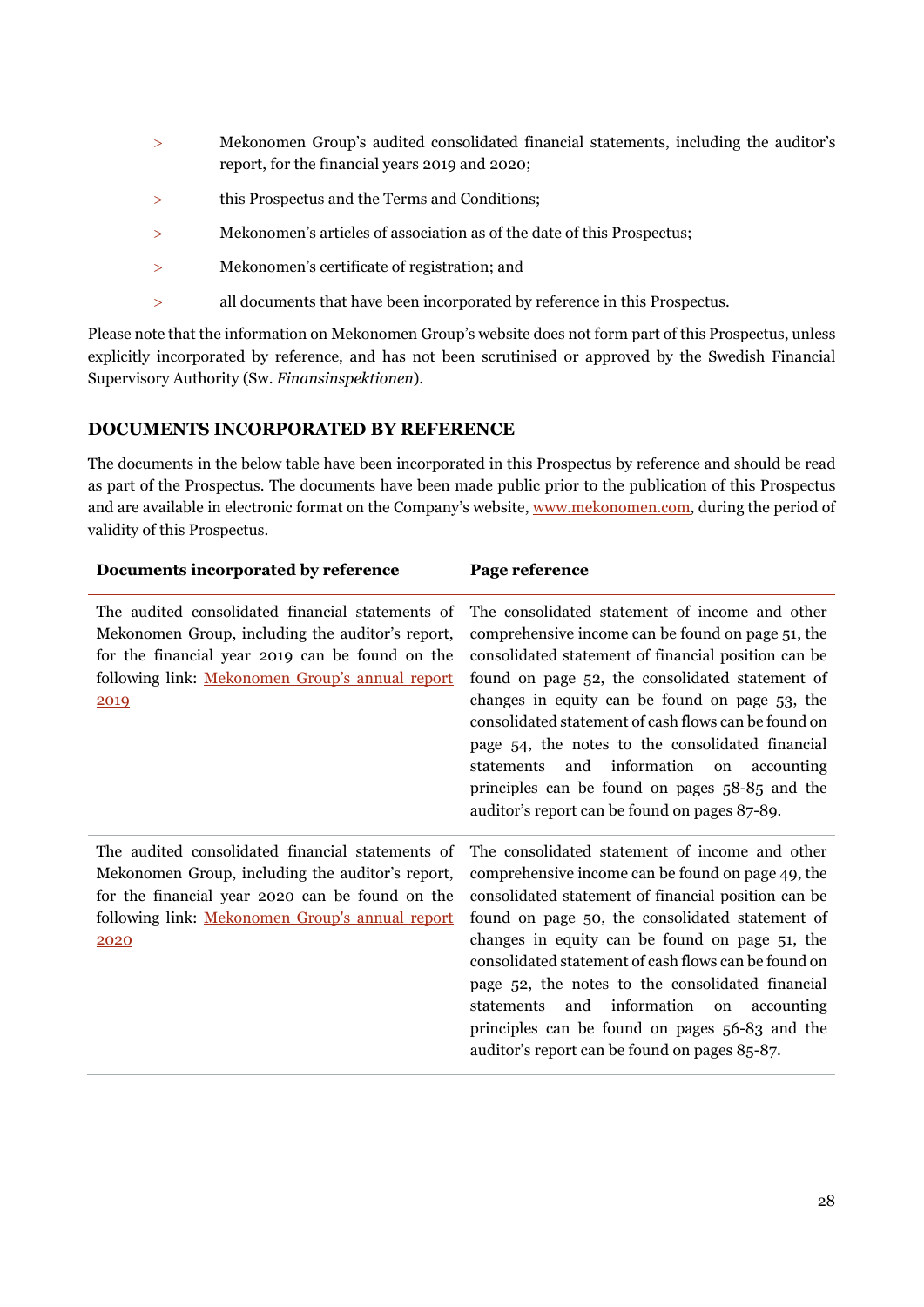- Mekonomen Group's audited consolidated financial statements, including the auditor's report, for the financial years 2019 and 2020;
- this Prospectus and the Terms and Conditions;
- Mekonomen's articles of association as of the date of this Prospectus;
- Mekonomen's certificate of registration; and
- all documents that have been incorporated by reference in this Prospectus.

Please note that the information on Mekonomen Group's website does not form part of this Prospectus, unless explicitly incorporated by reference, and has not been scrutinised or approved by the Swedish Financial Supervisory Authority (Sw. *Finansinspektionen*).

## DOCUMENTS INCORPORATED BY REFERENCE

The documents in the below table have been incorporated in this Prospectus by reference and should be read as part of the Prospectus. The documents have been made public prior to the publication of this Prospectus and are available in electronic format on the Company's website, www.mekonomen.com, during the period of validity of this Prospectus.

| **Documents incorporated by reference** | **Page reference** |
|---|---|
| The audited consolidated financial statements of Mekonomen Group, including the auditor's report, for the financial year 2019 can be found on the following link: Mekonomen Group's annual report 2019 | The consolidated statement of income and other comprehensive income can be found on page 51, the consolidated statement of financial position can be found on page 52, the consolidated statement of changes in equity can be found on page 53, the consolidated statement of cash flows can be found on page 54, the notes to the consolidated financial statements and information on accounting principles can be found on pages 58-85 and the auditor's report can be found on pages 87-89. |
| The audited consolidated financial statements of Mekonomen Group, including the auditor's report, for the financial year 2020 can be found on the following link: Mekonomen Group's annual report 2020 | The consolidated statement of income and other comprehensive income can be found on page 49, the consolidated statement of financial position can be found on page 50, the consolidated statement of changes in equity can be found on page 51, the consolidated statement of cash flows can be found on page 52, the notes to the consolidated financial statements and information on accounting principles can be found on pages 56-83 and the auditor's report can be found on pages 85-87. |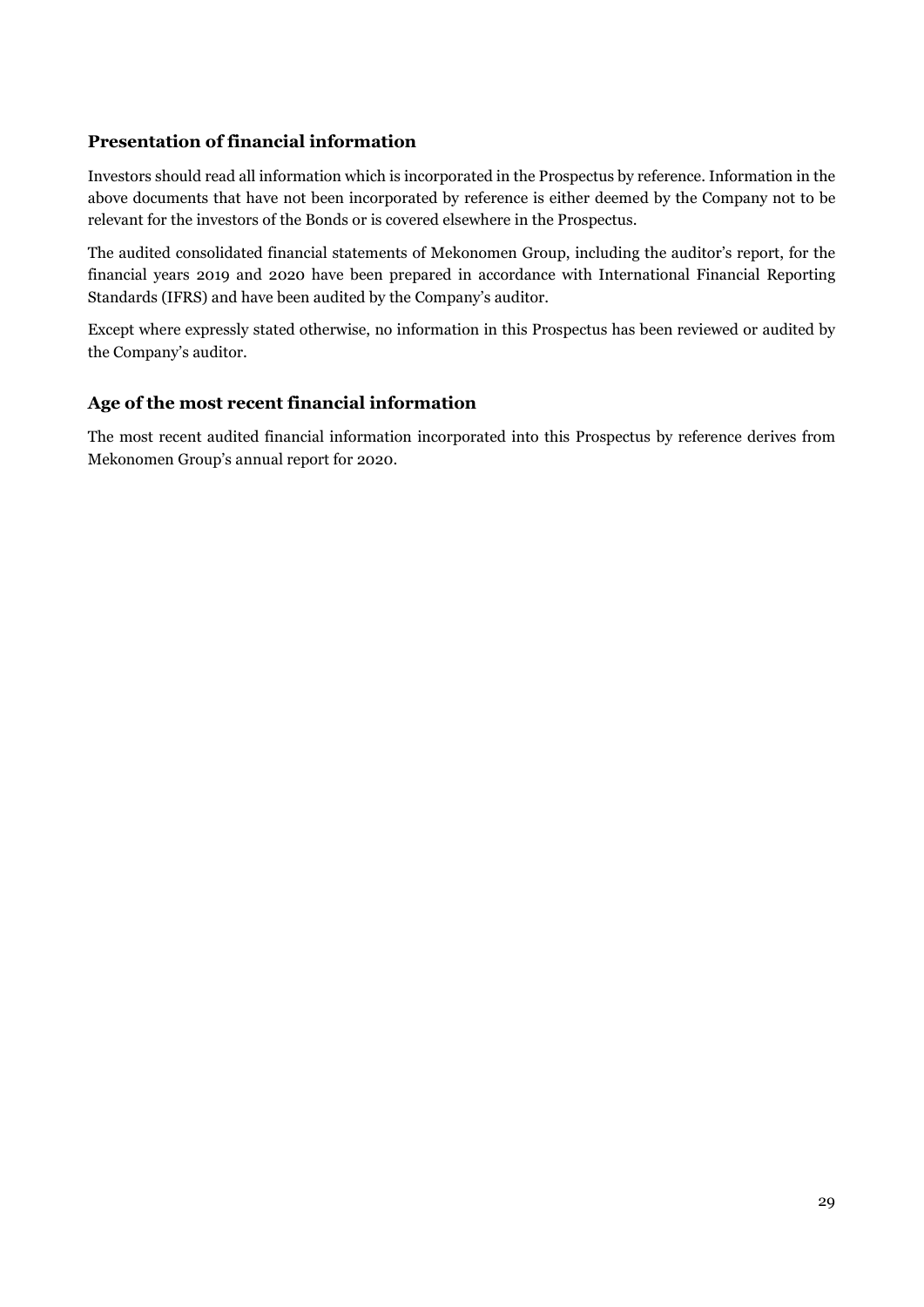## Presentation of financial information

Investors should read all information which is incorporated in the Prospectus by reference. Information in the above documents that have not been incorporated by reference is either deemed by the Company not to be relevant for the investors of the Bonds or is covered elsewhere in the Prospectus.

The audited consolidated financial statements of Mekonomen Group, including the auditor's report, for the financial years 2019 and 2020 have been prepared in accordance with International Financial Reporting Standards (IFRS) and have been audited by the Company's auditor.

Except where expressly stated otherwise, no information in this Prospectus has been reviewed or audited by the Company's auditor.

## Age of the most recent financial information

The most recent audited financial information incorporated into this Prospectus by reference derives from Mekonomen Group's annual report for 2020.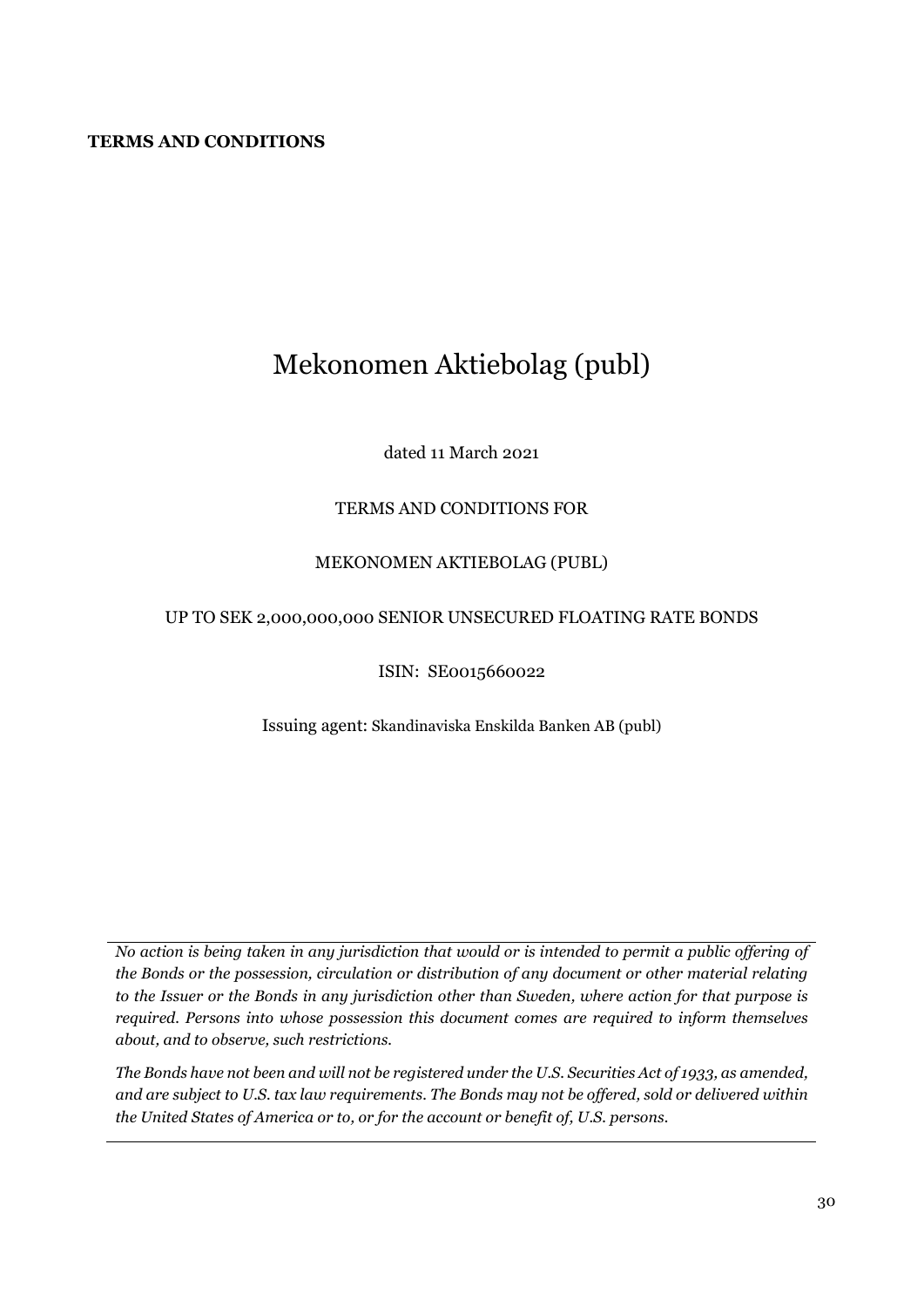**TERMS AND CONDITIONS**

# Mekonomen Aktiebolag (publ)

dated 11 March 2021

TERMS AND CONDITIONS FOR

MEKONOMEN AKTIEBOLAG (PUBL)

UP TO SEK 2,000,000,000 SENIOR UNSECURED FLOATING RATE BONDS

ISIN: SE0015660022

Issuing agent: Skandinaviska Enskilda Banken AB (publ)

---

*No action is being taken in any jurisdiction that would or is intended to permit a public offering of the Bonds or the possession, circulation or distribution of any document or other material relating to the Issuer or the Bonds in any jurisdiction other than Sweden, where action for that purpose is required. Persons into whose possession this document comes are required to inform themselves about, and to observe, such restrictions.*

*The Bonds have not been and will not be registered under the U.S. Securities Act of 1933, as amended, and are subject to U.S. tax law requirements. The Bonds may not be offered, sold or delivered within the United States of America or to, or for the account or benefit of, U.S. persons.*

---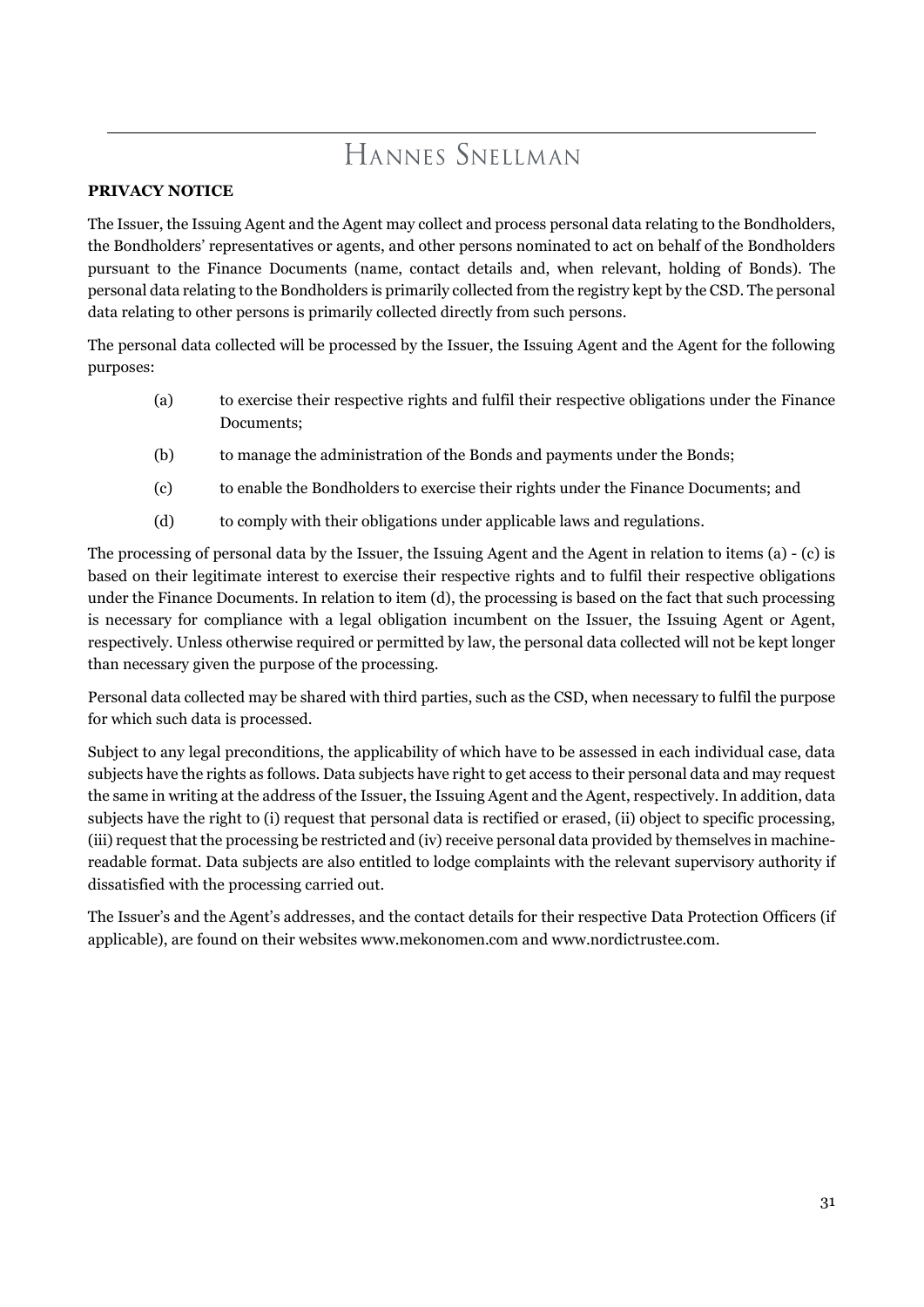**PRIVACY NOTICE**

The Issuer, the Issuing Agent and the Agent may collect and process personal data relating to the Bondholders, the Bondholders' representatives or agents, and other persons nominated to act on behalf of the Bondholders pursuant to the Finance Documents (name, contact details and, when relevant, holding of Bonds). The personal data relating to the Bondholders is primarily collected from the registry kept by the CSD. The personal data relating to other persons is primarily collected directly from such persons.

The personal data collected will be processed by the Issuer, the Issuing Agent and the Agent for the following purposes:

(a) to exercise their respective rights and fulfil their respective obligations under the Finance Documents;

(b) to manage the administration of the Bonds and payments under the Bonds;

(c) to enable the Bondholders to exercise their rights under the Finance Documents; and

(d) to comply with their obligations under applicable laws and regulations.

The processing of personal data by the Issuer, the Issuing Agent and the Agent in relation to items (a) - (c) is based on their legitimate interest to exercise their respective rights and to fulfil their respective obligations under the Finance Documents. In relation to item (d), the processing is based on the fact that such processing is necessary for compliance with a legal obligation incumbent on the Issuer, the Issuing Agent or Agent, respectively. Unless otherwise required or permitted by law, the personal data collected will not be kept longer than necessary given the purpose of the processing.

Personal data collected may be shared with third parties, such as the CSD, when necessary to fulfil the purpose for which such data is processed.

Subject to any legal preconditions, the applicability of which have to be assessed in each individual case, data subjects have the rights as follows. Data subjects have right to get access to their personal data and may request the same in writing at the address of the Issuer, the Issuing Agent and the Agent, respectively. In addition, data subjects have the right to (i) request that personal data is rectified or erased, (ii) object to specific processing, (iii) request that the processing be restricted and (iv) receive personal data provided by themselves in machine-readable format. Data subjects are also entitled to lodge complaints with the relevant supervisory authority if dissatisfied with the processing carried out.

The Issuer's and the Agent's addresses, and the contact details for their respective Data Protection Officers (if applicable), are found on their websites www.mekonomen.com and www.nordictrustee.com.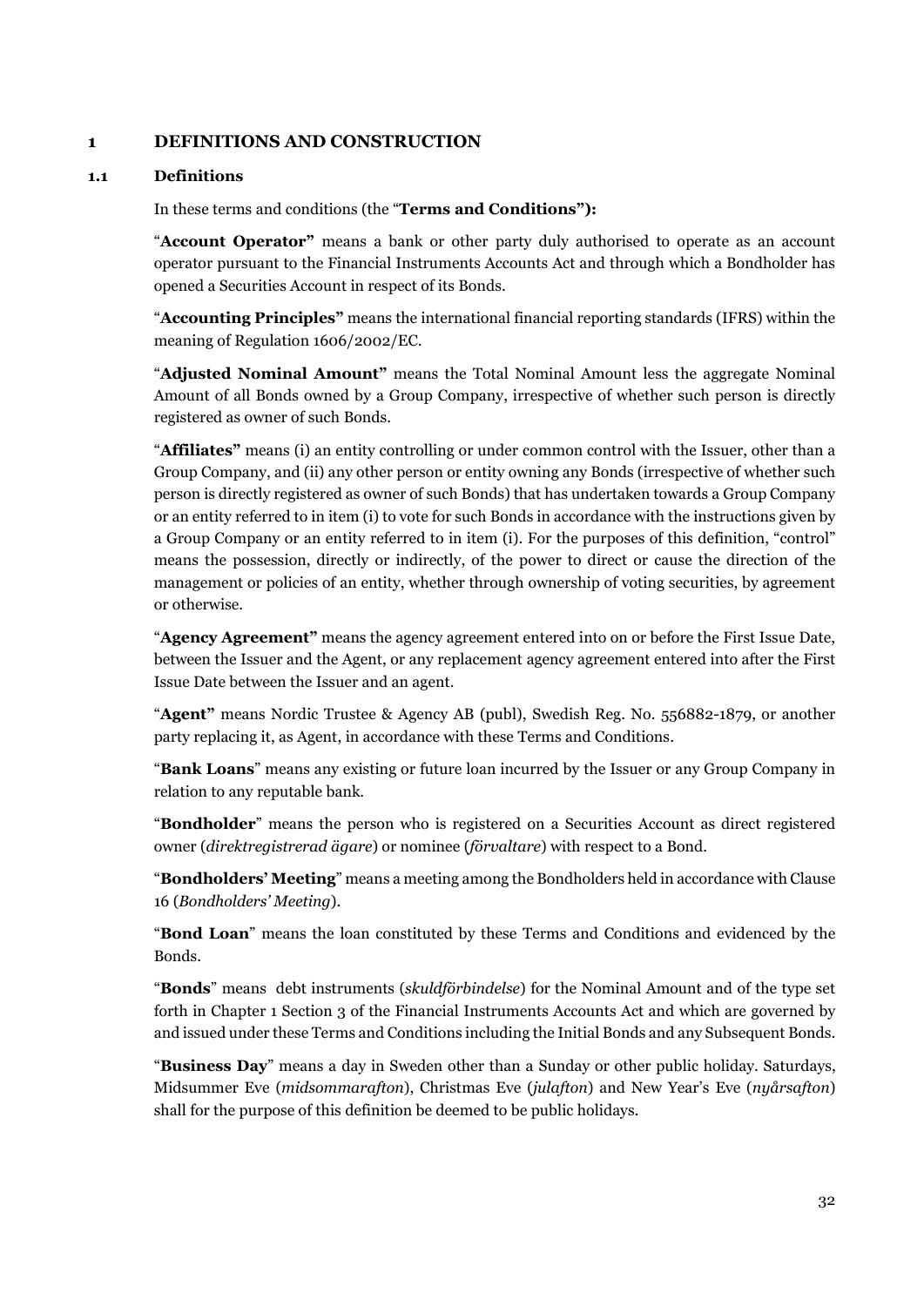# 1 DEFINITIONS AND CONSTRUCTION

## 1.1 Definitions

In these terms and conditions (the "**Terms and Conditions"):**

"**Account Operator"** means a bank or other party duly authorised to operate as an account operator pursuant to the Financial Instruments Accounts Act and through which a Bondholder has opened a Securities Account in respect of its Bonds.

"**Accounting Principles"** means the international financial reporting standards (IFRS) within the meaning of Regulation 1606/2002/EC.

"**Adjusted Nominal Amount"** means the Total Nominal Amount less the aggregate Nominal Amount of all Bonds owned by a Group Company, irrespective of whether such person is directly registered as owner of such Bonds.

"**Affiliates"** means (i) an entity controlling or under common control with the Issuer, other than a Group Company, and (ii) any other person or entity owning any Bonds (irrespective of whether such person is directly registered as owner of such Bonds) that has undertaken towards a Group Company or an entity referred to in item (i) to vote for such Bonds in accordance with the instructions given by a Group Company or an entity referred to in item (i). For the purposes of this definition, "control" means the possession, directly or indirectly, of the power to direct or cause the direction of the management or policies of an entity, whether through ownership of voting securities, by agreement or otherwise.

"**Agency Agreement"** means the agency agreement entered into on or before the First Issue Date, between the Issuer and the Agent, or any replacement agency agreement entered into after the First Issue Date between the Issuer and an agent.

"**Agent"** means Nordic Trustee & Agency AB (publ), Swedish Reg. No. 556882-1879, or another party replacing it, as Agent, in accordance with these Terms and Conditions.

"**Bank Loans**" means any existing or future loan incurred by the Issuer or any Group Company in relation to any reputable bank.

"**Bondholder**" means the person who is registered on a Securities Account as direct registered owner (*direktregistrerad ägare*) or nominee (*förvaltare*) with respect to a Bond.

"**Bondholders' Meeting**" means a meeting among the Bondholders held in accordance with Clause 16 (*Bondholders' Meeting*).

"**Bond Loan**" means the loan constituted by these Terms and Conditions and evidenced by the Bonds.

"**Bonds**" means debt instruments (*skuldförbindelse*) for the Nominal Amount and of the type set forth in Chapter 1 Section 3 of the Financial Instruments Accounts Act and which are governed by and issued under these Terms and Conditions including the Initial Bonds and any Subsequent Bonds.

"**Business Day**" means a day in Sweden other than a Sunday or other public holiday. Saturdays, Midsummer Eve (*midsommarafton*), Christmas Eve (*julafton*) and New Year's Eve (*nyårsafton*) shall for the purpose of this definition be deemed to be public holidays.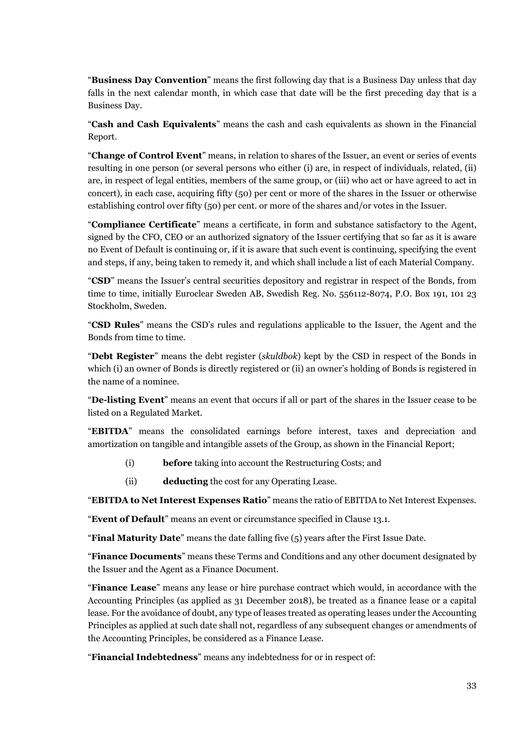"**Business Day Convention**" means the first following day that is a Business Day unless that day falls in the next calendar month, in which case that date will be the first preceding day that is a Business Day.

"**Cash and Cash Equivalents**" means the cash and cash equivalents as shown in the Financial Report.

"**Change of Control Event**" means, in relation to shares of the Issuer, an event or series of events resulting in one person (or several persons who either (i) are, in respect of individuals, related, (ii) are, in respect of legal entities, members of the same group, or (iii) who act or have agreed to act in concert), in each case, acquiring fifty (50) per cent or more of the shares in the Issuer or otherwise establishing control over fifty (50) per cent. or more of the shares and/or votes in the Issuer.

"**Compliance Certificate**" means a certificate, in form and substance satisfactory to the Agent, signed by the CFO, CEO or an authorized signatory of the Issuer certifying that so far as it is aware no Event of Default is continuing or, if it is aware that such event is continuing, specifying the event and steps, if any, being taken to remedy it, and which shall include a list of each Material Company.

"**CSD**" means the Issuer's central securities depository and registrar in respect of the Bonds, from time to time, initially Euroclear Sweden AB, Swedish Reg. No. 556112-8074, P.O. Box 191, 101 23 Stockholm, Sweden.

"**CSD Rules**" means the CSD's rules and regulations applicable to the Issuer, the Agent and the Bonds from time to time.

"**Debt Register**" means the debt register (*skuldbok*) kept by the CSD in respect of the Bonds in which (i) an owner of Bonds is directly registered or (ii) an owner's holding of Bonds is registered in the name of a nominee.

"**De-listing Event**" means an event that occurs if all or part of the shares in the Issuer cease to be listed on a Regulated Market.

"**EBITDA**" means the consolidated earnings before interest, taxes and depreciation and amortization on tangible and intangible assets of the Group, as shown in the Financial Report;

(i) **before** taking into account the Restructuring Costs; and

(ii) **deducting** the cost for any Operating Lease.

"**EBITDA to Net Interest Expenses Ratio**" means the ratio of EBITDA to Net Interest Expenses.

"**Event of Default**" means an event or circumstance specified in Clause 13.1.

"**Final Maturity Date**" means the date falling five (5) years after the First Issue Date.

"**Finance Documents**" means these Terms and Conditions and any other document designated by the Issuer and the Agent as a Finance Document.

"**Finance Lease**" means any lease or hire purchase contract which would, in accordance with the Accounting Principles (as applied as 31 December 2018), be treated as a finance lease or a capital lease. For the avoidance of doubt, any type of leases treated as operating leases under the Accounting Principles as applied at such date shall not, regardless of any subsequent changes or amendments of the Accounting Principles, be considered as a Finance Lease.

"**Financial Indebtedness**" means any indebtedness for or in respect of: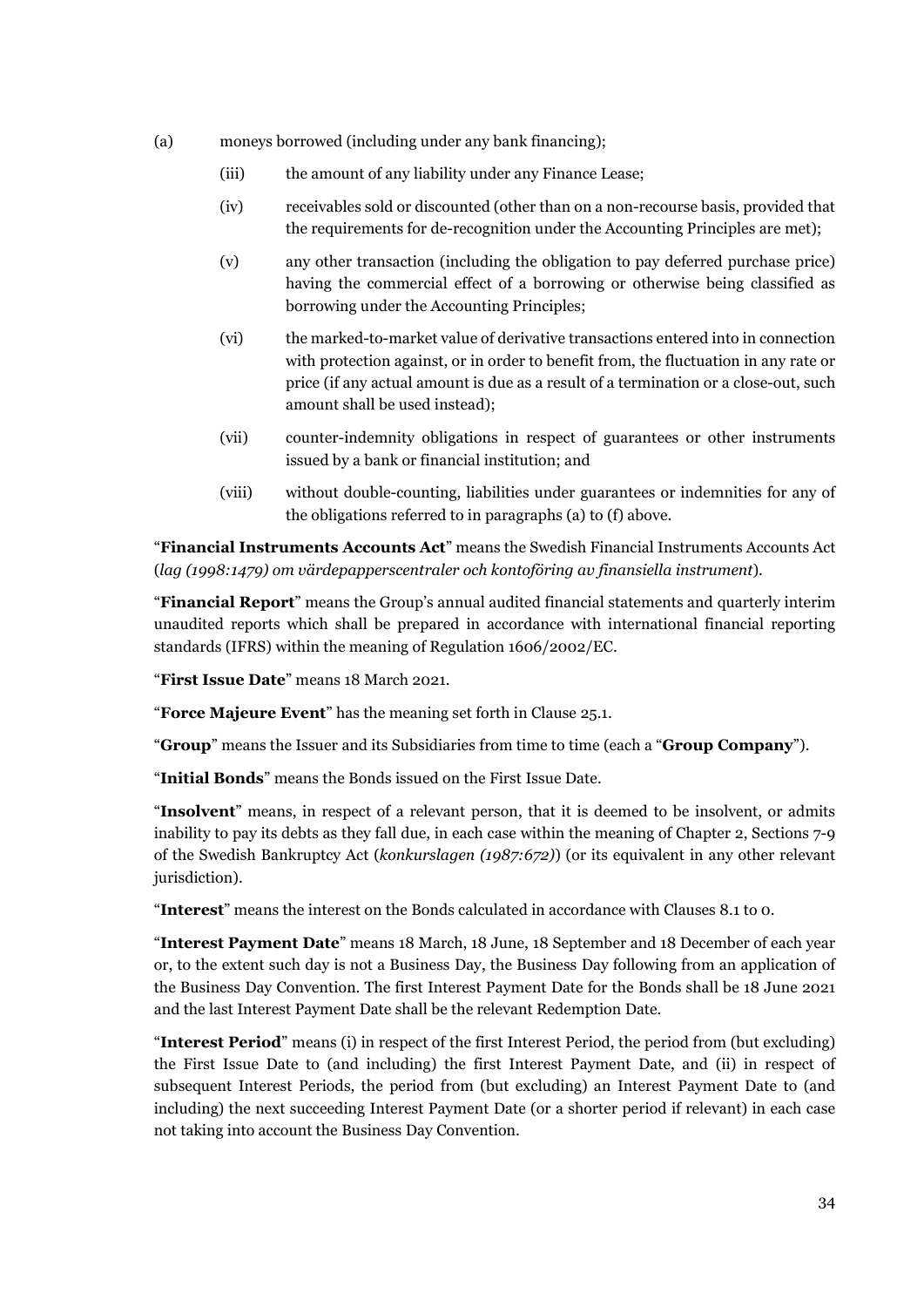(a) moneys borrowed (including under any bank financing);

(iii) the amount of any liability under any Finance Lease;

(iv) receivables sold or discounted (other than on a non-recourse basis, provided that the requirements for de-recognition under the Accounting Principles are met);

(v) any other transaction (including the obligation to pay deferred purchase price) having the commercial effect of a borrowing or otherwise being classified as borrowing under the Accounting Principles;

(vi) the marked-to-market value of derivative transactions entered into in connection with protection against, or in order to benefit from, the fluctuation in any rate or price (if any actual amount is due as a result of a termination or a close-out, such amount shall be used instead);

(vii) counter-indemnity obligations in respect of guarantees or other instruments issued by a bank or financial institution; and

(viii) without double-counting, liabilities under guarantees or indemnities for any of the obligations referred to in paragraphs (a) to (f) above.

"**Financial Instruments Accounts Act**" means the Swedish Financial Instruments Accounts Act (*lag (1998:1479) om värdepapperscentraler och kontoföring av finansiella instrument*).

"**Financial Report**" means the Group's annual audited financial statements and quarterly interim unaudited reports which shall be prepared in accordance with international financial reporting standards (IFRS) within the meaning of Regulation 1606/2002/EC.

"**First Issue Date**" means 18 March 2021.

"**Force Majeure Event**" has the meaning set forth in Clause 25.1.

"**Group**" means the Issuer and its Subsidiaries from time to time (each a "**Group Company**").

"**Initial Bonds**" means the Bonds issued on the First Issue Date.

"**Insolvent**" means, in respect of a relevant person, that it is deemed to be insolvent, or admits inability to pay its debts as they fall due, in each case within the meaning of Chapter 2, Sections 7-9 of the Swedish Bankruptcy Act (*konkurslagen (1987:672)*) (or its equivalent in any other relevant jurisdiction).

"**Interest**" means the interest on the Bonds calculated in accordance with Clauses 8.1 to 0.

"**Interest Payment Date**" means 18 March, 18 June, 18 September and 18 December of each year or, to the extent such day is not a Business Day, the Business Day following from an application of the Business Day Convention. The first Interest Payment Date for the Bonds shall be 18 June 2021 and the last Interest Payment Date shall be the relevant Redemption Date.

"**Interest Period**" means (i) in respect of the first Interest Period, the period from (but excluding) the First Issue Date to (and including) the first Interest Payment Date, and (ii) in respect of subsequent Interest Periods, the period from (but excluding) an Interest Payment Date to (and including) the next succeeding Interest Payment Date (or a shorter period if relevant) in each case not taking into account the Business Day Convention.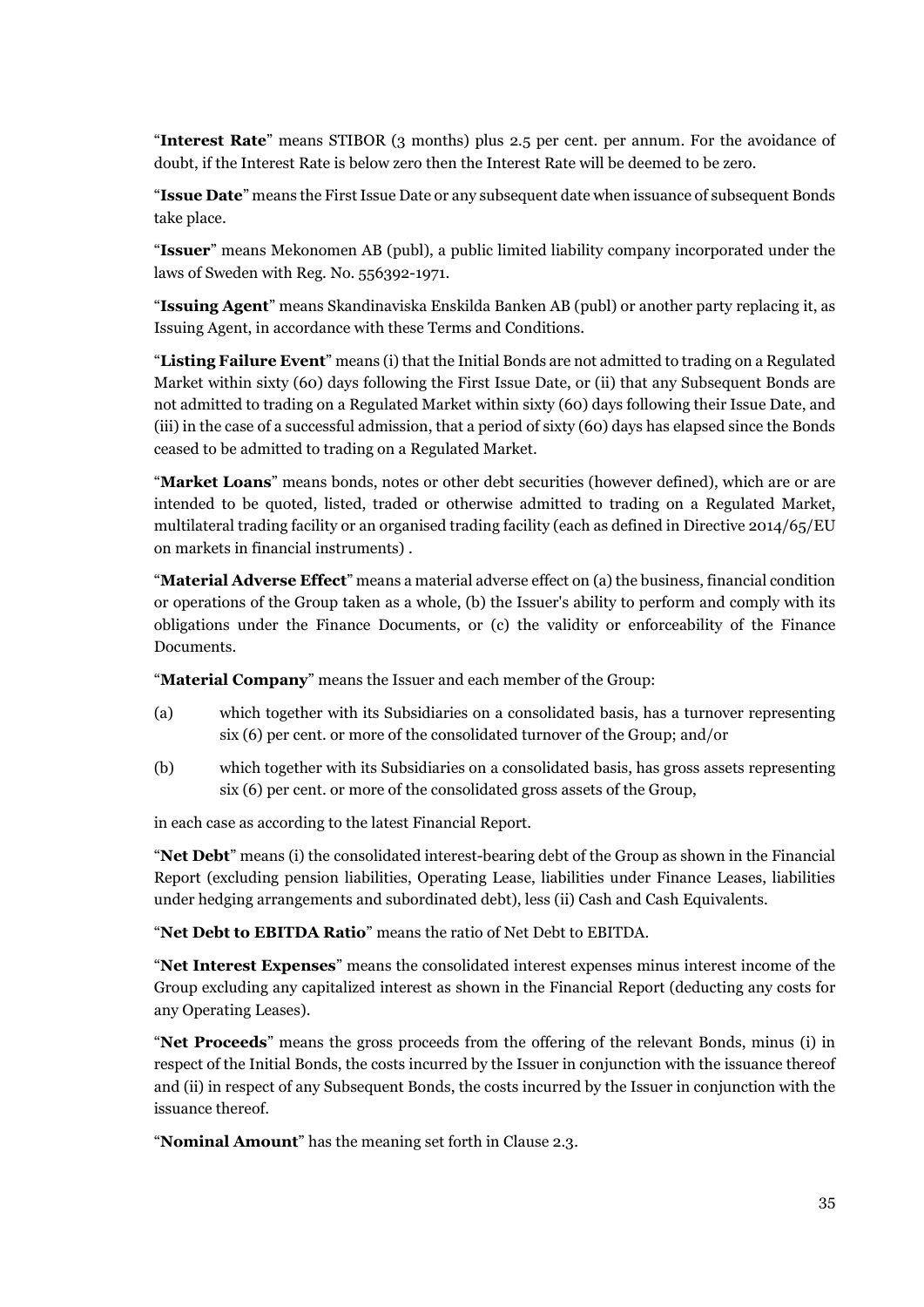"**Interest Rate**" means STIBOR (3 months) plus 2.5 per cent. per annum. For the avoidance of doubt, if the Interest Rate is below zero then the Interest Rate will be deemed to be zero.

"**Issue Date**" means the First Issue Date or any subsequent date when issuance of subsequent Bonds take place.

"**Issuer**" means Mekonomen AB (publ), a public limited liability company incorporated under the laws of Sweden with Reg. No. 556392-1971.

"**Issuing Agent**" means Skandinaviska Enskilda Banken AB (publ) or another party replacing it, as Issuing Agent, in accordance with these Terms and Conditions.

"**Listing Failure Event**" means (i) that the Initial Bonds are not admitted to trading on a Regulated Market within sixty (60) days following the First Issue Date, or (ii) that any Subsequent Bonds are not admitted to trading on a Regulated Market within sixty (60) days following their Issue Date, and (iii) in the case of a successful admission, that a period of sixty (60) days has elapsed since the Bonds ceased to be admitted to trading on a Regulated Market.

"**Market Loans**" means bonds, notes or other debt securities (however defined), which are or are intended to be quoted, listed, traded or otherwise admitted to trading on a Regulated Market, multilateral trading facility or an organised trading facility (each as defined in Directive 2014/65/EU on markets in financial instruments) .

"**Material Adverse Effect**" means a material adverse effect on (a) the business, financial condition or operations of the Group taken as a whole, (b) the Issuer's ability to perform and comply with its obligations under the Finance Documents, or (c) the validity or enforceability of the Finance Documents.

"**Material Company**" means the Issuer and each member of the Group:

(a) which together with its Subsidiaries on a consolidated basis, has a turnover representing six (6) per cent. or more of the consolidated turnover of the Group; and/or

(b) which together with its Subsidiaries on a consolidated basis, has gross assets representing six (6) per cent. or more of the consolidated gross assets of the Group,

in each case as according to the latest Financial Report.

"**Net Debt**" means (i) the consolidated interest-bearing debt of the Group as shown in the Financial Report (excluding pension liabilities, Operating Lease, liabilities under Finance Leases, liabilities under hedging arrangements and subordinated debt), less (ii) Cash and Cash Equivalents.

"**Net Debt to EBITDA Ratio**" means the ratio of Net Debt to EBITDA.

"**Net Interest Expenses**" means the consolidated interest expenses minus interest income of the Group excluding any capitalized interest as shown in the Financial Report (deducting any costs for any Operating Leases).

"**Net Proceeds**" means the gross proceeds from the offering of the relevant Bonds, minus (i) in respect of the Initial Bonds, the costs incurred by the Issuer in conjunction with the issuance thereof and (ii) in respect of any Subsequent Bonds, the costs incurred by the Issuer in conjunction with the issuance thereof.

"**Nominal Amount**" has the meaning set forth in Clause 2.3.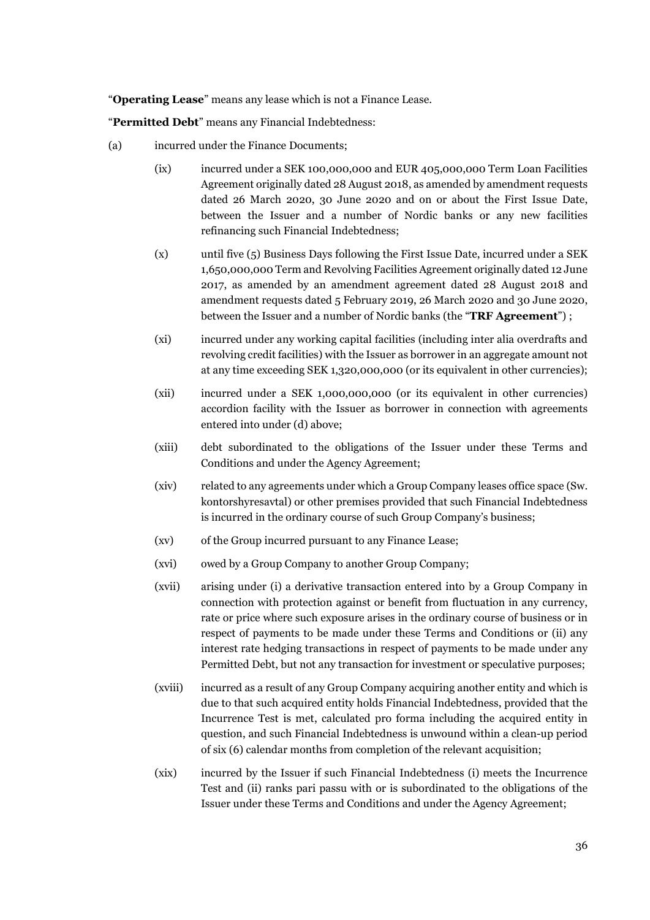"**Operating Lease**" means any lease which is not a Finance Lease.

"**Permitted Debt**" means any Financial Indebtedness:

(a) incurred under the Finance Documents;

(ix) incurred under a SEK 100,000,000 and EUR 405,000,000 Term Loan Facilities Agreement originally dated 28 August 2018, as amended by amendment requests dated 26 March 2020, 30 June 2020 and on or about the First Issue Date, between the Issuer and a number of Nordic banks or any new facilities refinancing such Financial Indebtedness;

(x) until five (5) Business Days following the First Issue Date, incurred under a SEK 1,650,000,000 Term and Revolving Facilities Agreement originally dated 12 June 2017, as amended by an amendment agreement dated 28 August 2018 and amendment requests dated 5 February 2019, 26 March 2020 and 30 June 2020, between the Issuer and a number of Nordic banks (the "**TRF Agreement**") ;

(xi) incurred under any working capital facilities (including inter alia overdrafts and revolving credit facilities) with the Issuer as borrower in an aggregate amount not at any time exceeding SEK 1,320,000,000 (or its equivalent in other currencies);

(xii) incurred under a SEK 1,000,000,000 (or its equivalent in other currencies) accordion facility with the Issuer as borrower in connection with agreements entered into under (d) above;

(xiii) debt subordinated to the obligations of the Issuer under these Terms and Conditions and under the Agency Agreement;

(xiv) related to any agreements under which a Group Company leases office space (Sw. kontorshyresavtal) or other premises provided that such Financial Indebtedness is incurred in the ordinary course of such Group Company's business;

(xv) of the Group incurred pursuant to any Finance Lease;

(xvi) owed by a Group Company to another Group Company;

(xvii) arising under (i) a derivative transaction entered into by a Group Company in connection with protection against or benefit from fluctuation in any currency, rate or price where such exposure arises in the ordinary course of business or in respect of payments to be made under these Terms and Conditions or (ii) any interest rate hedging transactions in respect of payments to be made under any Permitted Debt, but not any transaction for investment or speculative purposes;

(xviii) incurred as a result of any Group Company acquiring another entity and which is due to that such acquired entity holds Financial Indebtedness, provided that the Incurrence Test is met, calculated pro forma including the acquired entity in question, and such Financial Indebtedness is unwound within a clean-up period of six (6) calendar months from completion of the relevant acquisition;

(xix) incurred by the Issuer if such Financial Indebtedness (i) meets the Incurrence Test and (ii) ranks pari passu with or is subordinated to the obligations of the Issuer under these Terms and Conditions and under the Agency Agreement;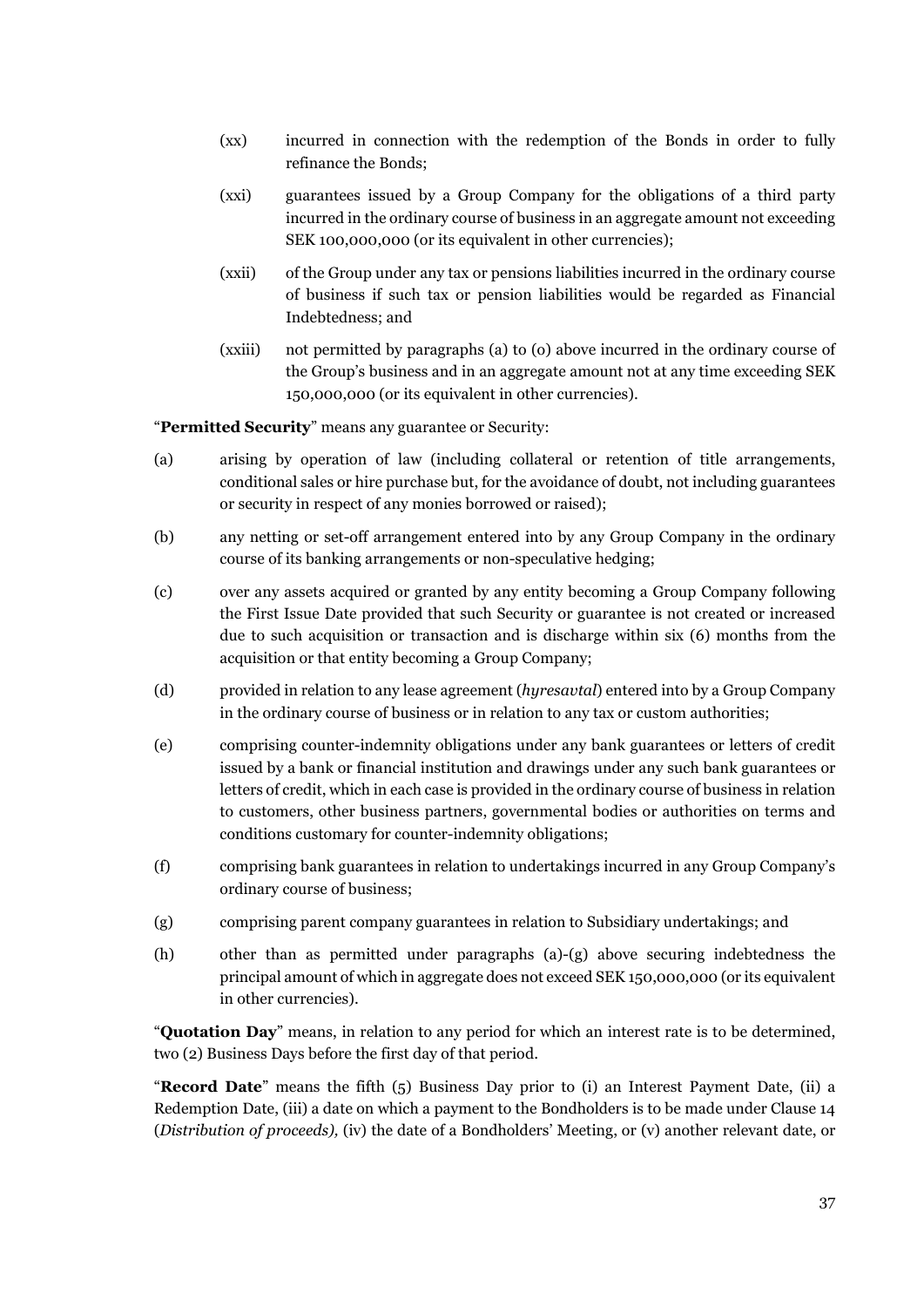(xx) incurred in connection with the redemption of the Bonds in order to fully refinance the Bonds;

(xxi) guarantees issued by a Group Company for the obligations of a third party incurred in the ordinary course of business in an aggregate amount not exceeding SEK 100,000,000 (or its equivalent in other currencies);

(xxii) of the Group under any tax or pensions liabilities incurred in the ordinary course of business if such tax or pension liabilities would be regarded as Financial Indebtedness; and

(xxiii) not permitted by paragraphs (a) to (o) above incurred in the ordinary course of the Group's business and in an aggregate amount not at any time exceeding SEK 150,000,000 (or its equivalent in other currencies).

"**Permitted Security**" means any guarantee or Security:

(a) arising by operation of law (including collateral or retention of title arrangements, conditional sales or hire purchase but, for the avoidance of doubt, not including guarantees or security in respect of any monies borrowed or raised);

(b) any netting or set-off arrangement entered into by any Group Company in the ordinary course of its banking arrangements or non-speculative hedging;

(c) over any assets acquired or granted by any entity becoming a Group Company following the First Issue Date provided that such Security or guarantee is not created or increased due to such acquisition or transaction and is discharge within six (6) months from the acquisition or that entity becoming a Group Company;

(d) provided in relation to any lease agreement (*hyresavtal*) entered into by a Group Company in the ordinary course of business or in relation to any tax or custom authorities;

(e) comprising counter-indemnity obligations under any bank guarantees or letters of credit issued by a bank or financial institution and drawings under any such bank guarantees or letters of credit, which in each case is provided in the ordinary course of business in relation to customers, other business partners, governmental bodies or authorities on terms and conditions customary for counter-indemnity obligations;

(f) comprising bank guarantees in relation to undertakings incurred in any Group Company's ordinary course of business;

(g) comprising parent company guarantees in relation to Subsidiary undertakings; and

(h) other than as permitted under paragraphs (a)-(g) above securing indebtedness the principal amount of which in aggregate does not exceed SEK 150,000,000 (or its equivalent in other currencies).

"**Quotation Day**" means, in relation to any period for which an interest rate is to be determined, two (2) Business Days before the first day of that period.

"**Record Date**" means the fifth (5) Business Day prior to (i) an Interest Payment Date, (ii) a Redemption Date, (iii) a date on which a payment to the Bondholders is to be made under Clause 14 (*Distribution of proceeds),* (iv) the date of a Bondholders' Meeting, or (v) another relevant date, or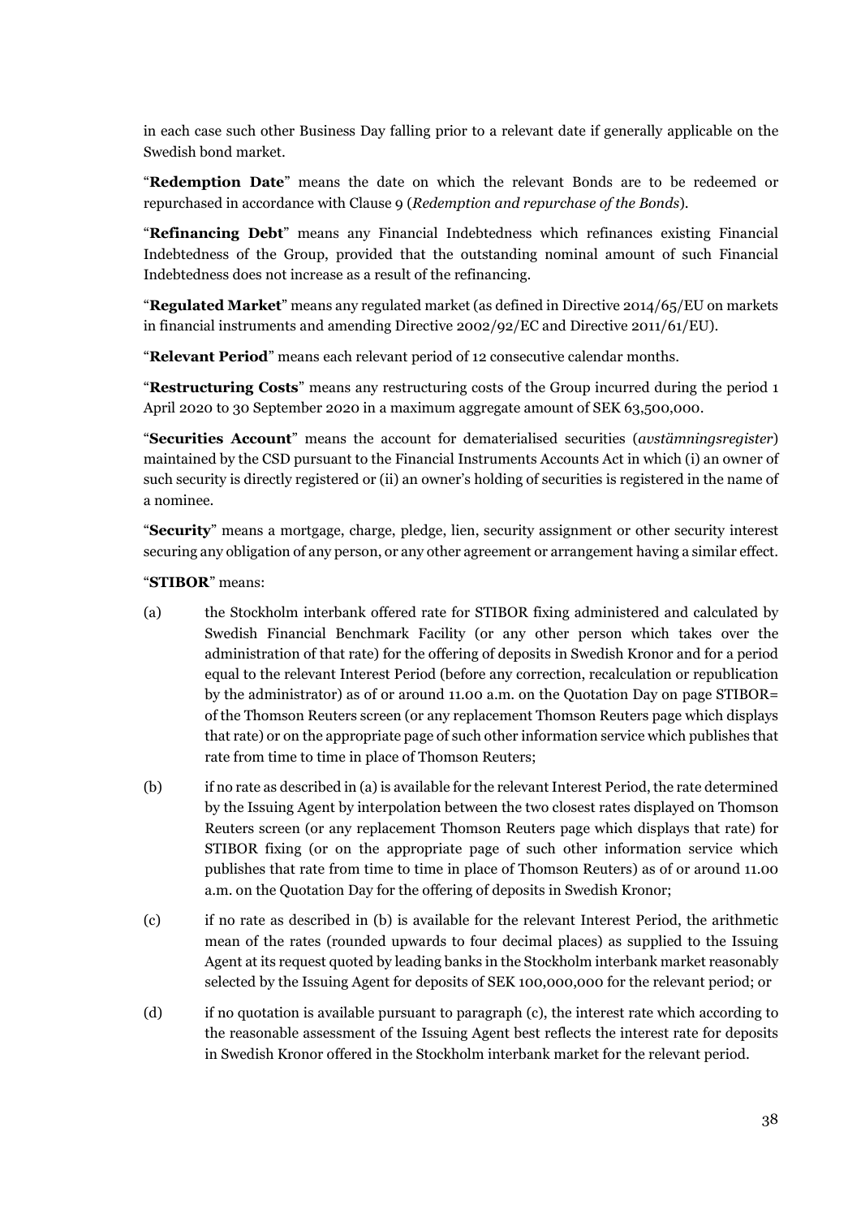in each case such other Business Day falling prior to a relevant date if generally applicable on the Swedish bond market.

"**Redemption Date**" means the date on which the relevant Bonds are to be redeemed or repurchased in accordance with Clause 9 (*Redemption and repurchase of the Bonds*).

"**Refinancing Debt**" means any Financial Indebtedness which refinances existing Financial Indebtedness of the Group, provided that the outstanding nominal amount of such Financial Indebtedness does not increase as a result of the refinancing.

"**Regulated Market**" means any regulated market (as defined in Directive 2014/65/EU on markets in financial instruments and amending Directive 2002/92/EC and Directive 2011/61/EU).

"**Relevant Period**" means each relevant period of 12 consecutive calendar months.

"**Restructuring Costs**" means any restructuring costs of the Group incurred during the period 1 April 2020 to 30 September 2020 in a maximum aggregate amount of SEK 63,500,000.

"**Securities Account**" means the account for dematerialised securities (*avstämningsregister*) maintained by the CSD pursuant to the Financial Instruments Accounts Act in which (i) an owner of such security is directly registered or (ii) an owner's holding of securities is registered in the name of a nominee.

"**Security**" means a mortgage, charge, pledge, lien, security assignment or other security interest securing any obligation of any person, or any other agreement or arrangement having a similar effect.

"**STIBOR**" means:

(a) the Stockholm interbank offered rate for STIBOR fixing administered and calculated by Swedish Financial Benchmark Facility (or any other person which takes over the administration of that rate) for the offering of deposits in Swedish Kronor and for a period equal to the relevant Interest Period (before any correction, recalculation or republication by the administrator) as of or around 11.00 a.m. on the Quotation Day on page STIBOR= of the Thomson Reuters screen (or any replacement Thomson Reuters page which displays that rate) or on the appropriate page of such other information service which publishes that rate from time to time in place of Thomson Reuters;

(b) if no rate as described in (a) is available for the relevant Interest Period, the rate determined by the Issuing Agent by interpolation between the two closest rates displayed on Thomson Reuters screen (or any replacement Thomson Reuters page which displays that rate) for STIBOR fixing (or on the appropriate page of such other information service which publishes that rate from time to time in place of Thomson Reuters) as of or around 11.00 a.m. on the Quotation Day for the offering of deposits in Swedish Kronor;

(c) if no rate as described in (b) is available for the relevant Interest Period, the arithmetic mean of the rates (rounded upwards to four decimal places) as supplied to the Issuing Agent at its request quoted by leading banks in the Stockholm interbank market reasonably selected by the Issuing Agent for deposits of SEK 100,000,000 for the relevant period; or

(d) if no quotation is available pursuant to paragraph (c), the interest rate which according to the reasonable assessment of the Issuing Agent best reflects the interest rate for deposits in Swedish Kronor offered in the Stockholm interbank market for the relevant period.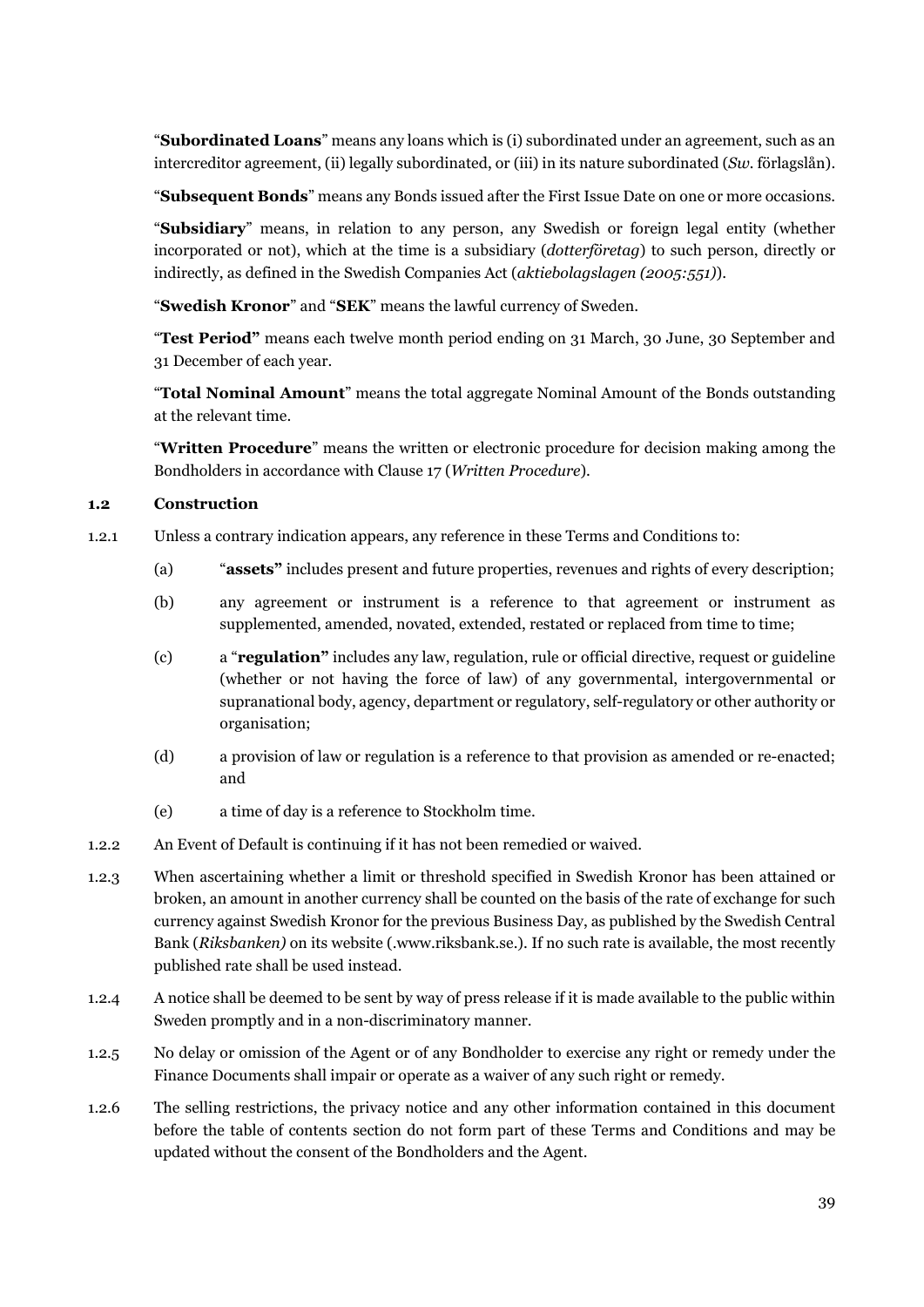"**Subordinated Loans**" means any loans which is (i) subordinated under an agreement, such as an intercreditor agreement, (ii) legally subordinated, or (iii) in its nature subordinated (*Sw.* förlagslån).

"**Subsequent Bonds**" means any Bonds issued after the First Issue Date on one or more occasions.

"**Subsidiary**" means, in relation to any person, any Swedish or foreign legal entity (whether incorporated or not), which at the time is a subsidiary (*dotterföretag*) to such person, directly or indirectly, as defined in the Swedish Companies Act (*aktiebolagslagen (2005:551)*).

"**Swedish Kronor**" and "**SEK**" means the lawful currency of Sweden.

"**Test Period"** means each twelve month period ending on 31 March, 30 June, 30 September and 31 December of each year.

"**Total Nominal Amount**" means the total aggregate Nominal Amount of the Bonds outstanding at the relevant time.

"**Written Procedure**" means the written or electronic procedure for decision making among the Bondholders in accordance with Clause 17 (*Written Procedure*).

### 1.2 Construction

1.2.1 Unless a contrary indication appears, any reference in these Terms and Conditions to:

(a) "**assets"** includes present and future properties, revenues and rights of every description;

(b) any agreement or instrument is a reference to that agreement or instrument as supplemented, amended, novated, extended, restated or replaced from time to time;

(c) a "**regulation"** includes any law, regulation, rule or official directive, request or guideline (whether or not having the force of law) of any governmental, intergovernmental or supranational body, agency, department or regulatory, self-regulatory or other authority or organisation;

(d) a provision of law or regulation is a reference to that provision as amended or re-enacted; and

(e) a time of day is a reference to Stockholm time.

1.2.2 An Event of Default is continuing if it has not been remedied or waived.

1.2.3 When ascertaining whether a limit or threshold specified in Swedish Kronor has been attained or broken, an amount in another currency shall be counted on the basis of the rate of exchange for such currency against Swedish Kronor for the previous Business Day, as published by the Swedish Central Bank (*Riksbanken)* on its website (.www.riksbank.se.). If no such rate is available, the most recently published rate shall be used instead.

1.2.4 A notice shall be deemed to be sent by way of press release if it is made available to the public within Sweden promptly and in a non-discriminatory manner.

1.2.5 No delay or omission of the Agent or of any Bondholder to exercise any right or remedy under the Finance Documents shall impair or operate as a waiver of any such right or remedy.

1.2.6 The selling restrictions, the privacy notice and any other information contained in this document before the table of contents section do not form part of these Terms and Conditions and may be updated without the consent of the Bondholders and the Agent.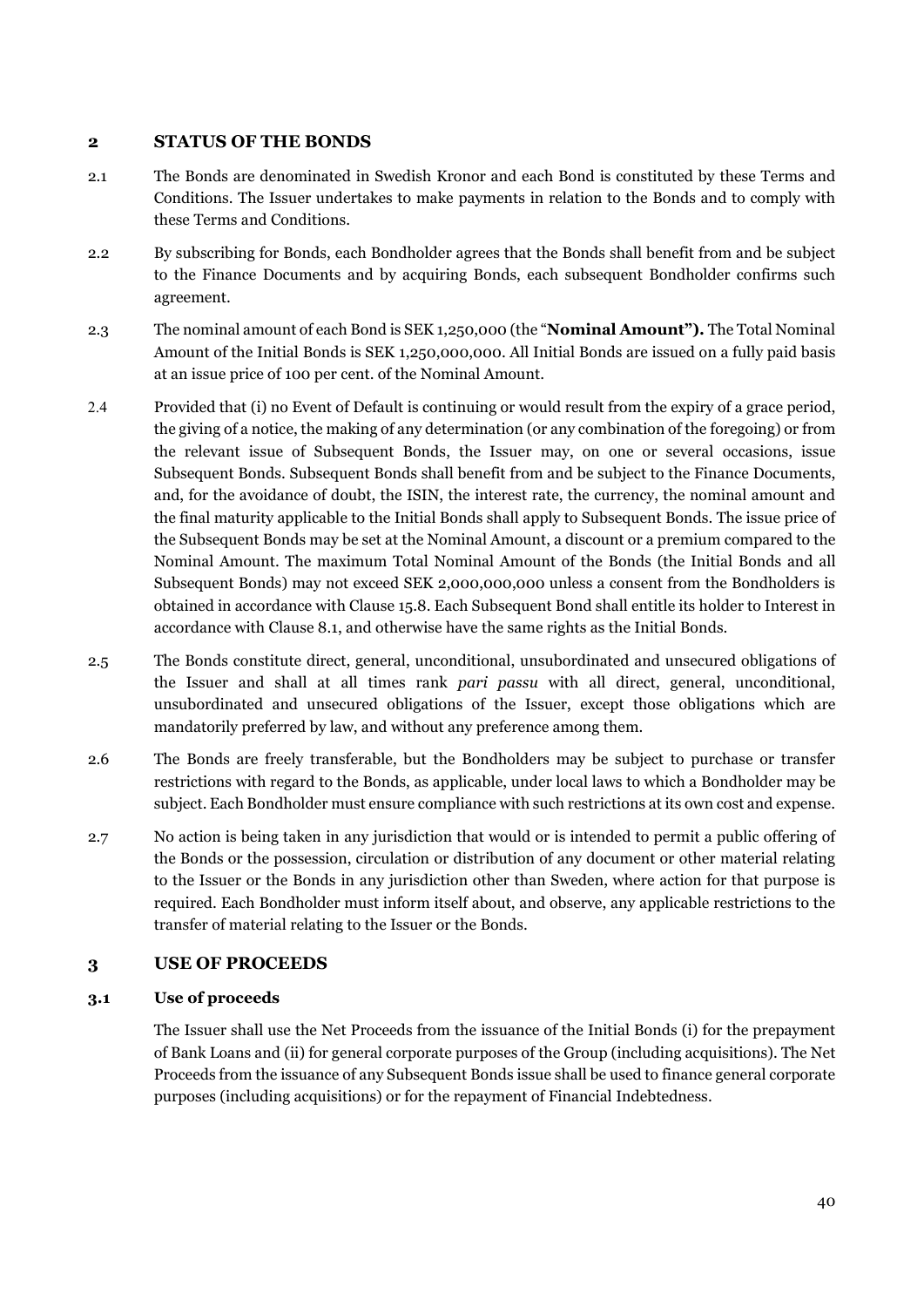## 2 STATUS OF THE BONDS

2.1 The Bonds are denominated in Swedish Kronor and each Bond is constituted by these Terms and Conditions. The Issuer undertakes to make payments in relation to the Bonds and to comply with these Terms and Conditions.

2.2 By subscribing for Bonds, each Bondholder agrees that the Bonds shall benefit from and be subject to the Finance Documents and by acquiring Bonds, each subsequent Bondholder confirms such agreement.

2.3 The nominal amount of each Bond is SEK 1,250,000 (the "**Nominal Amount"**)**.** The Total Nominal Amount of the Initial Bonds is SEK 1,250,000,000. All Initial Bonds are issued on a fully paid basis at an issue price of 100 per cent. of the Nominal Amount.

2.4 Provided that (i) no Event of Default is continuing or would result from the expiry of a grace period, the giving of a notice, the making of any determination (or any combination of the foregoing) or from the relevant issue of Subsequent Bonds, the Issuer may, on one or several occasions, issue Subsequent Bonds. Subsequent Bonds shall benefit from and be subject to the Finance Documents, and, for the avoidance of doubt, the ISIN, the interest rate, the currency, the nominal amount and the final maturity applicable to the Initial Bonds shall apply to Subsequent Bonds. The issue price of the Subsequent Bonds may be set at the Nominal Amount, a discount or a premium compared to the Nominal Amount. The maximum Total Nominal Amount of the Bonds (the Initial Bonds and all Subsequent Bonds) may not exceed SEK 2,000,000,000 unless a consent from the Bondholders is obtained in accordance with Clause 15.8. Each Subsequent Bond shall entitle its holder to Interest in accordance with Clause 8.1, and otherwise have the same rights as the Initial Bonds.

2.5 The Bonds constitute direct, general, unconditional, unsubordinated and unsecured obligations of the Issuer and shall at all times rank *pari passu* with all direct, general, unconditional, unsubordinated and unsecured obligations of the Issuer, except those obligations which are mandatorily preferred by law, and without any preference among them.

2.6 The Bonds are freely transferable, but the Bondholders may be subject to purchase or transfer restrictions with regard to the Bonds, as applicable, under local laws to which a Bondholder may be subject. Each Bondholder must ensure compliance with such restrictions at its own cost and expense.

2.7 No action is being taken in any jurisdiction that would or is intended to permit a public offering of the Bonds or the possession, circulation or distribution of any document or other material relating to the Issuer or the Bonds in any jurisdiction other than Sweden, where action for that purpose is required. Each Bondholder must inform itself about, and observe, any applicable restrictions to the transfer of material relating to the Issuer or the Bonds.

## 3 USE OF PROCEEDS

### 3.1 Use of proceeds

The Issuer shall use the Net Proceeds from the issuance of the Initial Bonds (i) for the prepayment of Bank Loans and (ii) for general corporate purposes of the Group (including acquisitions). The Net Proceeds from the issuance of any Subsequent Bonds issue shall be used to finance general corporate purposes (including acquisitions) or for the repayment of Financial Indebtedness.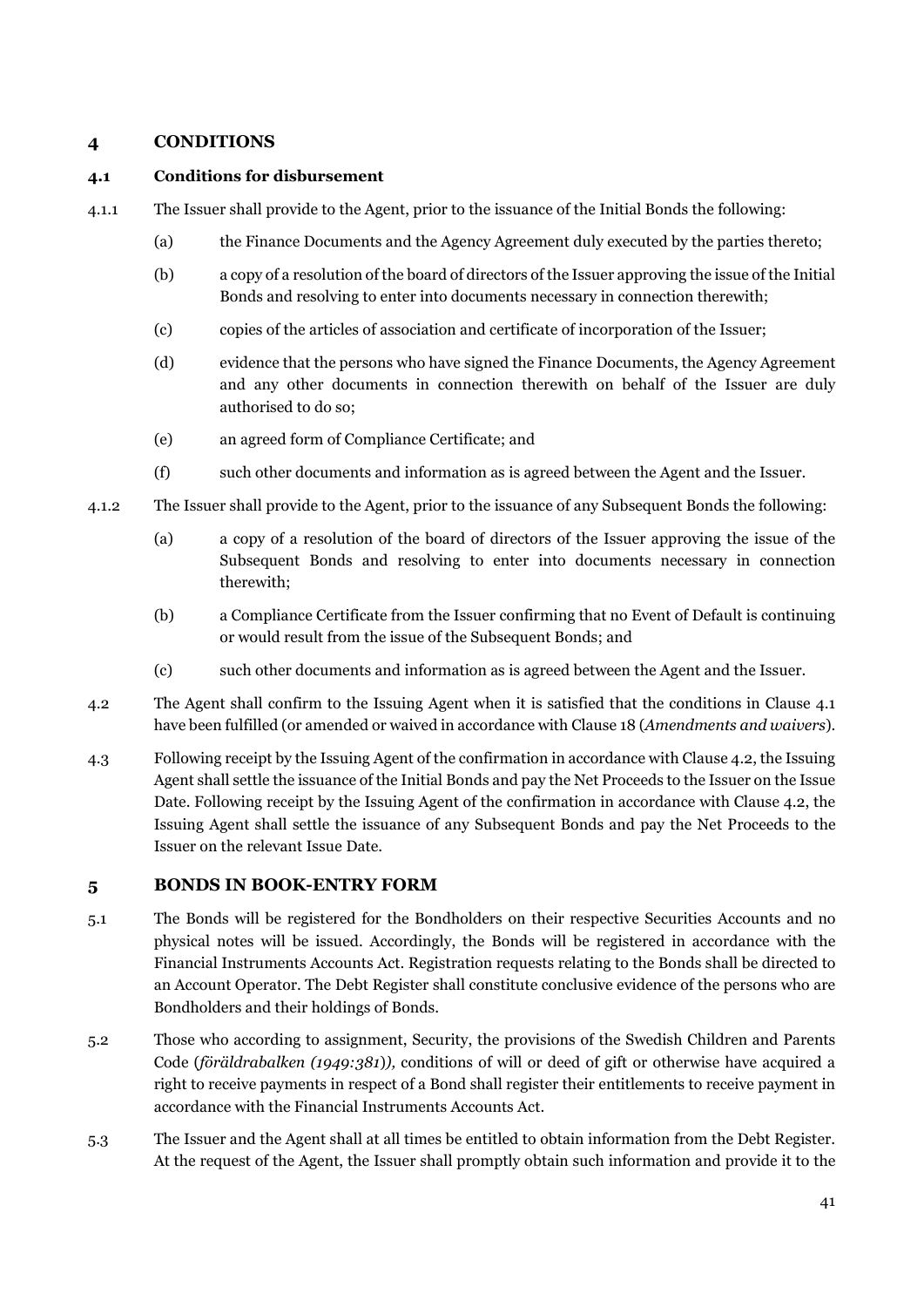## 4 CONDITIONS

### 4.1 Conditions for disbursement

4.1.1 The Issuer shall provide to the Agent, prior to the issuance of the Initial Bonds the following:

(a) the Finance Documents and the Agency Agreement duly executed by the parties thereto;

(b) a copy of a resolution of the board of directors of the Issuer approving the issue of the Initial Bonds and resolving to enter into documents necessary in connection therewith;

(c) copies of the articles of association and certificate of incorporation of the Issuer;

(d) evidence that the persons who have signed the Finance Documents, the Agency Agreement and any other documents in connection therewith on behalf of the Issuer are duly authorised to do so;

(e) an agreed form of Compliance Certificate; and

(f) such other documents and information as is agreed between the Agent and the Issuer.

4.1.2 The Issuer shall provide to the Agent, prior to the issuance of any Subsequent Bonds the following:

(a) a copy of a resolution of the board of directors of the Issuer approving the issue of the Subsequent Bonds and resolving to enter into documents necessary in connection therewith;

(b) a Compliance Certificate from the Issuer confirming that no Event of Default is continuing or would result from the issue of the Subsequent Bonds; and

(c) such other documents and information as is agreed between the Agent and the Issuer.

4.2 The Agent shall confirm to the Issuing Agent when it is satisfied that the conditions in Clause 4.1 have been fulfilled (or amended or waived in accordance with Clause 18 (*Amendments and waivers*).

4.3 Following receipt by the Issuing Agent of the confirmation in accordance with Clause 4.2, the Issuing Agent shall settle the issuance of the Initial Bonds and pay the Net Proceeds to the Issuer on the Issue Date. Following receipt by the Issuing Agent of the confirmation in accordance with Clause 4.2, the Issuing Agent shall settle the issuance of any Subsequent Bonds and pay the Net Proceeds to the Issuer on the relevant Issue Date.

## 5 BONDS IN BOOK-ENTRY FORM

5.1 The Bonds will be registered for the Bondholders on their respective Securities Accounts and no physical notes will be issued. Accordingly, the Bonds will be registered in accordance with the Financial Instruments Accounts Act. Registration requests relating to the Bonds shall be directed to an Account Operator. The Debt Register shall constitute conclusive evidence of the persons who are Bondholders and their holdings of Bonds.

5.2 Those who according to assignment, Security, the provisions of the Swedish Children and Parents Code (*föräldrabalken (1949:381)*), conditions of will or deed of gift or otherwise have acquired a right to receive payments in respect of a Bond shall register their entitlements to receive payment in accordance with the Financial Instruments Accounts Act.

5.3 The Issuer and the Agent shall at all times be entitled to obtain information from the Debt Register. At the request of the Agent, the Issuer shall promptly obtain such information and provide it to the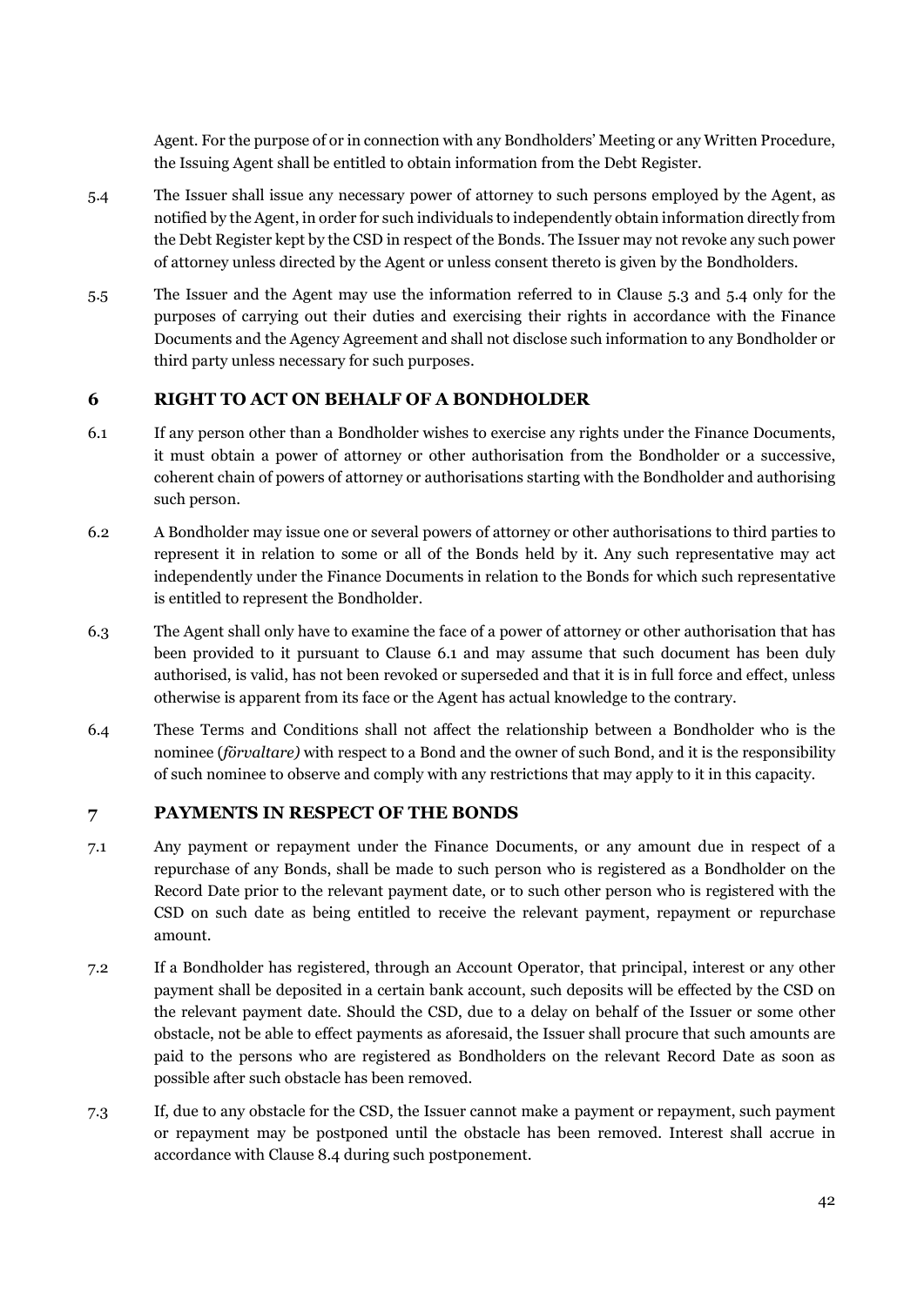Agent. For the purpose of or in connection with any Bondholders' Meeting or any Written Procedure, the Issuing Agent shall be entitled to obtain information from the Debt Register.

5.4 The Issuer shall issue any necessary power of attorney to such persons employed by the Agent, as notified by the Agent, in order for such individuals to independently obtain information directly from the Debt Register kept by the CSD in respect of the Bonds. The Issuer may not revoke any such power of attorney unless directed by the Agent or unless consent thereto is given by the Bondholders.

5.5 The Issuer and the Agent may use the information referred to in Clause 5.3 and 5.4 only for the purposes of carrying out their duties and exercising their rights in accordance with the Finance Documents and the Agency Agreement and shall not disclose such information to any Bondholder or third party unless necessary for such purposes.

## 6 RIGHT TO ACT ON BEHALF OF A BONDHOLDER

6.1 If any person other than a Bondholder wishes to exercise any rights under the Finance Documents, it must obtain a power of attorney or other authorisation from the Bondholder or a successive, coherent chain of powers of attorney or authorisations starting with the Bondholder and authorising such person.

6.2 A Bondholder may issue one or several powers of attorney or other authorisations to third parties to represent it in relation to some or all of the Bonds held by it. Any such representative may act independently under the Finance Documents in relation to the Bonds for which such representative is entitled to represent the Bondholder.

6.3 The Agent shall only have to examine the face of a power of attorney or other authorisation that has been provided to it pursuant to Clause 6.1 and may assume that such document has been duly authorised, is valid, has not been revoked or superseded and that it is in full force and effect, unless otherwise is apparent from its face or the Agent has actual knowledge to the contrary.

6.4 These Terms and Conditions shall not affect the relationship between a Bondholder who is the nominee (*förvaltare)* with respect to a Bond and the owner of such Bond, and it is the responsibility of such nominee to observe and comply with any restrictions that may apply to it in this capacity.

## 7 PAYMENTS IN RESPECT OF THE BONDS

7.1 Any payment or repayment under the Finance Documents, or any amount due in respect of a repurchase of any Bonds, shall be made to such person who is registered as a Bondholder on the Record Date prior to the relevant payment date, or to such other person who is registered with the CSD on such date as being entitled to receive the relevant payment, repayment or repurchase amount.

7.2 If a Bondholder has registered, through an Account Operator, that principal, interest or any other payment shall be deposited in a certain bank account, such deposits will be effected by the CSD on the relevant payment date. Should the CSD, due to a delay on behalf of the Issuer or some other obstacle, not be able to effect payments as aforesaid, the Issuer shall procure that such amounts are paid to the persons who are registered as Bondholders on the relevant Record Date as soon as possible after such obstacle has been removed.

7.3 If, due to any obstacle for the CSD, the Issuer cannot make a payment or repayment, such payment or repayment may be postponed until the obstacle has been removed. Interest shall accrue in accordance with Clause 8.4 during such postponement.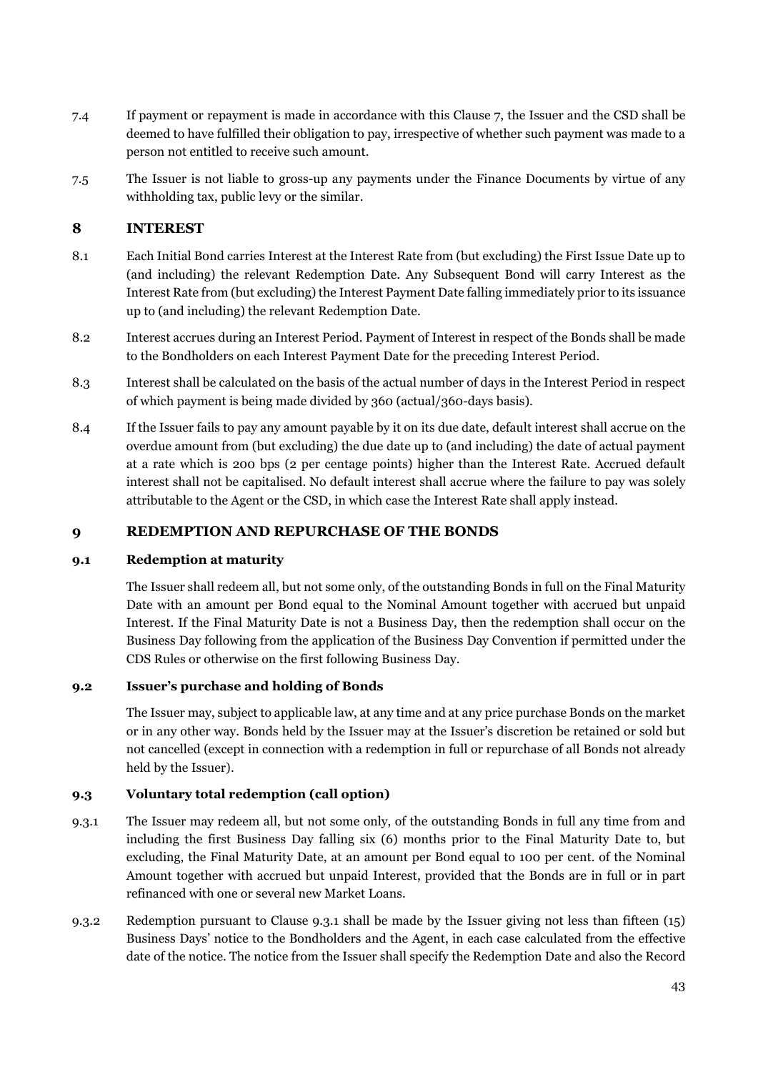7.4 If payment or repayment is made in accordance with this Clause 7, the Issuer and the CSD shall be deemed to have fulfilled their obligation to pay, irrespective of whether such payment was made to a person not entitled to receive such amount.

7.5 The Issuer is not liable to gross-up any payments under the Finance Documents by virtue of any withholding tax, public levy or the similar.

## 8 INTEREST

8.1 Each Initial Bond carries Interest at the Interest Rate from (but excluding) the First Issue Date up to (and including) the relevant Redemption Date. Any Subsequent Bond will carry Interest as the Interest Rate from (but excluding) the Interest Payment Date falling immediately prior to its issuance up to (and including) the relevant Redemption Date.

8.2 Interest accrues during an Interest Period. Payment of Interest in respect of the Bonds shall be made to the Bondholders on each Interest Payment Date for the preceding Interest Period.

8.3 Interest shall be calculated on the basis of the actual number of days in the Interest Period in respect of which payment is being made divided by 360 (actual/360-days basis).

8.4 If the Issuer fails to pay any amount payable by it on its due date, default interest shall accrue on the overdue amount from (but excluding) the due date up to (and including) the date of actual payment at a rate which is 200 bps (2 per centage points) higher than the Interest Rate. Accrued default interest shall not be capitalised. No default interest shall accrue where the failure to pay was solely attributable to the Agent or the CSD, in which case the Interest Rate shall apply instead.

## 9 REDEMPTION AND REPURCHASE OF THE BONDS

### 9.1 Redemption at maturity

The Issuer shall redeem all, but not some only, of the outstanding Bonds in full on the Final Maturity Date with an amount per Bond equal to the Nominal Amount together with accrued but unpaid Interest. If the Final Maturity Date is not a Business Day, then the redemption shall occur on the Business Day following from the application of the Business Day Convention if permitted under the CDS Rules or otherwise on the first following Business Day.

### 9.2 Issuer's purchase and holding of Bonds

The Issuer may, subject to applicable law, at any time and at any price purchase Bonds on the market or in any other way. Bonds held by the Issuer may at the Issuer's discretion be retained or sold but not cancelled (except in connection with a redemption in full or repurchase of all Bonds not already held by the Issuer).

### 9.3 Voluntary total redemption (call option)

9.3.1 The Issuer may redeem all, but not some only, of the outstanding Bonds in full any time from and including the first Business Day falling six (6) months prior to the Final Maturity Date to, but excluding, the Final Maturity Date, at an amount per Bond equal to 100 per cent. of the Nominal Amount together with accrued but unpaid Interest, provided that the Bonds are in full or in part refinanced with one or several new Market Loans.

9.3.2 Redemption pursuant to Clause 9.3.1 shall be made by the Issuer giving not less than fifteen (15) Business Days' notice to the Bondholders and the Agent, in each case calculated from the effective date of the notice. The notice from the Issuer shall specify the Redemption Date and also the Record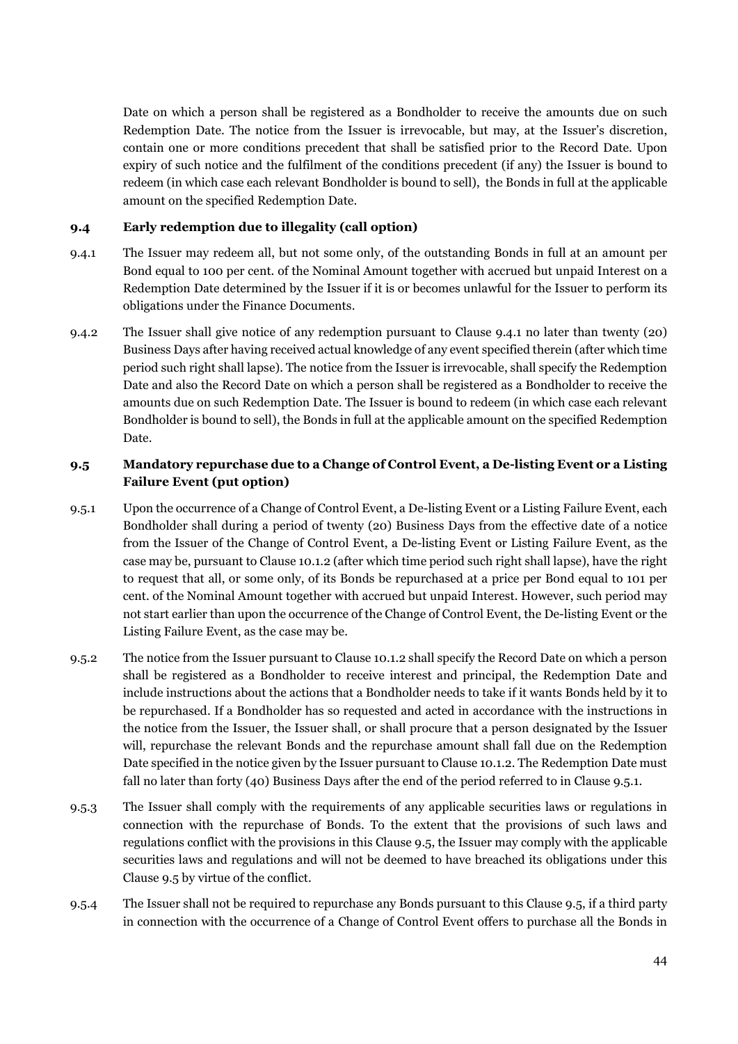Date on which a person shall be registered as a Bondholder to receive the amounts due on such Redemption Date. The notice from the Issuer is irrevocable, but may, at the Issuer's discretion, contain one or more conditions precedent that shall be satisfied prior to the Record Date. Upon expiry of such notice and the fulfilment of the conditions precedent (if any) the Issuer is bound to redeem (in which case each relevant Bondholder is bound to sell), the Bonds in full at the applicable amount on the specified Redemption Date.

### 9.4 Early redemption due to illegality (call option)

9.4.1 The Issuer may redeem all, but not some only, of the outstanding Bonds in full at an amount per Bond equal to 100 per cent. of the Nominal Amount together with accrued but unpaid Interest on a Redemption Date determined by the Issuer if it is or becomes unlawful for the Issuer to perform its obligations under the Finance Documents.

9.4.2 The Issuer shall give notice of any redemption pursuant to Clause 9.4.1 no later than twenty (20) Business Days after having received actual knowledge of any event specified therein (after which time period such right shall lapse). The notice from the Issuer is irrevocable, shall specify the Redemption Date and also the Record Date on which a person shall be registered as a Bondholder to receive the amounts due on such Redemption Date. The Issuer is bound to redeem (in which case each relevant Bondholder is bound to sell), the Bonds in full at the applicable amount on the specified Redemption Date.

### 9.5 Mandatory repurchase due to a Change of Control Event, a De-listing Event or a Listing Failure Event (put option)

9.5.1 Upon the occurrence of a Change of Control Event, a De-listing Event or a Listing Failure Event, each Bondholder shall during a period of twenty (20) Business Days from the effective date of a notice from the Issuer of the Change of Control Event, a De-listing Event or Listing Failure Event, as the case may be, pursuant to Clause 10.1.2 (after which time period such right shall lapse), have the right to request that all, or some only, of its Bonds be repurchased at a price per Bond equal to 101 per cent. of the Nominal Amount together with accrued but unpaid Interest. However, such period may not start earlier than upon the occurrence of the Change of Control Event, the De-listing Event or the Listing Failure Event, as the case may be.

9.5.2 The notice from the Issuer pursuant to Clause 10.1.2 shall specify the Record Date on which a person shall be registered as a Bondholder to receive interest and principal, the Redemption Date and include instructions about the actions that a Bondholder needs to take if it wants Bonds held by it to be repurchased. If a Bondholder has so requested and acted in accordance with the instructions in the notice from the Issuer, the Issuer shall, or shall procure that a person designated by the Issuer will, repurchase the relevant Bonds and the repurchase amount shall fall due on the Redemption Date specified in the notice given by the Issuer pursuant to Clause 10.1.2. The Redemption Date must fall no later than forty (40) Business Days after the end of the period referred to in Clause 9.5.1.

9.5.3 The Issuer shall comply with the requirements of any applicable securities laws or regulations in connection with the repurchase of Bonds. To the extent that the provisions of such laws and regulations conflict with the provisions in this Clause 9.5, the Issuer may comply with the applicable securities laws and regulations and will not be deemed to have breached its obligations under this Clause 9.5 by virtue of the conflict.

9.5.4 The Issuer shall not be required to repurchase any Bonds pursuant to this Clause 9.5, if a third party in connection with the occurrence of a Change of Control Event offers to purchase all the Bonds in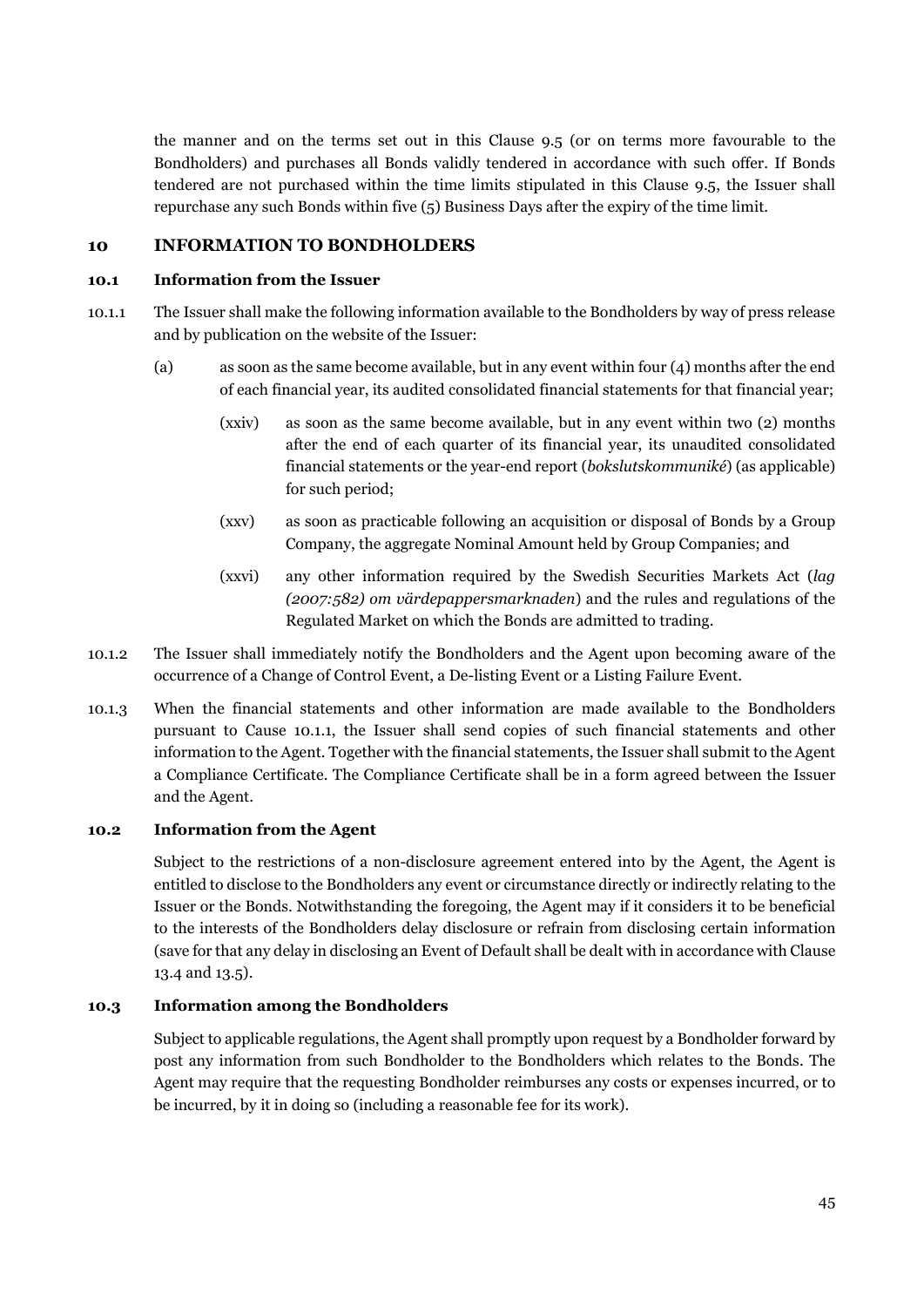the manner and on the terms set out in this Clause 9.5 (or on terms more favourable to the Bondholders) and purchases all Bonds validly tendered in accordance with such offer. If Bonds tendered are not purchased within the time limits stipulated in this Clause 9.5, the Issuer shall repurchase any such Bonds within five (5) Business Days after the expiry of the time limit.

## 10 INFORMATION TO BONDHOLDERS

### 10.1 Information from the Issuer

10.1.1 The Issuer shall make the following information available to the Bondholders by way of press release and by publication on the website of the Issuer:

(a) as soon as the same become available, but in any event within four (4) months after the end of each financial year, its audited consolidated financial statements for that financial year;

(xxiv) as soon as the same become available, but in any event within two (2) months after the end of each quarter of its financial year, its unaudited consolidated financial statements or the year-end report (*bokslutskommuniké*) (as applicable) for such period;

(xxv) as soon as practicable following an acquisition or disposal of Bonds by a Group Company, the aggregate Nominal Amount held by Group Companies; and

(xxvi) any other information required by the Swedish Securities Markets Act (*lag (2007:582) om värdepappersmarknaden*) and the rules and regulations of the Regulated Market on which the Bonds are admitted to trading.

10.1.2 The Issuer shall immediately notify the Bondholders and the Agent upon becoming aware of the occurrence of a Change of Control Event, a De-listing Event or a Listing Failure Event.

10.1.3 When the financial statements and other information are made available to the Bondholders pursuant to Cause 10.1.1, the Issuer shall send copies of such financial statements and other information to the Agent. Together with the financial statements, the Issuer shall submit to the Agent a Compliance Certificate. The Compliance Certificate shall be in a form agreed between the Issuer and the Agent.

### 10.2 Information from the Agent

Subject to the restrictions of a non-disclosure agreement entered into by the Agent, the Agent is entitled to disclose to the Bondholders any event or circumstance directly or indirectly relating to the Issuer or the Bonds. Notwithstanding the foregoing, the Agent may if it considers it to be beneficial to the interests of the Bondholders delay disclosure or refrain from disclosing certain information (save for that any delay in disclosing an Event of Default shall be dealt with in accordance with Clause 13.4 and 13.5).

### 10.3 Information among the Bondholders

Subject to applicable regulations, the Agent shall promptly upon request by a Bondholder forward by post any information from such Bondholder to the Bondholders which relates to the Bonds. The Agent may require that the requesting Bondholder reimburses any costs or expenses incurred, or to be incurred, by it in doing so (including a reasonable fee for its work).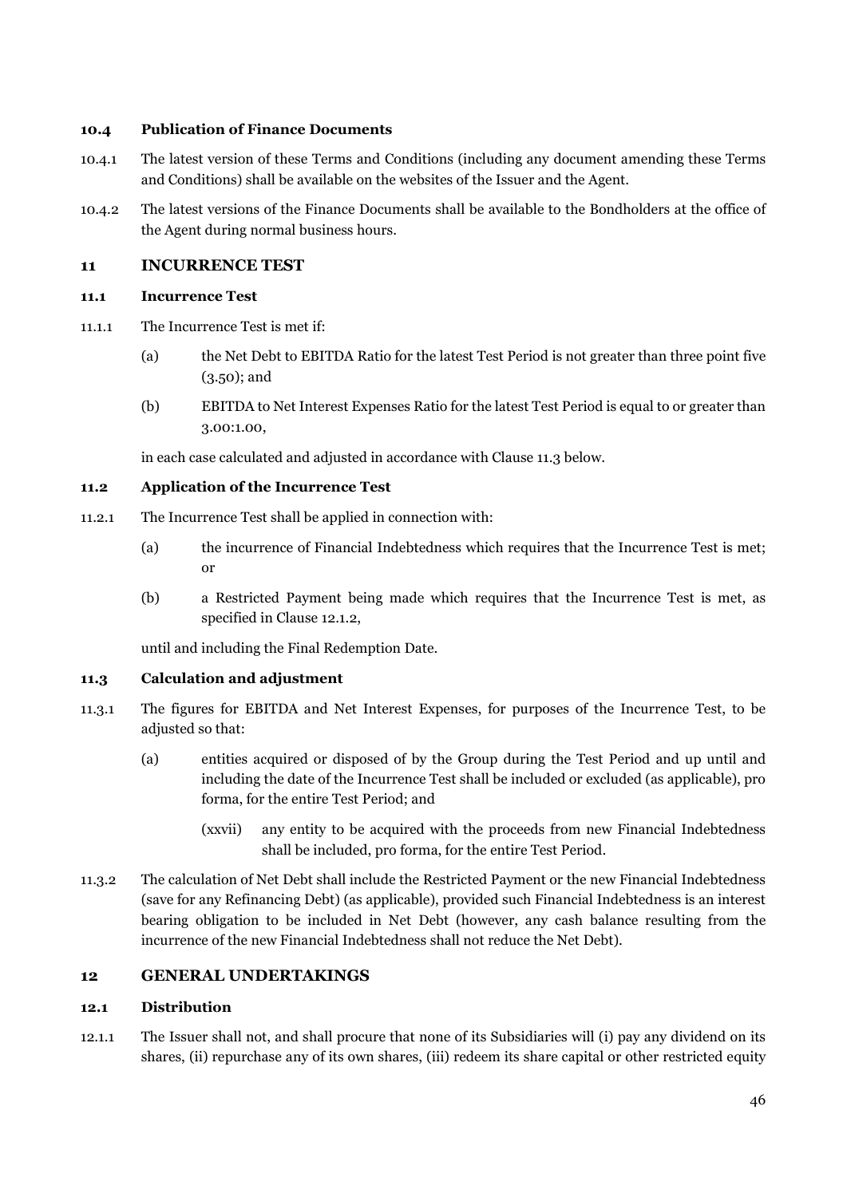### 10.4 Publication of Finance Documents

10.4.1 The latest version of these Terms and Conditions (including any document amending these Terms and Conditions) shall be available on the websites of the Issuer and the Agent.

10.4.2 The latest versions of the Finance Documents shall be available to the Bondholders at the office of the Agent during normal business hours.

## 11 INCURRENCE TEST

### 11.1 Incurrence Test

11.1.1 The Incurrence Test is met if:

(a) the Net Debt to EBITDA Ratio for the latest Test Period is not greater than three point five (3.50); and

(b) EBITDA to Net Interest Expenses Ratio for the latest Test Period is equal to or greater than 3.00:1.00,

in each case calculated and adjusted in accordance with Clause 11.3 below.

### 11.2 Application of the Incurrence Test

11.2.1 The Incurrence Test shall be applied in connection with:

(a) the incurrence of Financial Indebtedness which requires that the Incurrence Test is met; or

(b) a Restricted Payment being made which requires that the Incurrence Test is met, as specified in Clause 12.1.2,

until and including the Final Redemption Date.

### 11.3 Calculation and adjustment

11.3.1 The figures for EBITDA and Net Interest Expenses, for purposes of the Incurrence Test, to be adjusted so that:

(a) entities acquired or disposed of by the Group during the Test Period and up until and including the date of the Incurrence Test shall be included or excluded (as applicable), pro forma, for the entire Test Period; and

(xxvii) any entity to be acquired with the proceeds from new Financial Indebtedness shall be included, pro forma, for the entire Test Period.

11.3.2 The calculation of Net Debt shall include the Restricted Payment or the new Financial Indebtedness (save for any Refinancing Debt) (as applicable), provided such Financial Indebtedness is an interest bearing obligation to be included in Net Debt (however, any cash balance resulting from the incurrence of the new Financial Indebtedness shall not reduce the Net Debt).

## 12 GENERAL UNDERTAKINGS

### 12.1 Distribution

12.1.1 The Issuer shall not, and shall procure that none of its Subsidiaries will (i) pay any dividend on its shares, (ii) repurchase any of its own shares, (iii) redeem its share capital or other restricted equity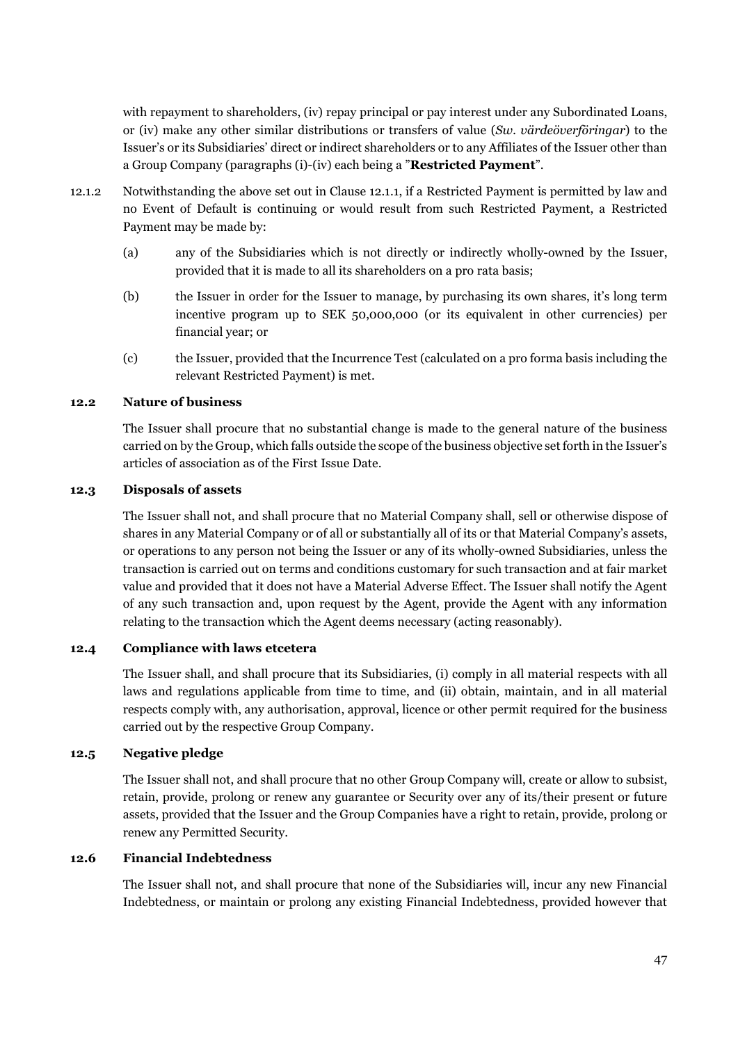with repayment to shareholders, (iv) repay principal or pay interest under any Subordinated Loans, or (iv) make any other similar distributions or transfers of value (*Sw. värdeöverföringar*) to the Issuer's or its Subsidiaries' direct or indirect shareholders or to any Affiliates of the Issuer other than a Group Company (paragraphs (i)-(iv) each being a "**Restricted Payment**".

12.1.2 Notwithstanding the above set out in Clause 12.1.1, if a Restricted Payment is permitted by law and no Event of Default is continuing or would result from such Restricted Payment, a Restricted Payment may be made by:

(a) any of the Subsidiaries which is not directly or indirectly wholly-owned by the Issuer, provided that it is made to all its shareholders on a pro rata basis;

(b) the Issuer in order for the Issuer to manage, by purchasing its own shares, it's long term incentive program up to SEK 50,000,000 (or its equivalent in other currencies) per financial year; or

(c) the Issuer, provided that the Incurrence Test (calculated on a pro forma basis including the relevant Restricted Payment) is met.

**12.2 Nature of business**

The Issuer shall procure that no substantial change is made to the general nature of the business carried on by the Group, which falls outside the scope of the business objective set forth in the Issuer's articles of association as of the First Issue Date.

**12.3 Disposals of assets**

The Issuer shall not, and shall procure that no Material Company shall, sell or otherwise dispose of shares in any Material Company or of all or substantially all of its or that Material Company's assets, or operations to any person not being the Issuer or any of its wholly-owned Subsidiaries, unless the transaction is carried out on terms and conditions customary for such transaction and at fair market value and provided that it does not have a Material Adverse Effect. The Issuer shall notify the Agent of any such transaction and, upon request by the Agent, provide the Agent with any information relating to the transaction which the Agent deems necessary (acting reasonably).

**12.4 Compliance with laws etcetera**

The Issuer shall, and shall procure that its Subsidiaries, (i) comply in all material respects with all laws and regulations applicable from time to time, and (ii) obtain, maintain, and in all material respects comply with, any authorisation, approval, licence or other permit required for the business carried out by the respective Group Company.

**12.5 Negative pledge**

The Issuer shall not, and shall procure that no other Group Company will, create or allow to subsist, retain, provide, prolong or renew any guarantee or Security over any of its/their present or future assets, provided that the Issuer and the Group Companies have a right to retain, provide, prolong or renew any Permitted Security.

**12.6 Financial Indebtedness**

The Issuer shall not, and shall procure that none of the Subsidiaries will, incur any new Financial Indebtedness, or maintain or prolong any existing Financial Indebtedness, provided however that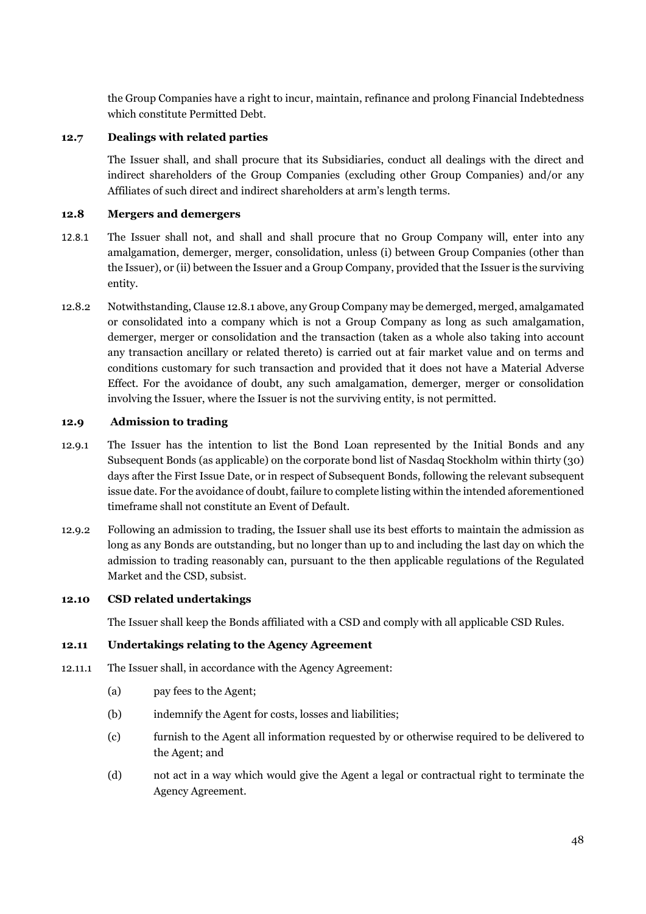the Group Companies have a right to incur, maintain, refinance and prolong Financial Indebtedness which constitute Permitted Debt.

**12.7 Dealings with related parties**

The Issuer shall, and shall procure that its Subsidiaries, conduct all dealings with the direct and indirect shareholders of the Group Companies (excluding other Group Companies) and/or any Affiliates of such direct and indirect shareholders at arm's length terms.

**12.8 Mergers and demergers**

12.8.1 The Issuer shall not, and shall and shall procure that no Group Company will, enter into any amalgamation, demerger, merger, consolidation, unless (i) between Group Companies (other than the Issuer), or (ii) between the Issuer and a Group Company, provided that the Issuer is the surviving entity.

12.8.2 Notwithstanding, Clause 12.8.1 above, any Group Company may be demerged, merged, amalgamated or consolidated into a company which is not a Group Company as long as such amalgamation, demerger, merger or consolidation and the transaction (taken as a whole also taking into account any transaction ancillary or related thereto) is carried out at fair market value and on terms and conditions customary for such transaction and provided that it does not have a Material Adverse Effect. For the avoidance of doubt, any such amalgamation, demerger, merger or consolidation involving the Issuer, where the Issuer is not the surviving entity, is not permitted.

**12.9 Admission to trading**

12.9.1 The Issuer has the intention to list the Bond Loan represented by the Initial Bonds and any Subsequent Bonds (as applicable) on the corporate bond list of Nasdaq Stockholm within thirty (30) days after the First Issue Date, or in respect of Subsequent Bonds, following the relevant subsequent issue date. For the avoidance of doubt, failure to complete listing within the intended aforementioned timeframe shall not constitute an Event of Default.

12.9.2 Following an admission to trading, the Issuer shall use its best efforts to maintain the admission as long as any Bonds are outstanding, but no longer than up to and including the last day on which the admission to trading reasonably can, pursuant to the then applicable regulations of the Regulated Market and the CSD, subsist.

**12.10 CSD related undertakings**

The Issuer shall keep the Bonds affiliated with a CSD and comply with all applicable CSD Rules.

**12.11 Undertakings relating to the Agency Agreement**

12.11.1 The Issuer shall, in accordance with the Agency Agreement:

(a) pay fees to the Agent;

(b) indemnify the Agent for costs, losses and liabilities;

(c) furnish to the Agent all information requested by or otherwise required to be delivered to the Agent; and

(d) not act in a way which would give the Agent a legal or contractual right to terminate the Agency Agreement.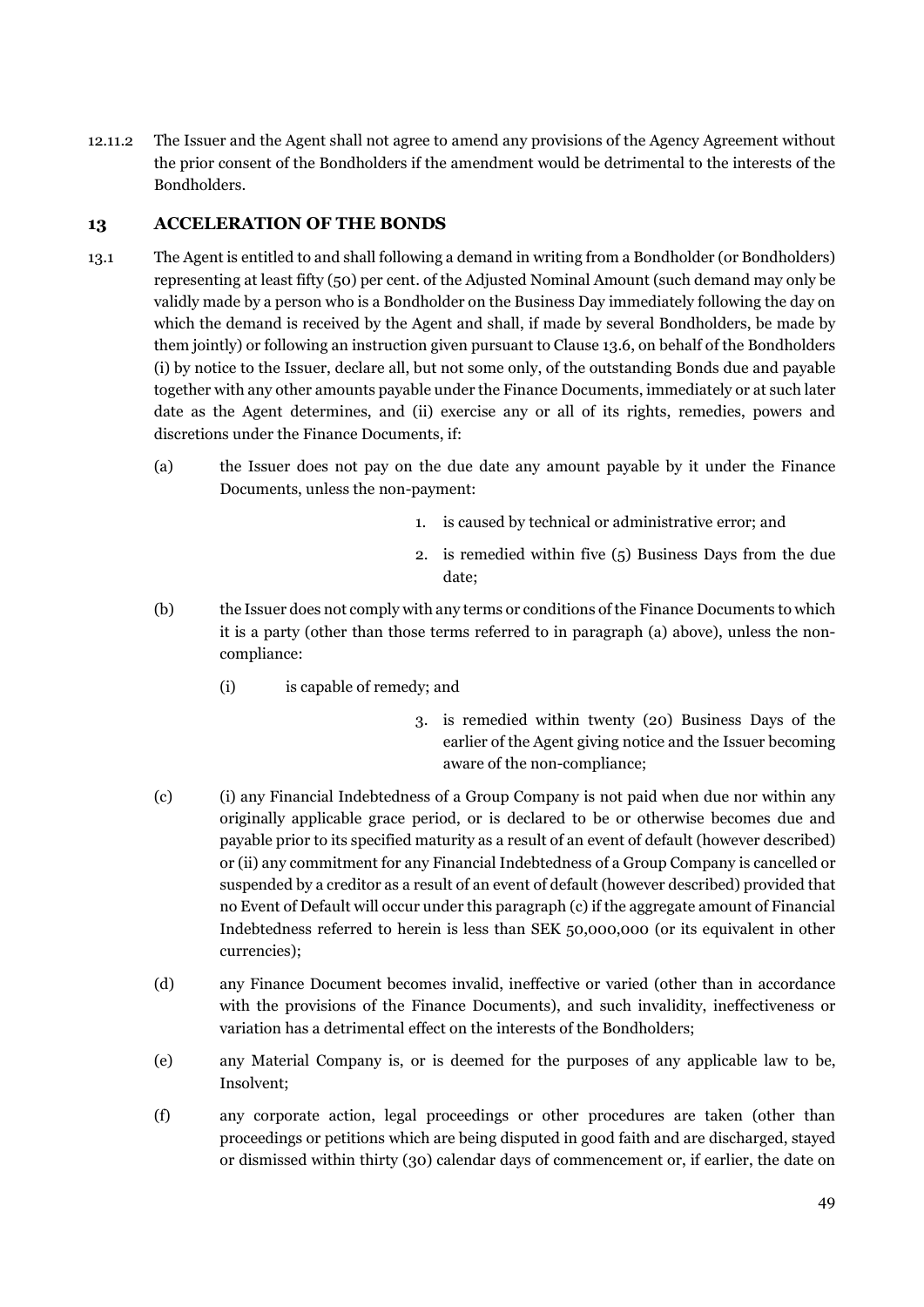12.11.2 The Issuer and the Agent shall not agree to amend any provisions of the Agency Agreement without the prior consent of the Bondholders if the amendment would be detrimental to the interests of the Bondholders.

## 13 ACCELERATION OF THE BONDS

13.1 The Agent is entitled to and shall following a demand in writing from a Bondholder (or Bondholders) representing at least fifty (50) per cent. of the Adjusted Nominal Amount (such demand may only be validly made by a person who is a Bondholder on the Business Day immediately following the day on which the demand is received by the Agent and shall, if made by several Bondholders, be made by them jointly) or following an instruction given pursuant to Clause 13.6, on behalf of the Bondholders (i) by notice to the Issuer, declare all, but not some only, of the outstanding Bonds due and payable together with any other amounts payable under the Finance Documents, immediately or at such later date as the Agent determines, and (ii) exercise any or all of its rights, remedies, powers and discretions under the Finance Documents, if:

(a) the Issuer does not pay on the due date any amount payable by it under the Finance Documents, unless the non-payment:

1. is caused by technical or administrative error; and
2. is remedied within five (5) Business Days from the due date;

(b) the Issuer does not comply with any terms or conditions of the Finance Documents to which it is a party (other than those terms referred to in paragraph (a) above), unless the non-compliance:

(i) is capable of remedy; and

3. is remedied within twenty (20) Business Days of the earlier of the Agent giving notice and the Issuer becoming aware of the non-compliance;

(c) (i) any Financial Indebtedness of a Group Company is not paid when due nor within any originally applicable grace period, or is declared to be or otherwise becomes due and payable prior to its specified maturity as a result of an event of default (however described) or (ii) any commitment for any Financial Indebtedness of a Group Company is cancelled or suspended by a creditor as a result of an event of default (however described) provided that no Event of Default will occur under this paragraph (c) if the aggregate amount of Financial Indebtedness referred to herein is less than SEK 50,000,000 (or its equivalent in other currencies);

(d) any Finance Document becomes invalid, ineffective or varied (other than in accordance with the provisions of the Finance Documents), and such invalidity, ineffectiveness or variation has a detrimental effect on the interests of the Bondholders;

(e) any Material Company is, or is deemed for the purposes of any applicable law to be, Insolvent;

(f) any corporate action, legal proceedings or other procedures are taken (other than proceedings or petitions which are being disputed in good faith and are discharged, stayed or dismissed within thirty (30) calendar days of commencement or, if earlier, the date on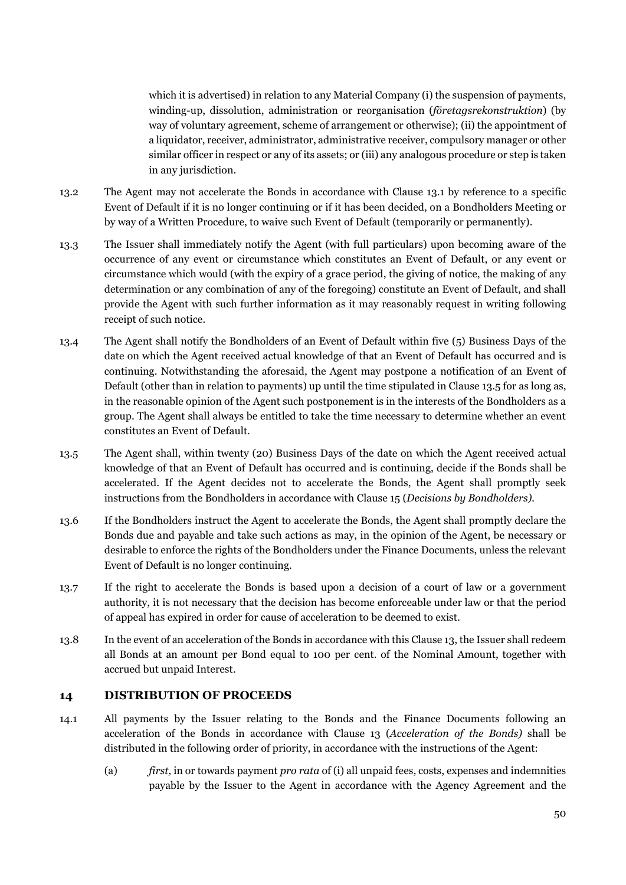which it is advertised) in relation to any Material Company (i) the suspension of payments, winding-up, dissolution, administration or reorganisation (*företagsrekonstruktion*) (by way of voluntary agreement, scheme of arrangement or otherwise); (ii) the appointment of a liquidator, receiver, administrator, administrative receiver, compulsory manager or other similar officer in respect or any of its assets; or (iii) any analogous procedure or step is taken in any jurisdiction.

13.2 The Agent may not accelerate the Bonds in accordance with Clause 13.1 by reference to a specific Event of Default if it is no longer continuing or if it has been decided, on a Bondholders Meeting or by way of a Written Procedure, to waive such Event of Default (temporarily or permanently).

13.3 The Issuer shall immediately notify the Agent (with full particulars) upon becoming aware of the occurrence of any event or circumstance which constitutes an Event of Default, or any event or circumstance which would (with the expiry of a grace period, the giving of notice, the making of any determination or any combination of any of the foregoing) constitute an Event of Default, and shall provide the Agent with such further information as it may reasonably request in writing following receipt of such notice.

13.4 The Agent shall notify the Bondholders of an Event of Default within five (5) Business Days of the date on which the Agent received actual knowledge of that an Event of Default has occurred and is continuing. Notwithstanding the aforesaid, the Agent may postpone a notification of an Event of Default (other than in relation to payments) up until the time stipulated in Clause 13.5 for as long as, in the reasonable opinion of the Agent such postponement is in the interests of the Bondholders as a group. The Agent shall always be entitled to take the time necessary to determine whether an event constitutes an Event of Default.

13.5 The Agent shall, within twenty (20) Business Days of the date on which the Agent received actual knowledge of that an Event of Default has occurred and is continuing, decide if the Bonds shall be accelerated. If the Agent decides not to accelerate the Bonds, the Agent shall promptly seek instructions from the Bondholders in accordance with Clause 15 (*Decisions by Bondholders)*.

13.6 If the Bondholders instruct the Agent to accelerate the Bonds, the Agent shall promptly declare the Bonds due and payable and take such actions as may, in the opinion of the Agent, be necessary or desirable to enforce the rights of the Bondholders under the Finance Documents, unless the relevant Event of Default is no longer continuing.

13.7 If the right to accelerate the Bonds is based upon a decision of a court of law or a government authority, it is not necessary that the decision has become enforceable under law or that the period of appeal has expired in order for cause of acceleration to be deemed to exist.

13.8 In the event of an acceleration of the Bonds in accordance with this Clause 13, the Issuer shall redeem all Bonds at an amount per Bond equal to 100 per cent. of the Nominal Amount, together with accrued but unpaid Interest.

## 14 DISTRIBUTION OF PROCEEDS

14.1 All payments by the Issuer relating to the Bonds and the Finance Documents following an acceleration of the Bonds in accordance with Clause 13 (*Acceleration of the Bonds)* shall be distributed in the following order of priority, in accordance with the instructions of the Agent:

(a) *first,* in or towards payment *pro rata* of (i) all unpaid fees, costs, expenses and indemnities payable by the Issuer to the Agent in accordance with the Agency Agreement and the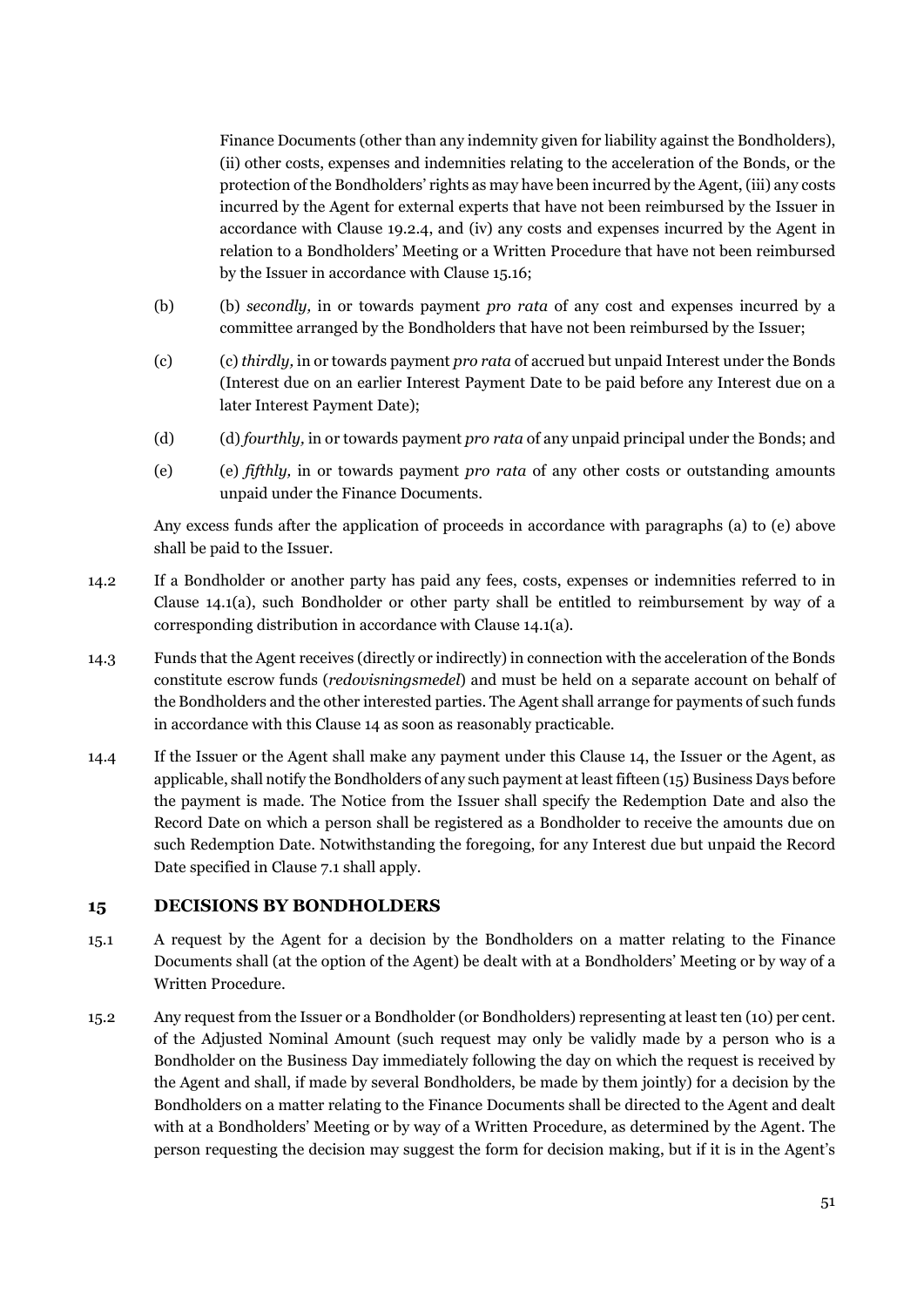Finance Documents (other than any indemnity given for liability against the Bondholders), (ii) other costs, expenses and indemnities relating to the acceleration of the Bonds, or the protection of the Bondholders' rights as may have been incurred by the Agent, (iii) any costs incurred by the Agent for external experts that have not been reimbursed by the Issuer in accordance with Clause 19.2.4, and (iv) any costs and expenses incurred by the Agent in relation to a Bondholders' Meeting or a Written Procedure that have not been reimbursed by the Issuer in accordance with Clause 15.16;

(b) (b) *secondly,* in or towards payment *pro rata* of any cost and expenses incurred by a committee arranged by the Bondholders that have not been reimbursed by the Issuer;

(c) (c) *thirdly,* in or towards payment *pro rata* of accrued but unpaid Interest under the Bonds (Interest due on an earlier Interest Payment Date to be paid before any Interest due on a later Interest Payment Date);

(d) (d) *fourthly,* in or towards payment *pro rata* of any unpaid principal under the Bonds; and

(e) (e) *fifthly,* in or towards payment *pro rata* of any other costs or outstanding amounts unpaid under the Finance Documents.

Any excess funds after the application of proceeds in accordance with paragraphs (a) to (e) above shall be paid to the Issuer.

14.2 If a Bondholder or another party has paid any fees, costs, expenses or indemnities referred to in Clause 14.1(a), such Bondholder or other party shall be entitled to reimbursement by way of a corresponding distribution in accordance with Clause 14.1(a).

14.3 Funds that the Agent receives (directly or indirectly) in connection with the acceleration of the Bonds constitute escrow funds (*redovisningsmedel*) and must be held on a separate account on behalf of the Bondholders and the other interested parties. The Agent shall arrange for payments of such funds in accordance with this Clause 14 as soon as reasonably practicable.

14.4 If the Issuer or the Agent shall make any payment under this Clause 14, the Issuer or the Agent, as applicable, shall notify the Bondholders of any such payment at least fifteen (15) Business Days before the payment is made. The Notice from the Issuer shall specify the Redemption Date and also the Record Date on which a person shall be registered as a Bondholder to receive the amounts due on such Redemption Date. Notwithstanding the foregoing, for any Interest due but unpaid the Record Date specified in Clause 7.1 shall apply.

## 15 DECISIONS BY BONDHOLDERS

15.1 A request by the Agent for a decision by the Bondholders on a matter relating to the Finance Documents shall (at the option of the Agent) be dealt with at a Bondholders' Meeting or by way of a Written Procedure.

15.2 Any request from the Issuer or a Bondholder (or Bondholders) representing at least ten (10) per cent. of the Adjusted Nominal Amount (such request may only be validly made by a person who is a Bondholder on the Business Day immediately following the day on which the request is received by the Agent and shall, if made by several Bondholders, be made by them jointly) for a decision by the Bondholders on a matter relating to the Finance Documents shall be directed to the Agent and dealt with at a Bondholders' Meeting or by way of a Written Procedure, as determined by the Agent. The person requesting the decision may suggest the form for decision making, but if it is in the Agent's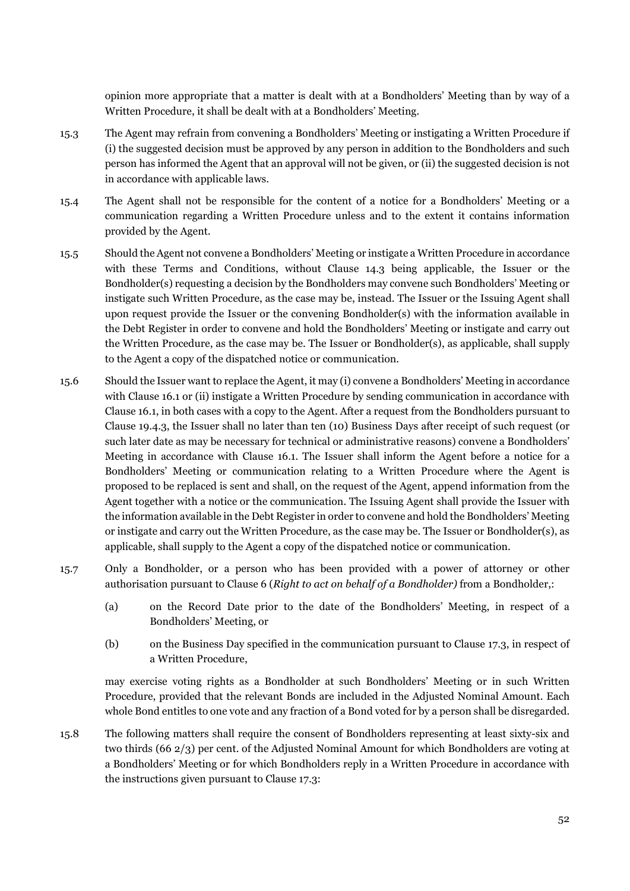opinion more appropriate that a matter is dealt with at a Bondholders' Meeting than by way of a Written Procedure, it shall be dealt with at a Bondholders' Meeting.

15.3 The Agent may refrain from convening a Bondholders' Meeting or instigating a Written Procedure if (i) the suggested decision must be approved by any person in addition to the Bondholders and such person has informed the Agent that an approval will not be given, or (ii) the suggested decision is not in accordance with applicable laws.

15.4 The Agent shall not be responsible for the content of a notice for a Bondholders' Meeting or a communication regarding a Written Procedure unless and to the extent it contains information provided by the Agent.

15.5 Should the Agent not convene a Bondholders' Meeting or instigate a Written Procedure in accordance with these Terms and Conditions, without Clause 14.3 being applicable, the Issuer or the Bondholder(s) requesting a decision by the Bondholders may convene such Bondholders' Meeting or instigate such Written Procedure, as the case may be, instead. The Issuer or the Issuing Agent shall upon request provide the Issuer or the convening Bondholder(s) with the information available in the Debt Register in order to convene and hold the Bondholders' Meeting or instigate and carry out the Written Procedure, as the case may be. The Issuer or Bondholder(s), as applicable, shall supply to the Agent a copy of the dispatched notice or communication.

15.6 Should the Issuer want to replace the Agent, it may (i) convene a Bondholders' Meeting in accordance with Clause 16.1 or (ii) instigate a Written Procedure by sending communication in accordance with Clause 16.1, in both cases with a copy to the Agent. After a request from the Bondholders pursuant to Clause 19.4.3, the Issuer shall no later than ten (10) Business Days after receipt of such request (or such later date as may be necessary for technical or administrative reasons) convene a Bondholders' Meeting in accordance with Clause 16.1. The Issuer shall inform the Agent before a notice for a Bondholders' Meeting or communication relating to a Written Procedure where the Agent is proposed to be replaced is sent and shall, on the request of the Agent, append information from the Agent together with a notice or the communication. The Issuing Agent shall provide the Issuer with the information available in the Debt Register in order to convene and hold the Bondholders' Meeting or instigate and carry out the Written Procedure, as the case may be. The Issuer or Bondholder(s), as applicable, shall supply to the Agent a copy of the dispatched notice or communication.

15.7 Only a Bondholder, or a person who has been provided with a power of attorney or other authorisation pursuant to Clause 6 (*Right to act on behalf of a Bondholder)* from a Bondholder,:

(a) on the Record Date prior to the date of the Bondholders' Meeting, in respect of a Bondholders' Meeting, or

(b) on the Business Day specified in the communication pursuant to Clause 17.3, in respect of a Written Procedure,

may exercise voting rights as a Bondholder at such Bondholders' Meeting or in such Written Procedure, provided that the relevant Bonds are included in the Adjusted Nominal Amount. Each whole Bond entitles to one vote and any fraction of a Bond voted for by a person shall be disregarded.

15.8 The following matters shall require the consent of Bondholders representing at least sixty-six and two thirds (66 2/3) per cent. of the Adjusted Nominal Amount for which Bondholders are voting at a Bondholders' Meeting or for which Bondholders reply in a Written Procedure in accordance with the instructions given pursuant to Clause 17.3: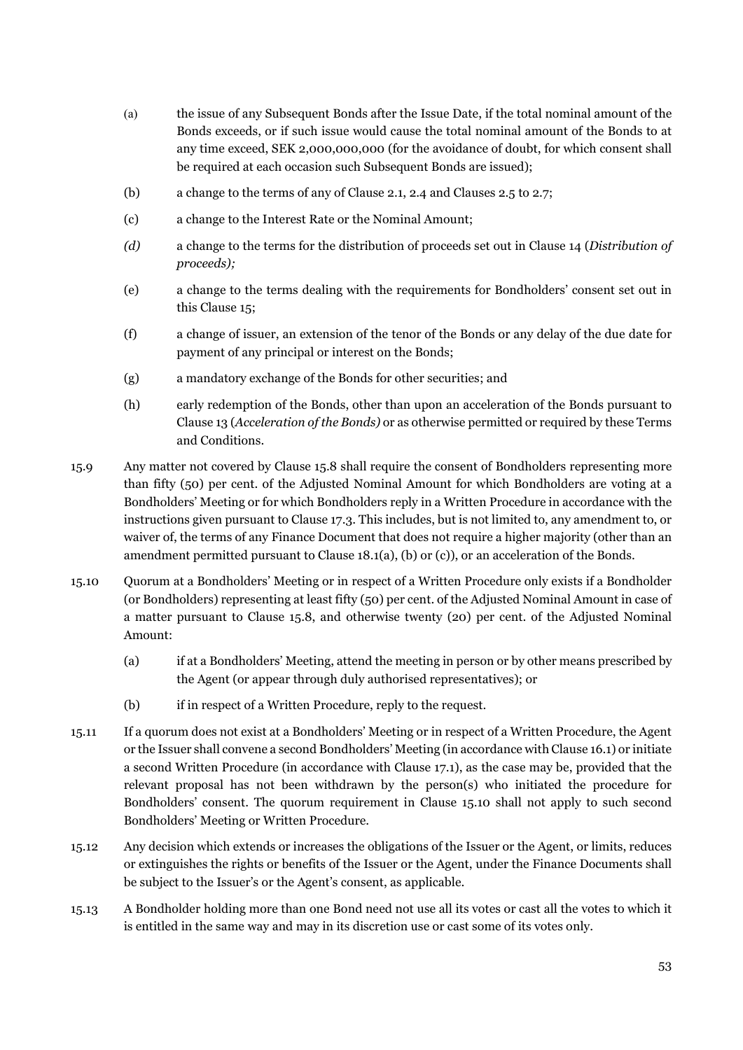(a) the issue of any Subsequent Bonds after the Issue Date, if the total nominal amount of the Bonds exceeds, or if such issue would cause the total nominal amount of the Bonds to at any time exceed, SEK 2,000,000,000 (for the avoidance of doubt, for which consent shall be required at each occasion such Subsequent Bonds are issued);

(b) a change to the terms of any of Clause 2.1, 2.4 and Clauses 2.5 to 2.7;

(c) a change to the Interest Rate or the Nominal Amount;

*(d)* a change to the terms for the distribution of proceeds set out in Clause 14 (*Distribution of proceeds);*

(e) a change to the terms dealing with the requirements for Bondholders' consent set out in this Clause 15;

(f) a change of issuer, an extension of the tenor of the Bonds or any delay of the due date for payment of any principal or interest on the Bonds;

(g) a mandatory exchange of the Bonds for other securities; and

(h) early redemption of the Bonds, other than upon an acceleration of the Bonds pursuant to Clause 13 (*Acceleration of the Bonds)* or as otherwise permitted or required by these Terms and Conditions.

15.9 Any matter not covered by Clause 15.8 shall require the consent of Bondholders representing more than fifty (50) per cent. of the Adjusted Nominal Amount for which Bondholders are voting at a Bondholders' Meeting or for which Bondholders reply in a Written Procedure in accordance with the instructions given pursuant to Clause 17.3. This includes, but is not limited to, any amendment to, or waiver of, the terms of any Finance Document that does not require a higher majority (other than an amendment permitted pursuant to Clause 18.1(a), (b) or (c)), or an acceleration of the Bonds.

15.10 Quorum at a Bondholders' Meeting or in respect of a Written Procedure only exists if a Bondholder (or Bondholders) representing at least fifty (50) per cent. of the Adjusted Nominal Amount in case of a matter pursuant to Clause 15.8, and otherwise twenty (20) per cent. of the Adjusted Nominal Amount:

(a) if at a Bondholders' Meeting, attend the meeting in person or by other means prescribed by the Agent (or appear through duly authorised representatives); or

(b) if in respect of a Written Procedure, reply to the request.

15.11 If a quorum does not exist at a Bondholders' Meeting or in respect of a Written Procedure, the Agent or the Issuer shall convene a second Bondholders' Meeting (in accordance with Clause 16.1) or initiate a second Written Procedure (in accordance with Clause 17.1), as the case may be, provided that the relevant proposal has not been withdrawn by the person(s) who initiated the procedure for Bondholders' consent. The quorum requirement in Clause 15.10 shall not apply to such second Bondholders' Meeting or Written Procedure.

15.12 Any decision which extends or increases the obligations of the Issuer or the Agent, or limits, reduces or extinguishes the rights or benefits of the Issuer or the Agent, under the Finance Documents shall be subject to the Issuer's or the Agent's consent, as applicable.

15.13 A Bondholder holding more than one Bond need not use all its votes or cast all the votes to which it is entitled in the same way and may in its discretion use or cast some of its votes only.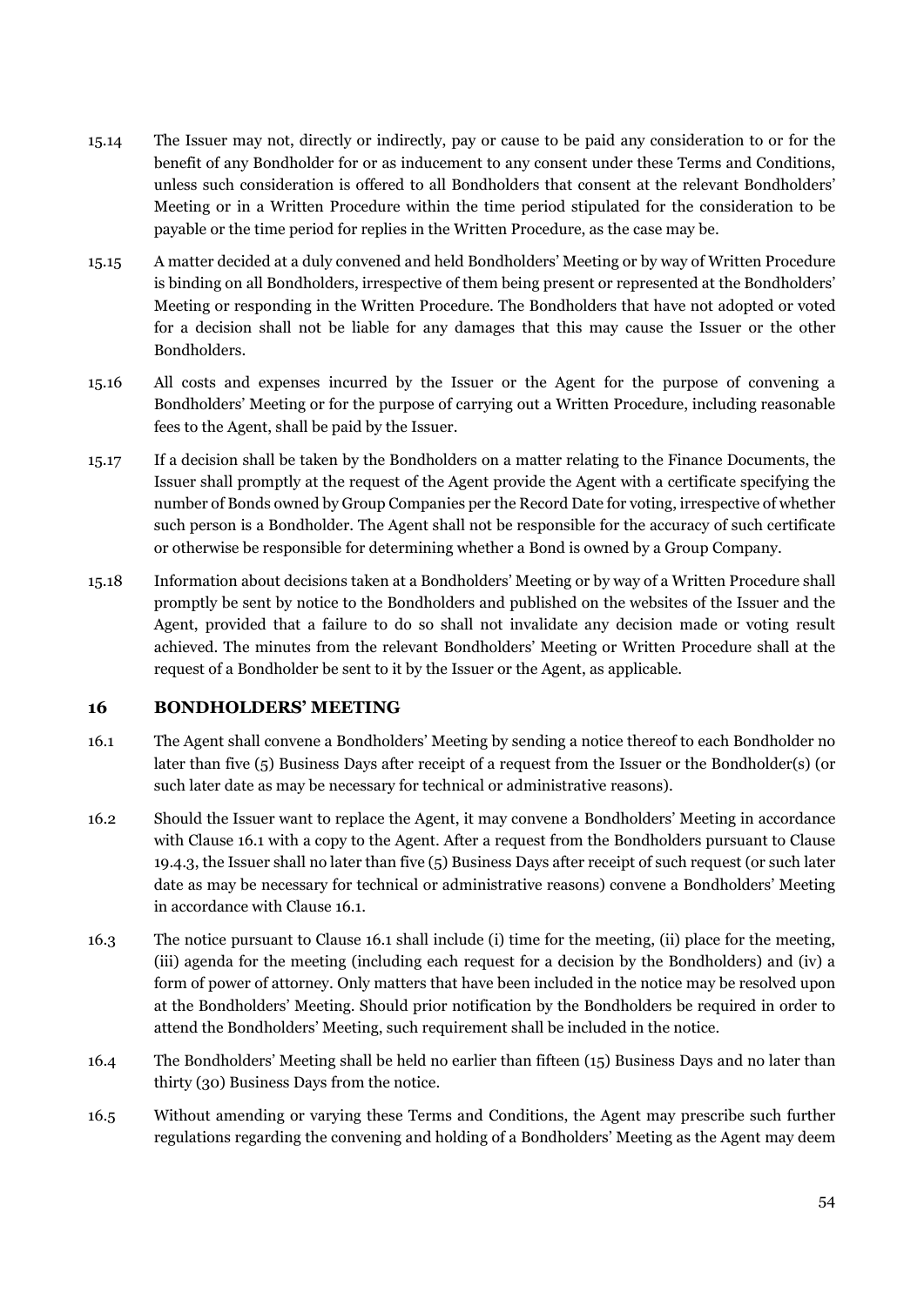15.14 The Issuer may not, directly or indirectly, pay or cause to be paid any consideration to or for the benefit of any Bondholder for or as inducement to any consent under these Terms and Conditions, unless such consideration is offered to all Bondholders that consent at the relevant Bondholders' Meeting or in a Written Procedure within the time period stipulated for the consideration to be payable or the time period for replies in the Written Procedure, as the case may be.

15.15 A matter decided at a duly convened and held Bondholders' Meeting or by way of Written Procedure is binding on all Bondholders, irrespective of them being present or represented at the Bondholders' Meeting or responding in the Written Procedure. The Bondholders that have not adopted or voted for a decision shall not be liable for any damages that this may cause the Issuer or the other Bondholders.

15.16 All costs and expenses incurred by the Issuer or the Agent for the purpose of convening a Bondholders' Meeting or for the purpose of carrying out a Written Procedure, including reasonable fees to the Agent, shall be paid by the Issuer.

15.17 If a decision shall be taken by the Bondholders on a matter relating to the Finance Documents, the Issuer shall promptly at the request of the Agent provide the Agent with a certificate specifying the number of Bonds owned by Group Companies per the Record Date for voting, irrespective of whether such person is a Bondholder. The Agent shall not be responsible for the accuracy of such certificate or otherwise be responsible for determining whether a Bond is owned by a Group Company.

15.18 Information about decisions taken at a Bondholders' Meeting or by way of a Written Procedure shall promptly be sent by notice to the Bondholders and published on the websites of the Issuer and the Agent, provided that a failure to do so shall not invalidate any decision made or voting result achieved. The minutes from the relevant Bondholders' Meeting or Written Procedure shall at the request of a Bondholder be sent to it by the Issuer or the Agent, as applicable.

## 16 BONDHOLDERS' MEETING

16.1 The Agent shall convene a Bondholders' Meeting by sending a notice thereof to each Bondholder no later than five (5) Business Days after receipt of a request from the Issuer or the Bondholder(s) (or such later date as may be necessary for technical or administrative reasons).

16.2 Should the Issuer want to replace the Agent, it may convene a Bondholders' Meeting in accordance with Clause 16.1 with a copy to the Agent. After a request from the Bondholders pursuant to Clause 19.4.3, the Issuer shall no later than five (5) Business Days after receipt of such request (or such later date as may be necessary for technical or administrative reasons) convene a Bondholders' Meeting in accordance with Clause 16.1.

16.3 The notice pursuant to Clause 16.1 shall include (i) time for the meeting, (ii) place for the meeting, (iii) agenda for the meeting (including each request for a decision by the Bondholders) and (iv) a form of power of attorney. Only matters that have been included in the notice may be resolved upon at the Bondholders' Meeting. Should prior notification by the Bondholders be required in order to attend the Bondholders' Meeting, such requirement shall be included in the notice.

16.4 The Bondholders' Meeting shall be held no earlier than fifteen (15) Business Days and no later than thirty (30) Business Days from the notice.

16.5 Without amending or varying these Terms and Conditions, the Agent may prescribe such further regulations regarding the convening and holding of a Bondholders' Meeting as the Agent may deem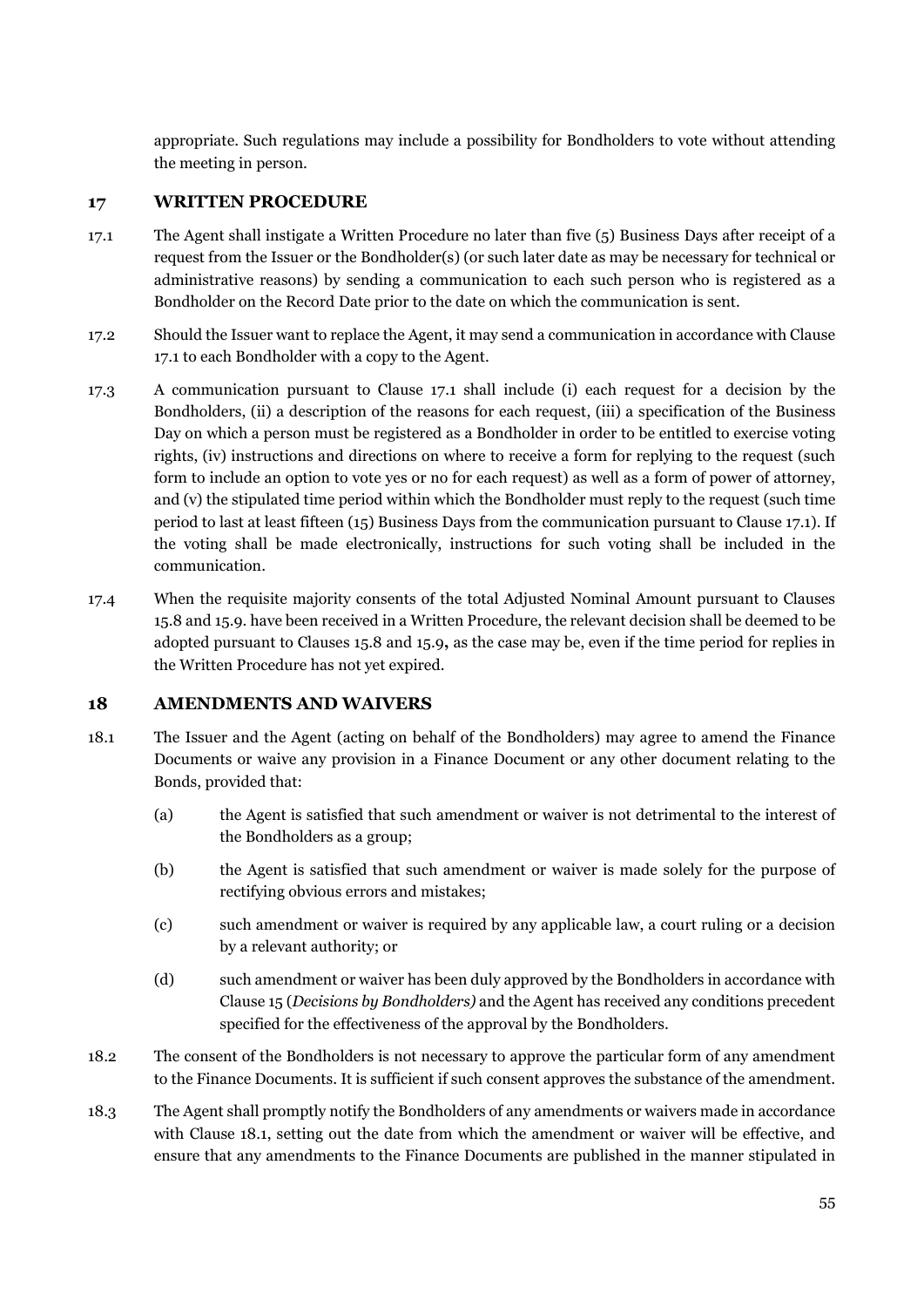appropriate. Such regulations may include a possibility for Bondholders to vote without attending the meeting in person.

## 17 WRITTEN PROCEDURE

17.1 The Agent shall instigate a Written Procedure no later than five (5) Business Days after receipt of a request from the Issuer or the Bondholder(s) (or such later date as may be necessary for technical or administrative reasons) by sending a communication to each such person who is registered as a Bondholder on the Record Date prior to the date on which the communication is sent.

17.2 Should the Issuer want to replace the Agent, it may send a communication in accordance with Clause 17.1 to each Bondholder with a copy to the Agent.

17.3 A communication pursuant to Clause 17.1 shall include (i) each request for a decision by the Bondholders, (ii) a description of the reasons for each request, (iii) a specification of the Business Day on which a person must be registered as a Bondholder in order to be entitled to exercise voting rights, (iv) instructions and directions on where to receive a form for replying to the request (such form to include an option to vote yes or no for each request) as well as a form of power of attorney, and (v) the stipulated time period within which the Bondholder must reply to the request (such time period to last at least fifteen (15) Business Days from the communication pursuant to Clause 17.1). If the voting shall be made electronically, instructions for such voting shall be included in the communication.

17.4 When the requisite majority consents of the total Adjusted Nominal Amount pursuant to Clauses 15.8 and 15.9. have been received in a Written Procedure, the relevant decision shall be deemed to be adopted pursuant to Clauses 15.8 and 15.9**,** as the case may be, even if the time period for replies in the Written Procedure has not yet expired.

## 18 AMENDMENTS AND WAIVERS

18.1 The Issuer and the Agent (acting on behalf of the Bondholders) may agree to amend the Finance Documents or waive any provision in a Finance Document or any other document relating to the Bonds, provided that:

(a) the Agent is satisfied that such amendment or waiver is not detrimental to the interest of the Bondholders as a group;

(b) the Agent is satisfied that such amendment or waiver is made solely for the purpose of rectifying obvious errors and mistakes;

(c) such amendment or waiver is required by any applicable law, a court ruling or a decision by a relevant authority; or

(d) such amendment or waiver has been duly approved by the Bondholders in accordance with Clause 15 (*Decisions by Bondholders)* and the Agent has received any conditions precedent specified for the effectiveness of the approval by the Bondholders.

18.2 The consent of the Bondholders is not necessary to approve the particular form of any amendment to the Finance Documents. It is sufficient if such consent approves the substance of the amendment.

18.3 The Agent shall promptly notify the Bondholders of any amendments or waivers made in accordance with Clause 18.1, setting out the date from which the amendment or waiver will be effective, and ensure that any amendments to the Finance Documents are published in the manner stipulated in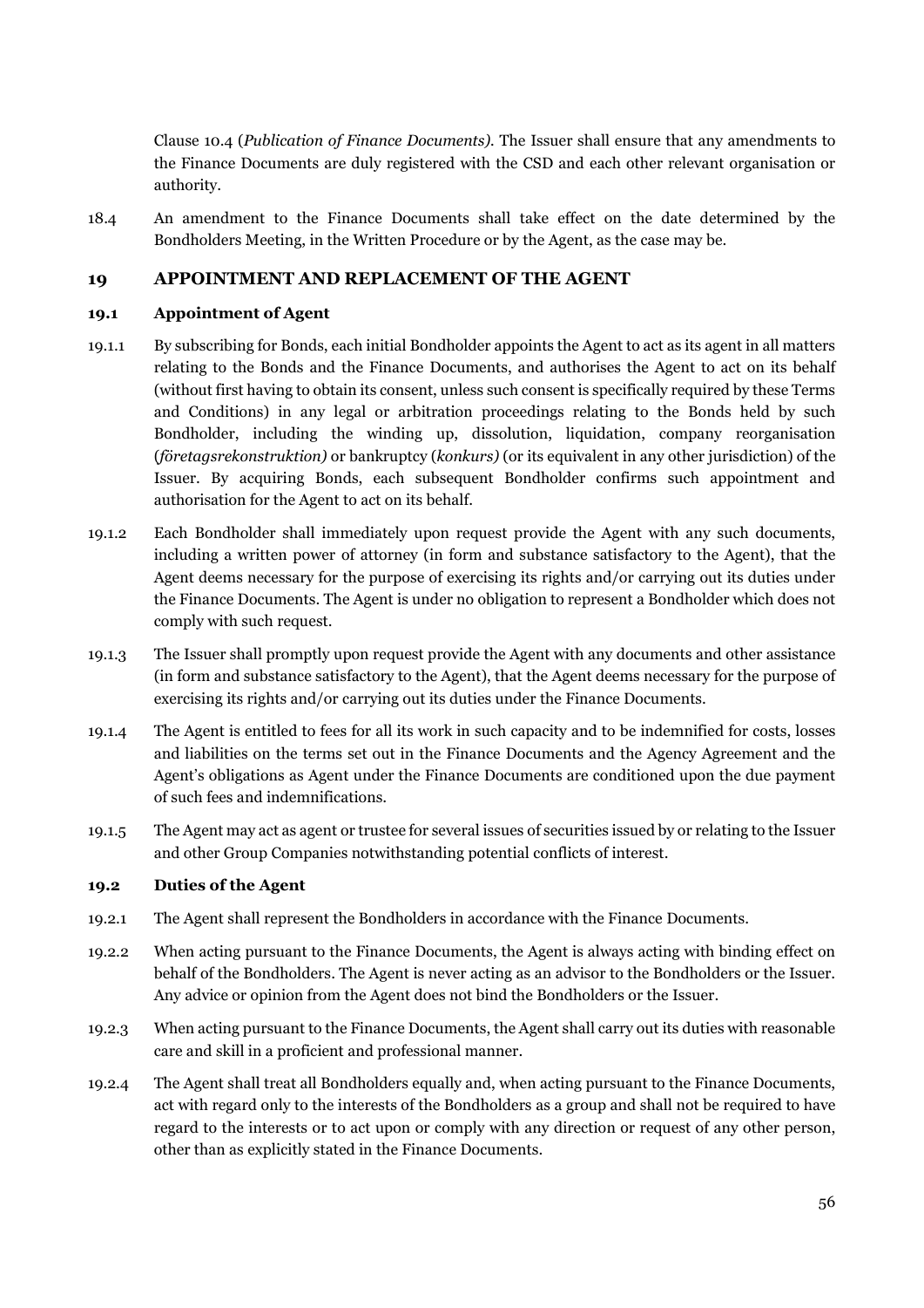Clause 10.4 (*Publication of Finance Documents*). The Issuer shall ensure that any amendments to the Finance Documents are duly registered with the CSD and each other relevant organisation or authority.

18.4 An amendment to the Finance Documents shall take effect on the date determined by the Bondholders Meeting, in the Written Procedure or by the Agent, as the case may be.

## 19 APPOINTMENT AND REPLACEMENT OF THE AGENT

### 19.1 Appointment of Agent

19.1.1 By subscribing for Bonds, each initial Bondholder appoints the Agent to act as its agent in all matters relating to the Bonds and the Finance Documents, and authorises the Agent to act on its behalf (without first having to obtain its consent, unless such consent is specifically required by these Terms and Conditions) in any legal or arbitration proceedings relating to the Bonds held by such Bondholder, including the winding up, dissolution, liquidation, company reorganisation (*företagsrekonstruktion)* or bankruptcy (*konkurs)* (or its equivalent in any other jurisdiction) of the Issuer. By acquiring Bonds, each subsequent Bondholder confirms such appointment and authorisation for the Agent to act on its behalf.

19.1.2 Each Bondholder shall immediately upon request provide the Agent with any such documents, including a written power of attorney (in form and substance satisfactory to the Agent), that the Agent deems necessary for the purpose of exercising its rights and/or carrying out its duties under the Finance Documents. The Agent is under no obligation to represent a Bondholder which does not comply with such request.

19.1.3 The Issuer shall promptly upon request provide the Agent with any documents and other assistance (in form and substance satisfactory to the Agent), that the Agent deems necessary for the purpose of exercising its rights and/or carrying out its duties under the Finance Documents.

19.1.4 The Agent is entitled to fees for all its work in such capacity and to be indemnified for costs, losses and liabilities on the terms set out in the Finance Documents and the Agency Agreement and the Agent's obligations as Agent under the Finance Documents are conditioned upon the due payment of such fees and indemnifications.

19.1.5 The Agent may act as agent or trustee for several issues of securities issued by or relating to the Issuer and other Group Companies notwithstanding potential conflicts of interest.

### 19.2 Duties of the Agent

19.2.1 The Agent shall represent the Bondholders in accordance with the Finance Documents.

19.2.2 When acting pursuant to the Finance Documents, the Agent is always acting with binding effect on behalf of the Bondholders. The Agent is never acting as an advisor to the Bondholders or the Issuer. Any advice or opinion from the Agent does not bind the Bondholders or the Issuer.

19.2.3 When acting pursuant to the Finance Documents, the Agent shall carry out its duties with reasonable care and skill in a proficient and professional manner.

19.2.4 The Agent shall treat all Bondholders equally and, when acting pursuant to the Finance Documents, act with regard only to the interests of the Bondholders as a group and shall not be required to have regard to the interests or to act upon or comply with any direction or request of any other person, other than as explicitly stated in the Finance Documents.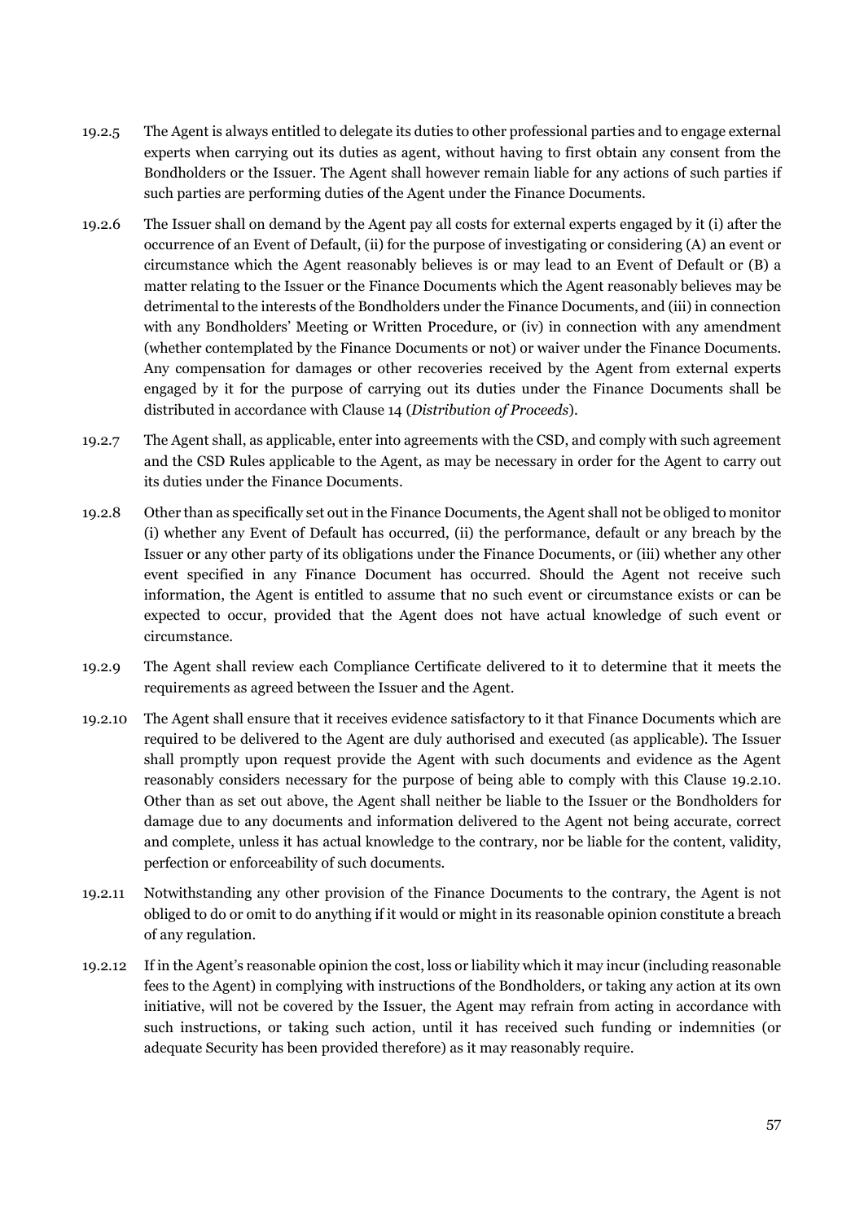19.2.5 The Agent is always entitled to delegate its duties to other professional parties and to engage external experts when carrying out its duties as agent, without having to first obtain any consent from the Bondholders or the Issuer. The Agent shall however remain liable for any actions of such parties if such parties are performing duties of the Agent under the Finance Documents.

19.2.6 The Issuer shall on demand by the Agent pay all costs for external experts engaged by it (i) after the occurrence of an Event of Default, (ii) for the purpose of investigating or considering (A) an event or circumstance which the Agent reasonably believes is or may lead to an Event of Default or (B) a matter relating to the Issuer or the Finance Documents which the Agent reasonably believes may be detrimental to the interests of the Bondholders under the Finance Documents, and (iii) in connection with any Bondholders' Meeting or Written Procedure, or (iv) in connection with any amendment (whether contemplated by the Finance Documents or not) or waiver under the Finance Documents. Any compensation for damages or other recoveries received by the Agent from external experts engaged by it for the purpose of carrying out its duties under the Finance Documents shall be distributed in accordance with Clause 14 (*Distribution of Proceeds*).

19.2.7 The Agent shall, as applicable, enter into agreements with the CSD, and comply with such agreement and the CSD Rules applicable to the Agent, as may be necessary in order for the Agent to carry out its duties under the Finance Documents.

19.2.8 Other than as specifically set out in the Finance Documents, the Agent shall not be obliged to monitor (i) whether any Event of Default has occurred, (ii) the performance, default or any breach by the Issuer or any other party of its obligations under the Finance Documents, or (iii) whether any other event specified in any Finance Document has occurred. Should the Agent not receive such information, the Agent is entitled to assume that no such event or circumstance exists or can be expected to occur, provided that the Agent does not have actual knowledge of such event or circumstance.

19.2.9 The Agent shall review each Compliance Certificate delivered to it to determine that it meets the requirements as agreed between the Issuer and the Agent.

19.2.10 The Agent shall ensure that it receives evidence satisfactory to it that Finance Documents which are required to be delivered to the Agent are duly authorised and executed (as applicable). The Issuer shall promptly upon request provide the Agent with such documents and evidence as the Agent reasonably considers necessary for the purpose of being able to comply with this Clause 19.2.10. Other than as set out above, the Agent shall neither be liable to the Issuer or the Bondholders for damage due to any documents and information delivered to the Agent not being accurate, correct and complete, unless it has actual knowledge to the contrary, nor be liable for the content, validity, perfection or enforceability of such documents.

19.2.11 Notwithstanding any other provision of the Finance Documents to the contrary, the Agent is not obliged to do or omit to do anything if it would or might in its reasonable opinion constitute a breach of any regulation.

19.2.12 If in the Agent's reasonable opinion the cost, loss or liability which it may incur (including reasonable fees to the Agent) in complying with instructions of the Bondholders, or taking any action at its own initiative, will not be covered by the Issuer, the Agent may refrain from acting in accordance with such instructions, or taking such action, until it has received such funding or indemnities (or adequate Security has been provided therefore) as it may reasonably require.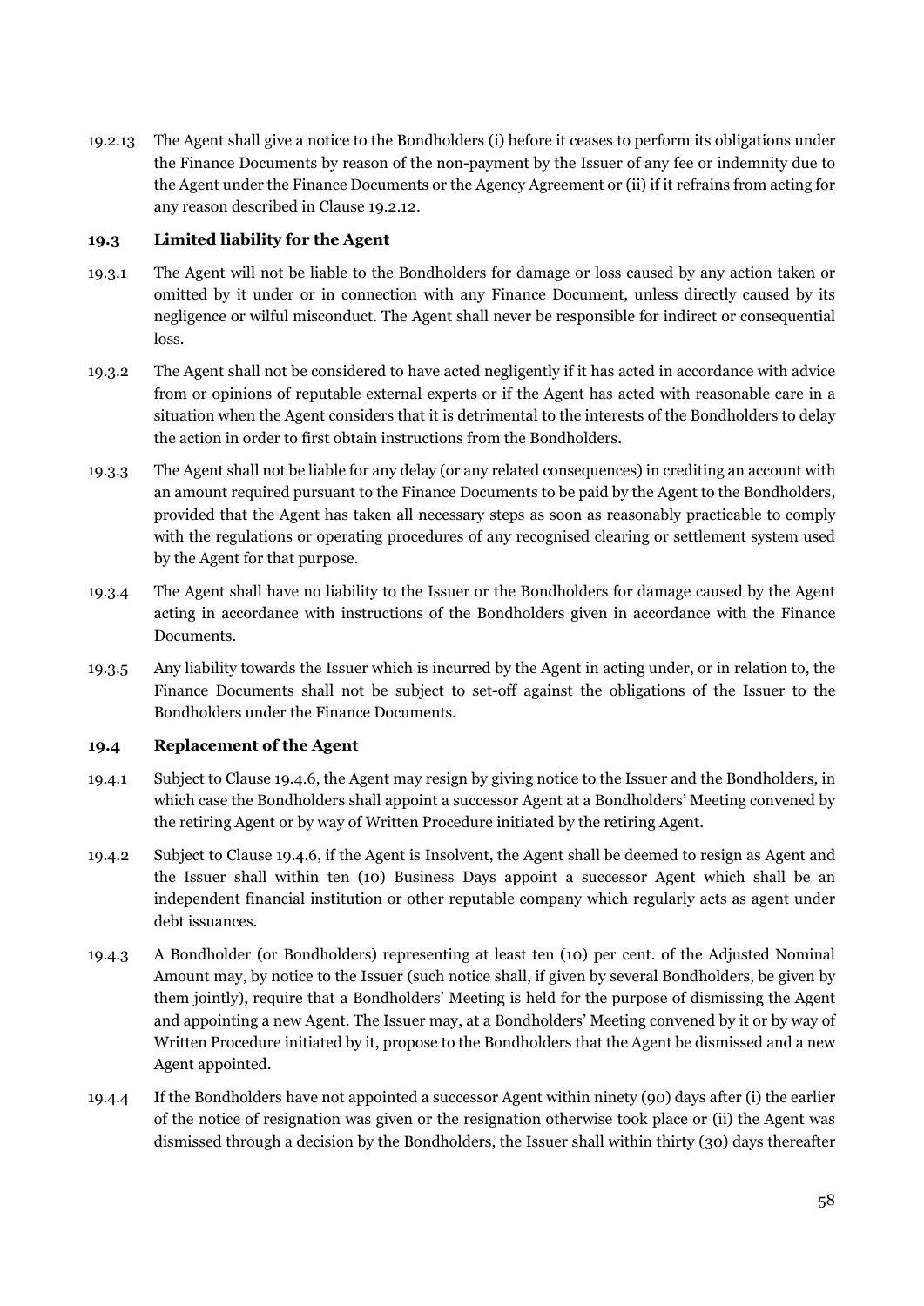19.2.13 The Agent shall give a notice to the Bondholders (i) before it ceases to perform its obligations under the Finance Documents by reason of the non-payment by the Issuer of any fee or indemnity due to the Agent under the Finance Documents or the Agency Agreement or (ii) if it refrains from acting for any reason described in Clause 19.2.12.

### 19.3 Limited liability for the Agent

19.3.1 The Agent will not be liable to the Bondholders for damage or loss caused by any action taken or omitted by it under or in connection with any Finance Document, unless directly caused by its negligence or wilful misconduct. The Agent shall never be responsible for indirect or consequential loss.

19.3.2 The Agent shall not be considered to have acted negligently if it has acted in accordance with advice from or opinions of reputable external experts or if the Agent has acted with reasonable care in a situation when the Agent considers that it is detrimental to the interests of the Bondholders to delay the action in order to first obtain instructions from the Bondholders.

19.3.3 The Agent shall not be liable for any delay (or any related consequences) in crediting an account with an amount required pursuant to the Finance Documents to be paid by the Agent to the Bondholders, provided that the Agent has taken all necessary steps as soon as reasonably practicable to comply with the regulations or operating procedures of any recognised clearing or settlement system used by the Agent for that purpose.

19.3.4 The Agent shall have no liability to the Issuer or the Bondholders for damage caused by the Agent acting in accordance with instructions of the Bondholders given in accordance with the Finance Documents.

19.3.5 Any liability towards the Issuer which is incurred by the Agent in acting under, or in relation to, the Finance Documents shall not be subject to set-off against the obligations of the Issuer to the Bondholders under the Finance Documents.

### 19.4 Replacement of the Agent

19.4.1 Subject to Clause 19.4.6, the Agent may resign by giving notice to the Issuer and the Bondholders, in which case the Bondholders shall appoint a successor Agent at a Bondholders' Meeting convened by the retiring Agent or by way of Written Procedure initiated by the retiring Agent.

19.4.2 Subject to Clause 19.4.6, if the Agent is Insolvent, the Agent shall be deemed to resign as Agent and the Issuer shall within ten (10) Business Days appoint a successor Agent which shall be an independent financial institution or other reputable company which regularly acts as agent under debt issuances.

19.4.3 A Bondholder (or Bondholders) representing at least ten (10) per cent. of the Adjusted Nominal Amount may, by notice to the Issuer (such notice shall, if given by several Bondholders, be given by them jointly), require that a Bondholders' Meeting is held for the purpose of dismissing the Agent and appointing a new Agent. The Issuer may, at a Bondholders' Meeting convened by it or by way of Written Procedure initiated by it, propose to the Bondholders that the Agent be dismissed and a new Agent appointed.

19.4.4 If the Bondholders have not appointed a successor Agent within ninety (90) days after (i) the earlier of the notice of resignation was given or the resignation otherwise took place or (ii) the Agent was dismissed through a decision by the Bondholders, the Issuer shall within thirty (30) days thereafter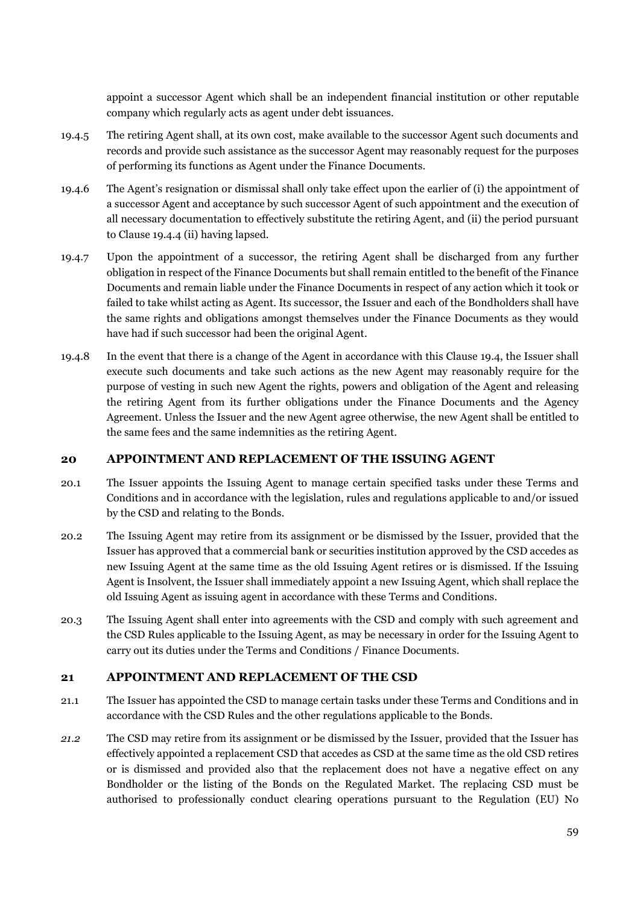appoint a successor Agent which shall be an independent financial institution or other reputable company which regularly acts as agent under debt issuances.

19.4.5 The retiring Agent shall, at its own cost, make available to the successor Agent such documents and records and provide such assistance as the successor Agent may reasonably request for the purposes of performing its functions as Agent under the Finance Documents.

19.4.6 The Agent's resignation or dismissal shall only take effect upon the earlier of (i) the appointment of a successor Agent and acceptance by such successor Agent of such appointment and the execution of all necessary documentation to effectively substitute the retiring Agent, and (ii) the period pursuant to Clause 19.4.4 (ii) having lapsed.

19.4.7 Upon the appointment of a successor, the retiring Agent shall be discharged from any further obligation in respect of the Finance Documents but shall remain entitled to the benefit of the Finance Documents and remain liable under the Finance Documents in respect of any action which it took or failed to take whilst acting as Agent. Its successor, the Issuer and each of the Bondholders shall have the same rights and obligations amongst themselves under the Finance Documents as they would have had if such successor had been the original Agent.

19.4.8 In the event that there is a change of the Agent in accordance with this Clause 19.4, the Issuer shall execute such documents and take such actions as the new Agent may reasonably require for the purpose of vesting in such new Agent the rights, powers and obligation of the Agent and releasing the retiring Agent from its further obligations under the Finance Documents and the Agency Agreement. Unless the Issuer and the new Agent agree otherwise, the new Agent shall be entitled to the same fees and the same indemnities as the retiring Agent.

## 20 APPOINTMENT AND REPLACEMENT OF THE ISSUING AGENT

20.1 The Issuer appoints the Issuing Agent to manage certain specified tasks under these Terms and Conditions and in accordance with the legislation, rules and regulations applicable to and/or issued by the CSD and relating to the Bonds.

20.2 The Issuing Agent may retire from its assignment or be dismissed by the Issuer, provided that the Issuer has approved that a commercial bank or securities institution approved by the CSD accedes as new Issuing Agent at the same time as the old Issuing Agent retires or is dismissed. If the Issuing Agent is Insolvent, the Issuer shall immediately appoint a new Issuing Agent, which shall replace the old Issuing Agent as issuing agent in accordance with these Terms and Conditions.

20.3 The Issuing Agent shall enter into agreements with the CSD and comply with such agreement and the CSD Rules applicable to the Issuing Agent, as may be necessary in order for the Issuing Agent to carry out its duties under the Terms and Conditions / Finance Documents.

## 21 APPOINTMENT AND REPLACEMENT OF THE CSD

21.1 The Issuer has appointed the CSD to manage certain tasks under these Terms and Conditions and in accordance with the CSD Rules and the other regulations applicable to the Bonds.

*21.2* The CSD may retire from its assignment or be dismissed by the Issuer, provided that the Issuer has effectively appointed a replacement CSD that accedes as CSD at the same time as the old CSD retires or is dismissed and provided also that the replacement does not have a negative effect on any Bondholder or the listing of the Bonds on the Regulated Market. The replacing CSD must be authorised to professionally conduct clearing operations pursuant to the Regulation (EU) No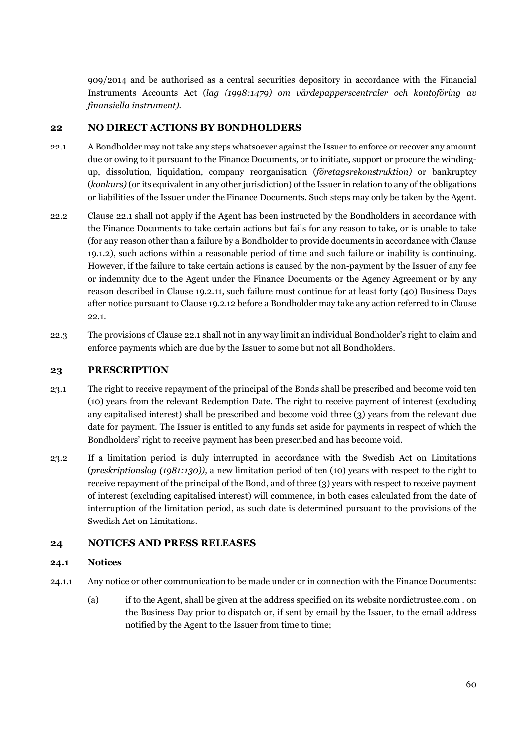909/2014 and be authorised as a central securities depository in accordance with the Financial Instruments Accounts Act (*lag (1998:1479) om värdepapperscentraler och kontoföring av finansiella instrument).*

## 22 NO DIRECT ACTIONS BY BONDHOLDERS

22.1 A Bondholder may not take any steps whatsoever against the Issuer to enforce or recover any amount due or owing to it pursuant to the Finance Documents, or to initiate, support or procure the winding-up, dissolution, liquidation, company reorganisation (*företagsrekonstruktion)* or bankruptcy (*konkurs)* (or its equivalent in any other jurisdiction) of the Issuer in relation to any of the obligations or liabilities of the Issuer under the Finance Documents. Such steps may only be taken by the Agent.

22.2 Clause 22.1 shall not apply if the Agent has been instructed by the Bondholders in accordance with the Finance Documents to take certain actions but fails for any reason to take, or is unable to take (for any reason other than a failure by a Bondholder to provide documents in accordance with Clause 19.1.2), such actions within a reasonable period of time and such failure or inability is continuing. However, if the failure to take certain actions is caused by the non-payment by the Issuer of any fee or indemnity due to the Agent under the Finance Documents or the Agency Agreement or by any reason described in Clause 19.2.11, such failure must continue for at least forty (40) Business Days after notice pursuant to Clause 19.2.12 before a Bondholder may take any action referred to in Clause 22.1.

22.3 The provisions of Clause 22.1 shall not in any way limit an individual Bondholder's right to claim and enforce payments which are due by the Issuer to some but not all Bondholders.

## 23 PRESCRIPTION

23.1 The right to receive repayment of the principal of the Bonds shall be prescribed and become void ten (10) years from the relevant Redemption Date. The right to receive payment of interest (excluding any capitalised interest) shall be prescribed and become void three (3) years from the relevant due date for payment. The Issuer is entitled to any funds set aside for payments in respect of which the Bondholders' right to receive payment has been prescribed and has become void.

23.2 If a limitation period is duly interrupted in accordance with the Swedish Act on Limitations (*preskriptionslag (1981:130)),* a new limitation period of ten (10) years with respect to the right to receive repayment of the principal of the Bond, and of three (3) years with respect to receive payment of interest (excluding capitalised interest) will commence, in both cases calculated from the date of interruption of the limitation period, as such date is determined pursuant to the provisions of the Swedish Act on Limitations.

## 24 NOTICES AND PRESS RELEASES

### 24.1 Notices

24.1.1 Any notice or other communication to be made under or in connection with the Finance Documents:

(a) if to the Agent, shall be given at the address specified on its website nordictrustee.com . on the Business Day prior to dispatch or, if sent by email by the Issuer, to the email address notified by the Agent to the Issuer from time to time;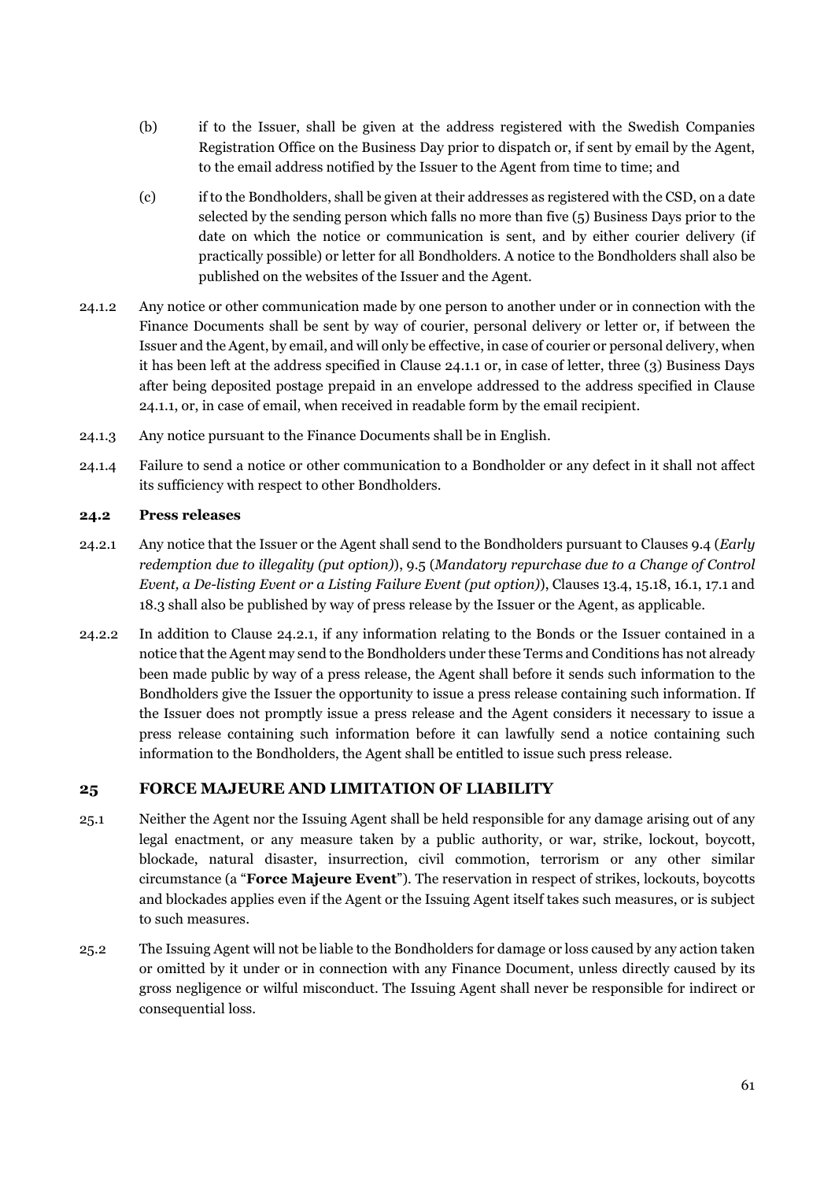(b) if to the Issuer, shall be given at the address registered with the Swedish Companies Registration Office on the Business Day prior to dispatch or, if sent by email by the Agent, to the email address notified by the Issuer to the Agent from time to time; and

(c) if to the Bondholders, shall be given at their addresses as registered with the CSD, on a date selected by the sending person which falls no more than five (5) Business Days prior to the date on which the notice or communication is sent, and by either courier delivery (if practically possible) or letter for all Bondholders. A notice to the Bondholders shall also be published on the websites of the Issuer and the Agent.

24.1.2 Any notice or other communication made by one person to another under or in connection with the Finance Documents shall be sent by way of courier, personal delivery or letter or, if between the Issuer and the Agent, by email, and will only be effective, in case of courier or personal delivery, when it has been left at the address specified in Clause 24.1.1 or, in case of letter, three (3) Business Days after being deposited postage prepaid in an envelope addressed to the address specified in Clause 24.1.1, or, in case of email, when received in readable form by the email recipient.

24.1.3 Any notice pursuant to the Finance Documents shall be in English.

24.1.4 Failure to send a notice or other communication to a Bondholder or any defect in it shall not affect its sufficiency with respect to other Bondholders.

### 24.2 Press releases

24.2.1 Any notice that the Issuer or the Agent shall send to the Bondholders pursuant to Clauses 9.4 (*Early redemption due to illegality (put option)*), 9.5 (*Mandatory repurchase due to a Change of Control Event, a De-listing Event or a Listing Failure Event (put option)*), Clauses 13.4, 15.18, 16.1, 17.1 and 18.3 shall also be published by way of press release by the Issuer or the Agent, as applicable.

24.2.2 In addition to Clause 24.2.1, if any information relating to the Bonds or the Issuer contained in a notice that the Agent may send to the Bondholders under these Terms and Conditions has not already been made public by way of a press release, the Agent shall before it sends such information to the Bondholders give the Issuer the opportunity to issue a press release containing such information. If the Issuer does not promptly issue a press release and the Agent considers it necessary to issue a press release containing such information before it can lawfully send a notice containing such information to the Bondholders, the Agent shall be entitled to issue such press release.

## 25 FORCE MAJEURE AND LIMITATION OF LIABILITY

25.1 Neither the Agent nor the Issuing Agent shall be held responsible for any damage arising out of any legal enactment, or any measure taken by a public authority, or war, strike, lockout, boycott, blockade, natural disaster, insurrection, civil commotion, terrorism or any other similar circumstance (a "**Force Majeure Event**"). The reservation in respect of strikes, lockouts, boycotts and blockades applies even if the Agent or the Issuing Agent itself takes such measures, or is subject to such measures.

25.2 The Issuing Agent will not be liable to the Bondholders for damage or loss caused by any action taken or omitted by it under or in connection with any Finance Document, unless directly caused by its gross negligence or wilful misconduct. The Issuing Agent shall never be responsible for indirect or consequential loss.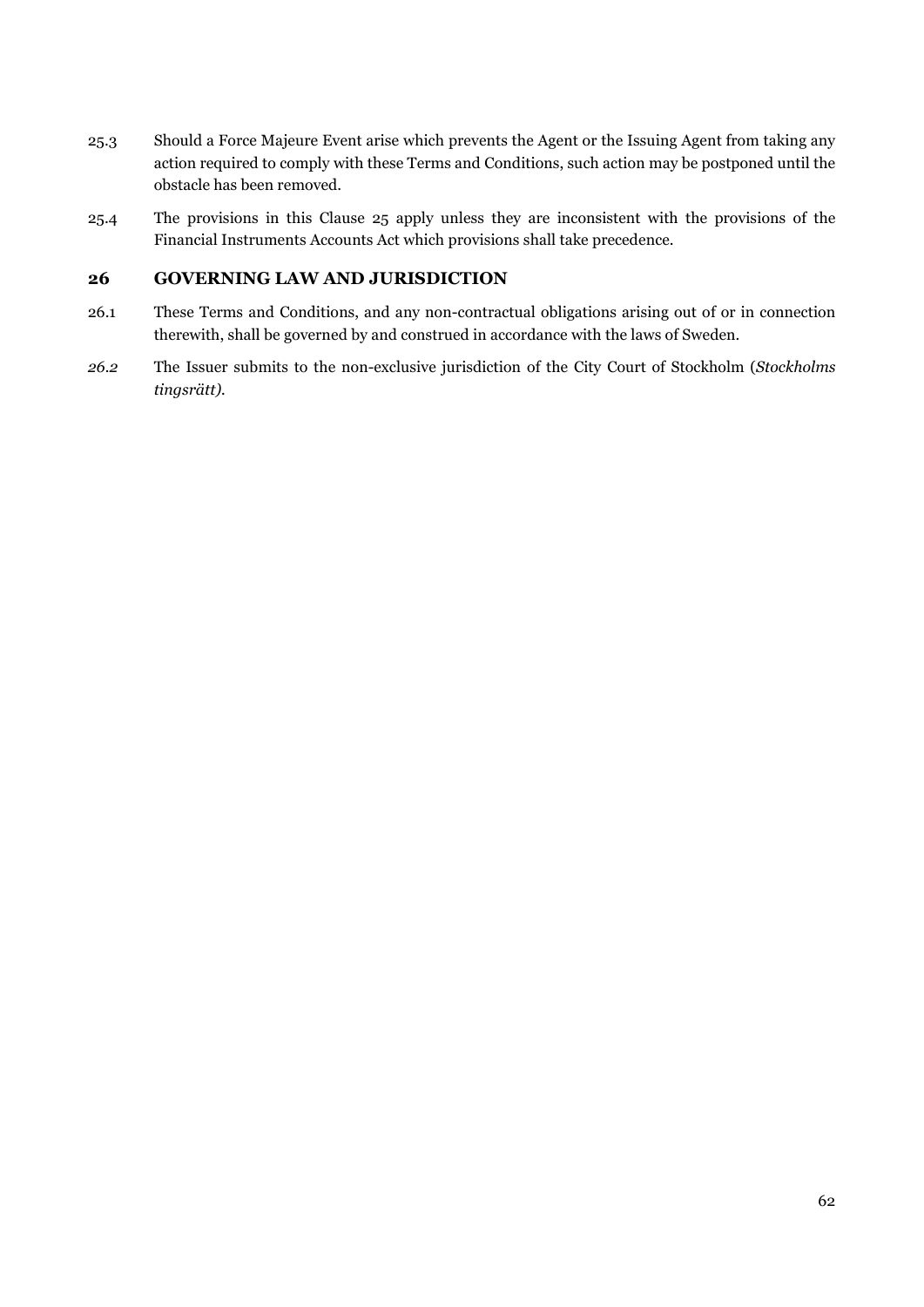25.3 Should a Force Majeure Event arise which prevents the Agent or the Issuing Agent from taking any action required to comply with these Terms and Conditions, such action may be postponed until the obstacle has been removed.

25.4 The provisions in this Clause 25 apply unless they are inconsistent with the provisions of the Financial Instruments Accounts Act which provisions shall take precedence.

## 26 GOVERNING LAW AND JURISDICTION

26.1 These Terms and Conditions, and any non-contractual obligations arising out of or in connection therewith, shall be governed by and construed in accordance with the laws of Sweden.

*26.2* The Issuer submits to the non-exclusive jurisdiction of the City Court of Stockholm (*Stockholms tingsrätt)*.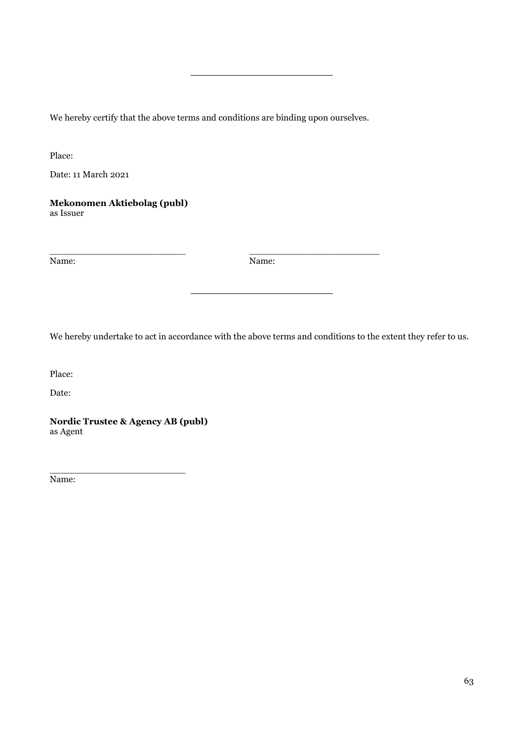---

We hereby certify that the above terms and conditions are binding upon ourselves.

Place:

Date: 11 March 2021

**Mekonomen Aktiebolag (publ)**
as Issuer

\_\_\_\_\_\_\_\_\_\_\_\_\_\_\_\_\_\_\_\_\_\_\_\_ \_\_\_\_\_\_\_\_\_\_\_\_\_\_\_\_\_\_\_\_\_\_\_\_
Name: Name:

---

We hereby undertake to act in accordance with the above terms and conditions to the extent they refer to us.

Place:

Date:

**Nordic Trustee & Agency AB (publ)**
as Agent

\_\_\_\_\_\_\_\_\_\_\_\_\_\_\_\_\_\_\_\_\_\_\_\_
Name: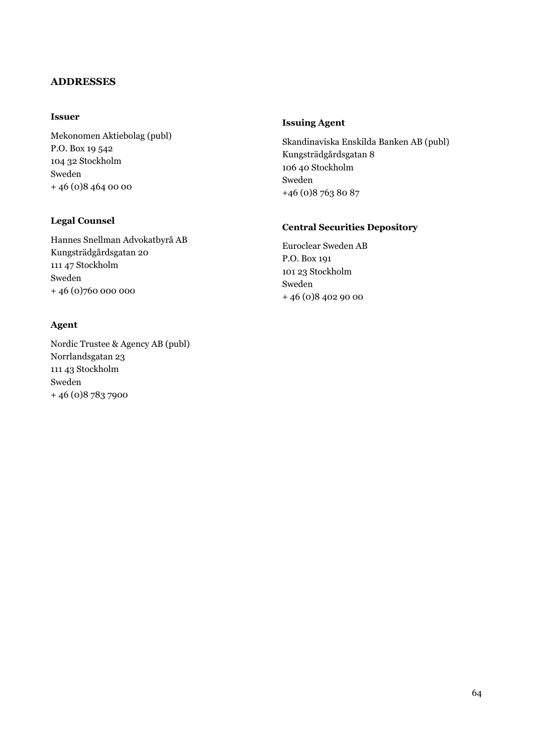## ADDRESSES

### Issuer

Mekonomen Aktiebolag (publ)
P.O. Box 19 542
104 32 Stockholm
Sweden
+ 46 (0)8 464 00 00

### Legal Counsel

Hannes Snellman Advokatbyrå AB
Kungsträdgårdsgatan 20
111 47 Stockholm
Sweden
+ 46 (0)760 000 000

### Agent

Nordic Trustee & Agency AB (publ)
Norrlandsgatan 23
111 43 Stockholm
Sweden
+ 46 (0)8 783 7900

### Issuing Agent

Skandinaviska Enskilda Banken AB (publ)
Kungsträdgårdsgatan 8
106 40 Stockholm
Sweden
+46 (0)8 763 80 87

### Central Securities Depository

Euroclear Sweden AB
P.O. Box 191
101 23 Stockholm
Sweden
+ 46 (0)8 402 90 00